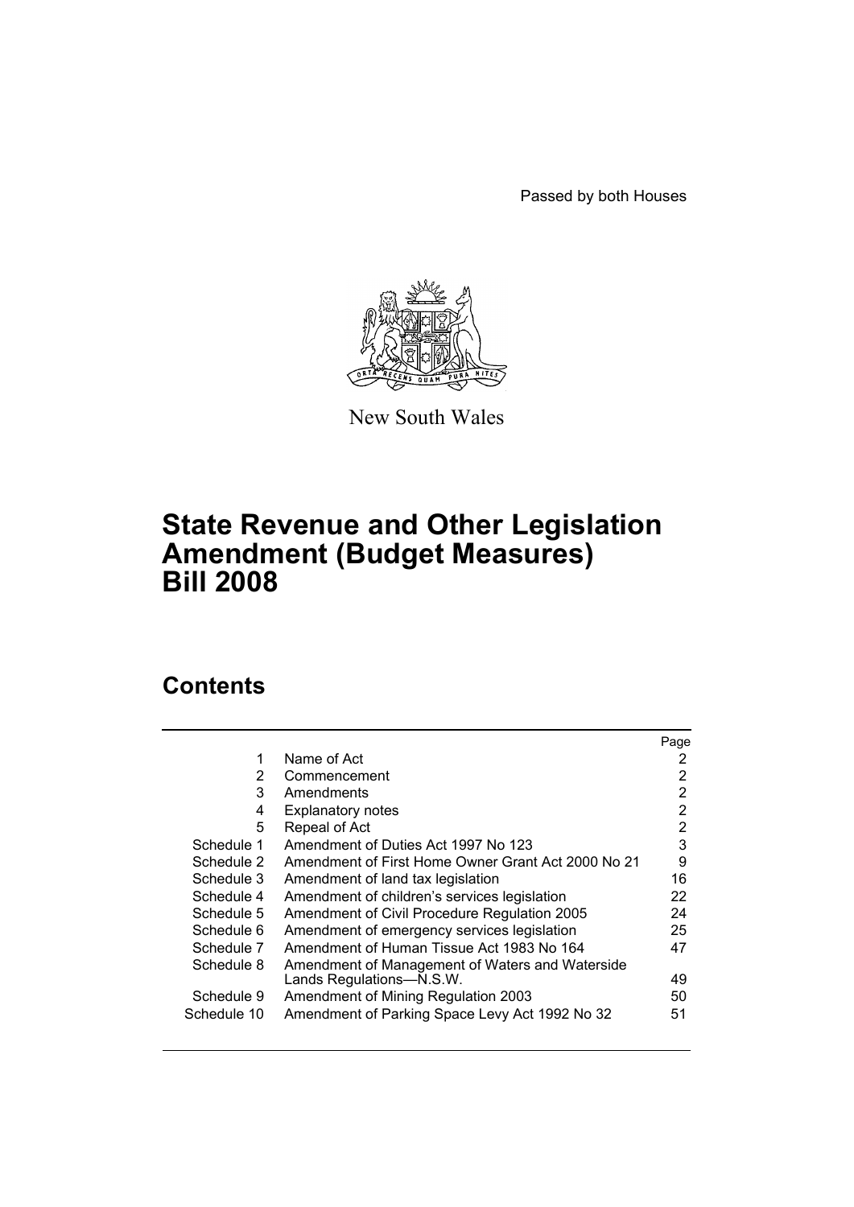Passed by both Houses

New South Wales

# State Revenue and Other Legislation Amendment (Budget Measures) Bill 2008

## Contents

| | | Page |
|---|---|---|
| 1 | Name of Act | 2 |
| 2 | Commencement | 2 |
| 3 | Amendments | 2 |
| 4 | Explanatory notes | 2 |
| 5 | Repeal of Act | 2 |
| Schedule 1 | Amendment of Duties Act 1997 No 123 | 3 |
| Schedule 2 | Amendment of First Home Owner Grant Act 2000 No 21 | 9 |
| Schedule 3 | Amendment of land tax legislation | 16 |
| Schedule 4 | Amendment of children's services legislation | 22 |
| Schedule 5 | Amendment of Civil Procedure Regulation 2005 | 24 |
| Schedule 6 | Amendment of emergency services legislation | 25 |
| Schedule 7 | Amendment of Human Tissue Act 1983 No 164 | 47 |
| Schedule 8 | Amendment of Management of Waters and Waterside Lands Regulations—N.S.W. | 49 |
| Schedule 9 | Amendment of Mining Regulation 2003 | 50 |
| Schedule 10 | Amendment of Parking Space Levy Act 1992 No 32 | 51 |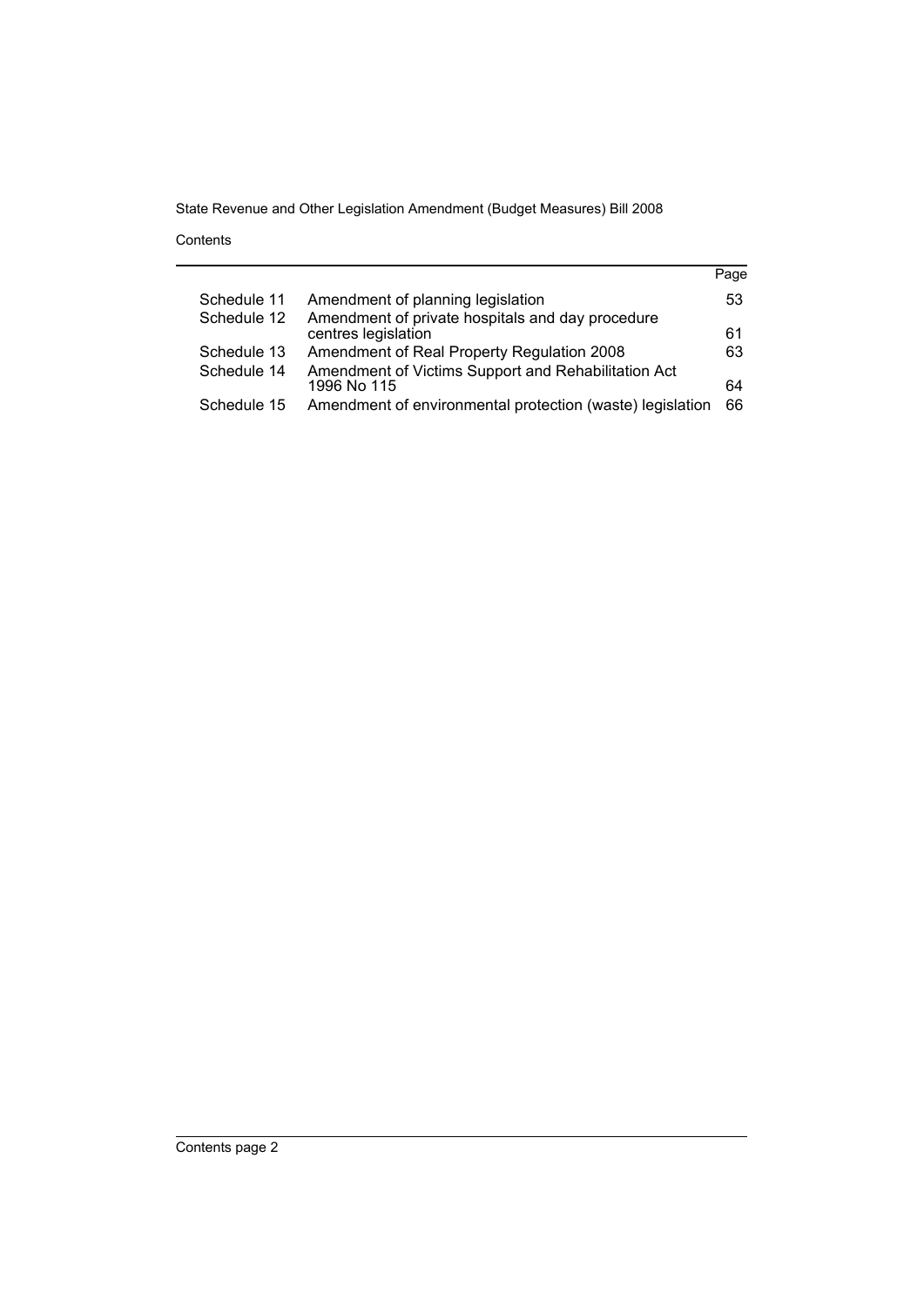| | | Page |
|---|---|---|
| Schedule 11 | Amendment of planning legislation | 53 |
| Schedule 12 | Amendment of private hospitals and day procedure centres legislation | 61 |
| Schedule 13 | Amendment of Real Property Regulation 2008 | 63 |
| Schedule 14 | Amendment of Victims Support and Rehabilitation Act 1996 No 115 | 64 |
| Schedule 15 | Amendment of environmental protection (waste) legislation | 66 |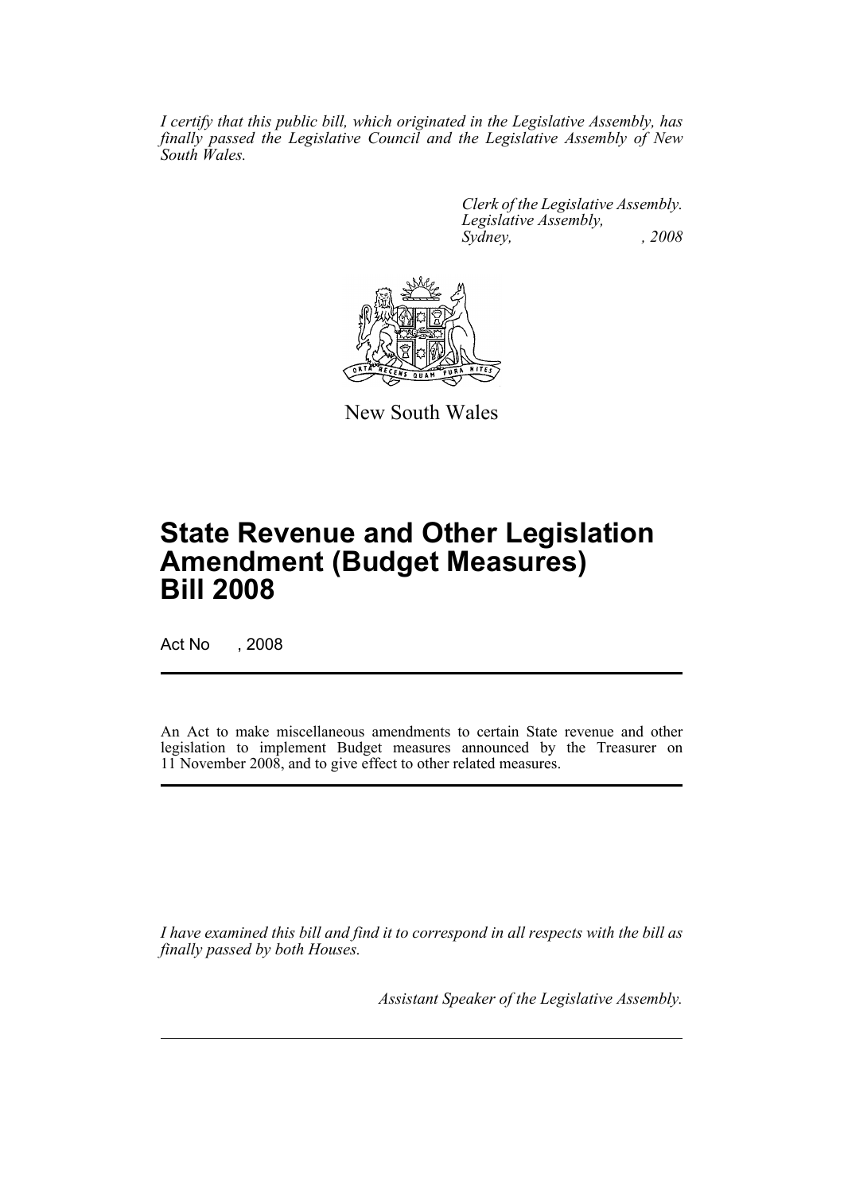*I certify that this public bill, which originated in the Legislative Assembly, has finally passed the Legislative Council and the Legislative Assembly of New South Wales.*

*Clerk of the Legislative Assembly.*
*Legislative Assembly,*
*Sydney, , 2008*

New South Wales

# State Revenue and Other Legislation Amendment (Budget Measures) Bill 2008

Act No , 2008

An Act to make miscellaneous amendments to certain State revenue and other legislation to implement Budget measures announced by the Treasurer on 11 November 2008, and to give effect to other related measures.

*I have examined this bill and find it to correspond in all respects with the bill as finally passed by both Houses.*

*Assistant Speaker of the Legislative Assembly.*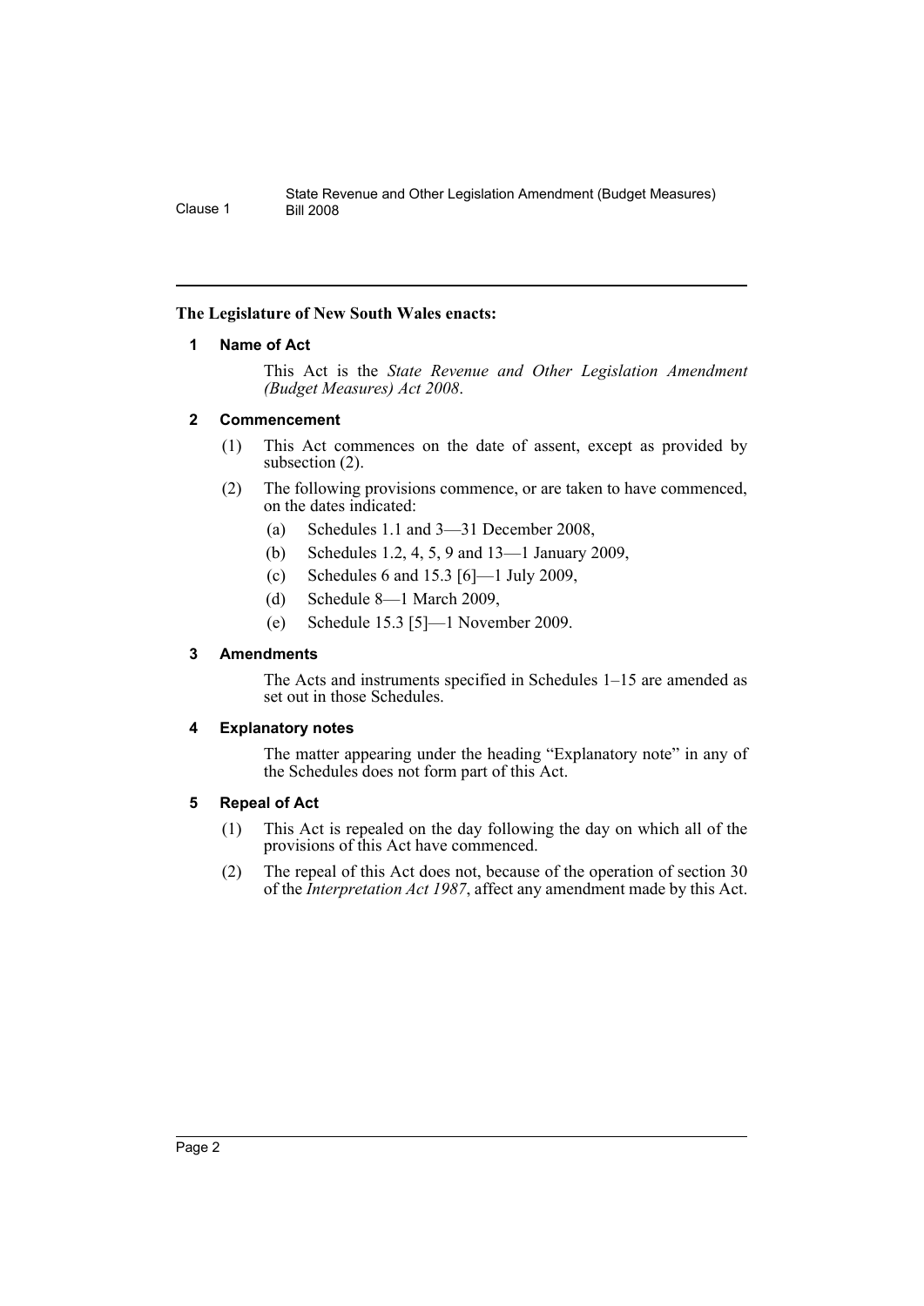**The Legislature of New South Wales enacts:**

## 1 Name of Act

This Act is the *State Revenue and Other Legislation Amendment (Budget Measures) Act 2008*.

## 2 Commencement

(1) This Act commences on the date of assent, except as provided by subsection (2).

(2) The following provisions commence, or are taken to have commenced, on the dates indicated:

- (a) Schedules 1.1 and 3—31 December 2008,
- (b) Schedules 1.2, 4, 5, 9 and 13—1 January 2009,
- (c) Schedules 6 and 15.3 [6]—1 July 2009,
- (d) Schedule 8—1 March 2009,
- (e) Schedule 15.3 [5]—1 November 2009.

## 3 Amendments

The Acts and instruments specified in Schedules 1–15 are amended as set out in those Schedules.

## 4 Explanatory notes

The matter appearing under the heading "Explanatory note" in any of the Schedules does not form part of this Act.

## 5 Repeal of Act

(1) This Act is repealed on the day following the day on which all of the provisions of this Act have commenced.

(2) The repeal of this Act does not, because of the operation of section 30 of the *Interpretation Act 1987*, affect any amendment made by this Act.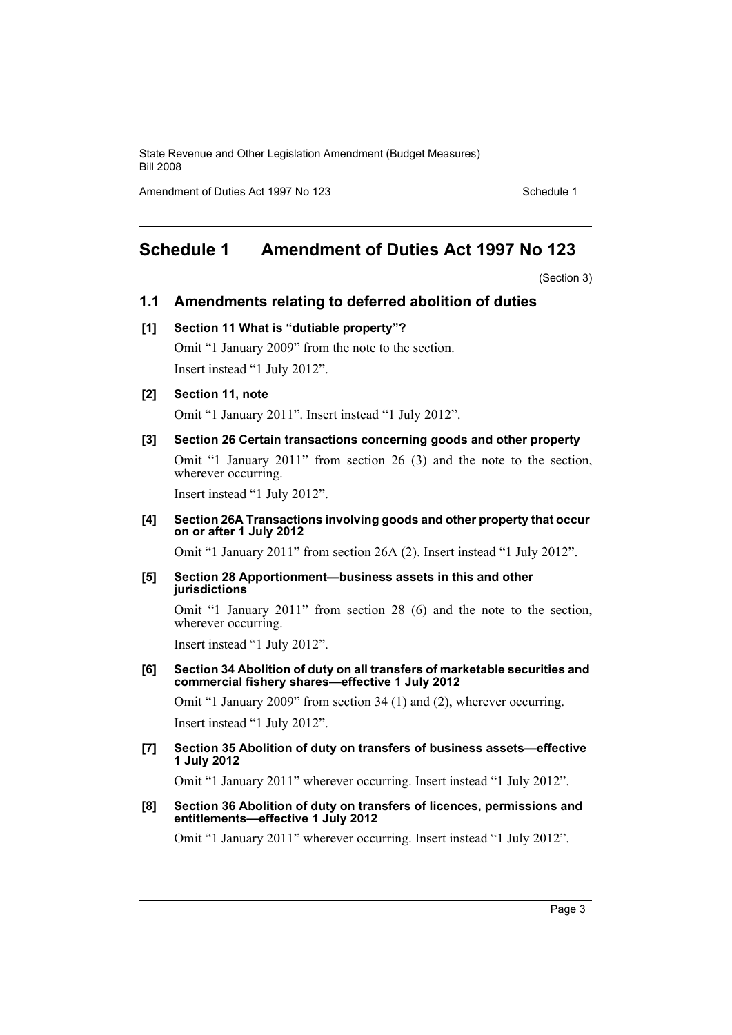## Schedule 1 Amendment of Duties Act 1997 No 123

(Section 3)

### 1.1 Amendments relating to deferred abolition of duties

**[1] Section 11 What is "dutiable property"?**

Omit "1 January 2009" from the note to the section.

Insert instead "1 July 2012".

**[2] Section 11, note**

Omit "1 January 2011". Insert instead "1 July 2012".

**[3] Section 26 Certain transactions concerning goods and other property**

Omit "1 January 2011" from section 26 (3) and the note to the section, wherever occurring.

Insert instead "1 July 2012".

**[4] Section 26A Transactions involving goods and other property that occur on or after 1 July 2012**

Omit "1 January 2011" from section 26A (2). Insert instead "1 July 2012".

**[5] Section 28 Apportionment—business assets in this and other jurisdictions**

Omit "1 January 2011" from section 28 (6) and the note to the section, wherever occurring.

Insert instead "1 July 2012".

**[6] Section 34 Abolition of duty on all transfers of marketable securities and commercial fishery shares—effective 1 July 2012**

Omit "1 January 2009" from section 34 (1) and (2), wherever occurring.

Insert instead "1 July 2012".

**[7] Section 35 Abolition of duty on transfers of business assets—effective 1 July 2012**

Omit "1 January 2011" wherever occurring. Insert instead "1 July 2012".

**[8] Section 36 Abolition of duty on transfers of licences, permissions and entitlements—effective 1 July 2012**

Omit "1 January 2011" wherever occurring. Insert instead "1 July 2012".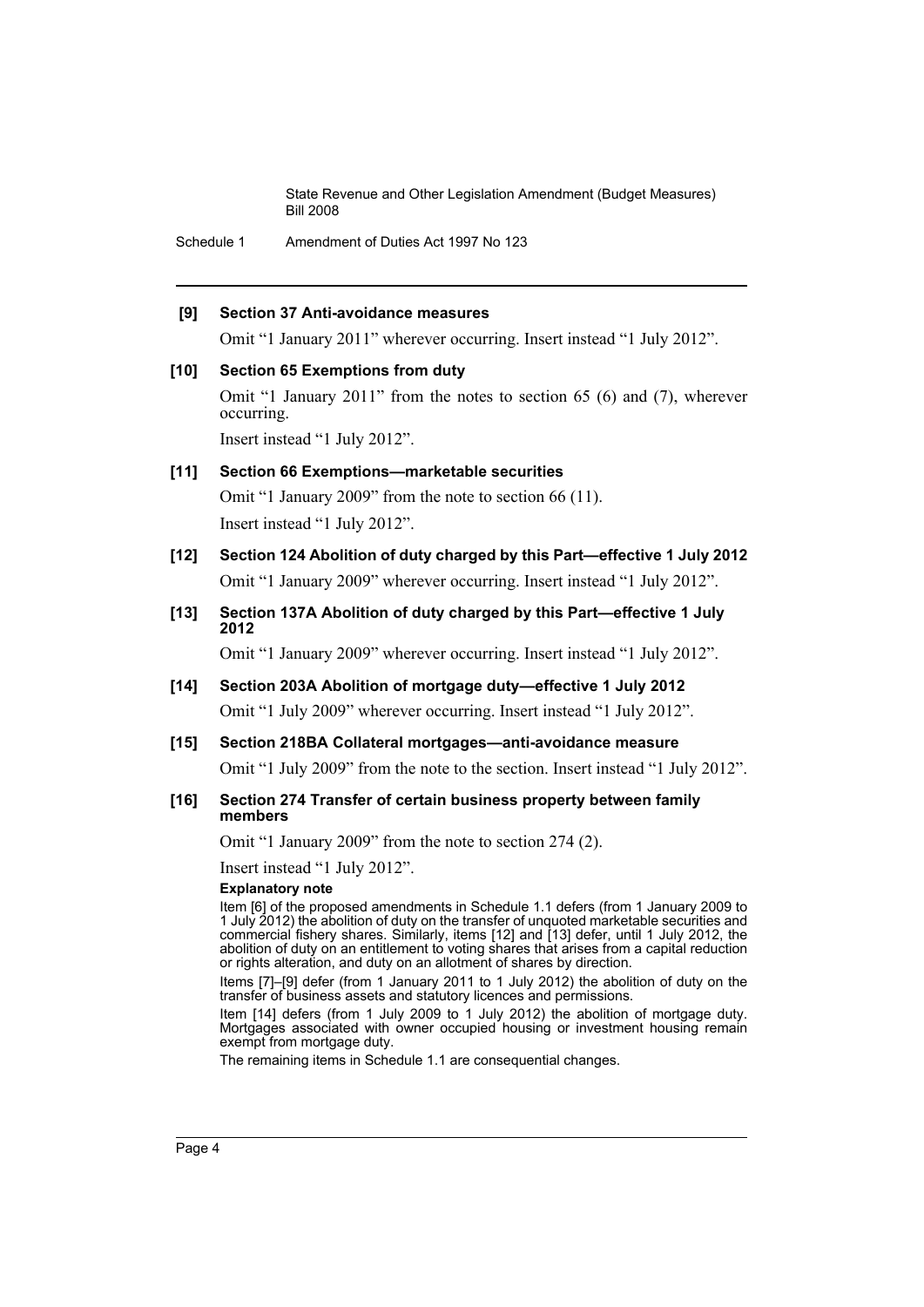**[9] Section 37 Anti-avoidance measures**

Omit "1 January 2011" wherever occurring. Insert instead "1 July 2012".

**[10] Section 65 Exemptions from duty**

Omit "1 January 2011" from the notes to section 65 (6) and (7), wherever occurring.

Insert instead "1 July 2012".

**[11] Section 66 Exemptions—marketable securities**

Omit "1 January 2009" from the note to section 66 (11).

Insert instead "1 July 2012".

**[12] Section 124 Abolition of duty charged by this Part—effective 1 July 2012**

Omit "1 January 2009" wherever occurring. Insert instead "1 July 2012".

**[13] Section 137A Abolition of duty charged by this Part—effective 1 July 2012**

Omit "1 January 2009" wherever occurring. Insert instead "1 July 2012".

**[14] Section 203A Abolition of mortgage duty—effective 1 July 2012**

Omit "1 July 2009" wherever occurring. Insert instead "1 July 2012".

**[15] Section 218BA Collateral mortgages—anti-avoidance measure**

Omit "1 July 2009" from the note to the section. Insert instead "1 July 2012".

**[16] Section 274 Transfer of certain business property between family members**

Omit "1 January 2009" from the note to section 274 (2).

Insert instead "1 July 2012".

**Explanatory note**

Item [6] of the proposed amendments in Schedule 1.1 defers (from 1 January 2009 to 1 July 2012) the abolition of duty on the transfer of unquoted marketable securities and commercial fishery shares. Similarly, items [12] and [13] defer, until 1 July 2012, the abolition of duty on an entitlement to voting shares that arises from a capital reduction or rights alteration, and duty on an allotment of shares by direction.

Items [7]–[9] defer (from 1 January 2011 to 1 July 2012) the abolition of duty on the transfer of business assets and statutory licences and permissions.

Item [14] defers (from 1 July 2009 to 1 July 2012) the abolition of mortgage duty. Mortgages associated with owner occupied housing or investment housing remain exempt from mortgage duty.

The remaining items in Schedule 1.1 are consequential changes.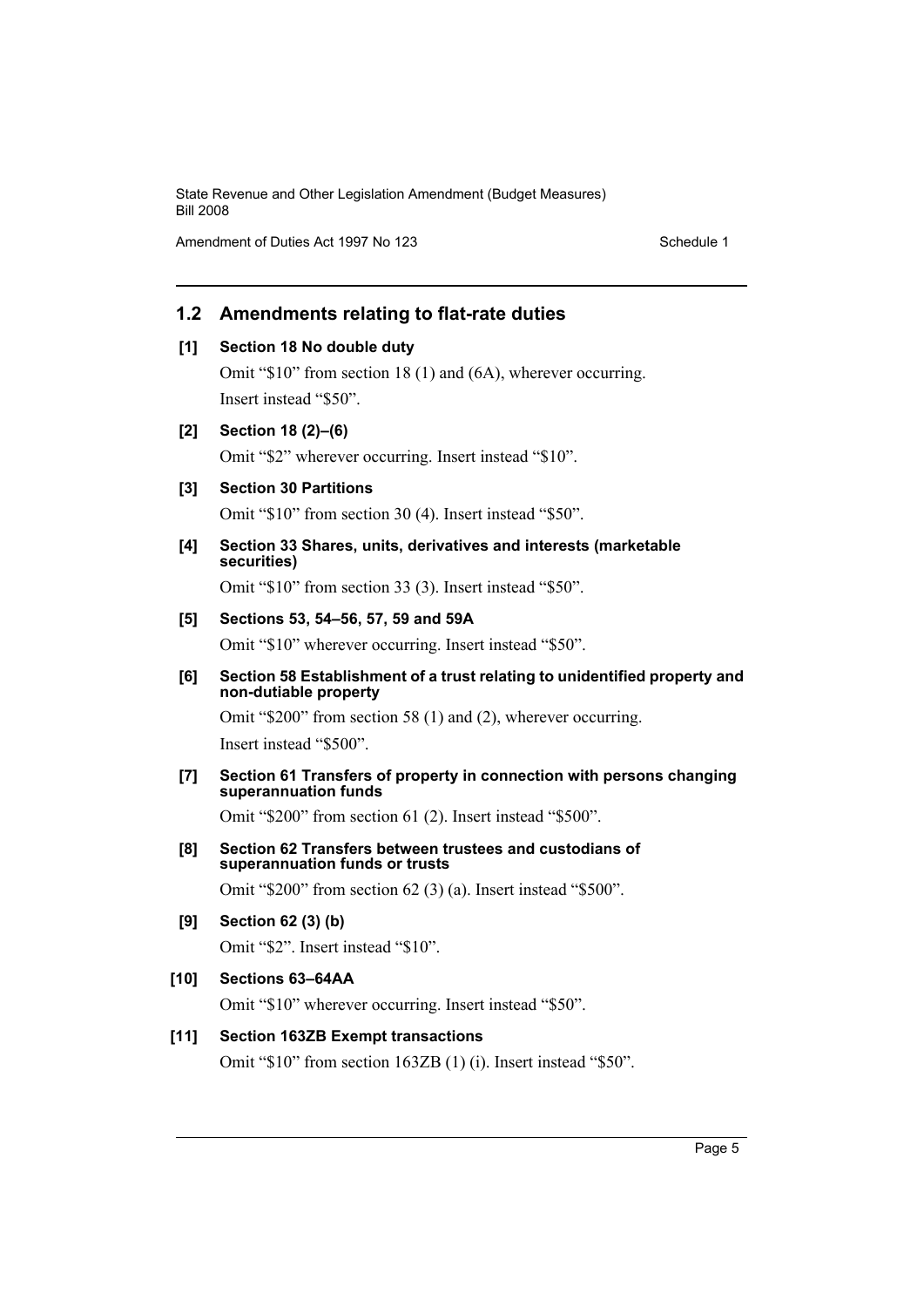## 1.2 Amendments relating to flat-rate duties

**[1] Section 18 No double duty**

Omit "$10" from section 18 (1) and (6A), wherever occurring.

Insert instead "$50".

**[2] Section 18 (2)–(6)**

Omit "$2" wherever occurring. Insert instead "$10".

**[3] Section 30 Partitions**

Omit "$10" from section 30 (4). Insert instead "$50".

**[4] Section 33 Shares, units, derivatives and interests (marketable securities)**

Omit "$10" from section 33 (3). Insert instead "$50".

**[5] Sections 53, 54–56, 57, 59 and 59A**

Omit "$10" wherever occurring. Insert instead "$50".

**[6] Section 58 Establishment of a trust relating to unidentified property and non-dutiable property**

Omit "$200" from section 58 (1) and (2), wherever occurring.

Insert instead "$500".

**[7] Section 61 Transfers of property in connection with persons changing superannuation funds**

Omit "$200" from section 61 (2). Insert instead "$500".

**[8] Section 62 Transfers between trustees and custodians of superannuation funds or trusts**

Omit "$200" from section 62 (3) (a). Insert instead "$500".

**[9] Section 62 (3) (b)**

Omit "$2". Insert instead "$10".

**[10] Sections 63–64AA**

Omit "$10" wherever occurring. Insert instead "$50".

**[11] Section 163ZB Exempt transactions**

Omit "$10" from section 163ZB (1) (i). Insert instead "$50".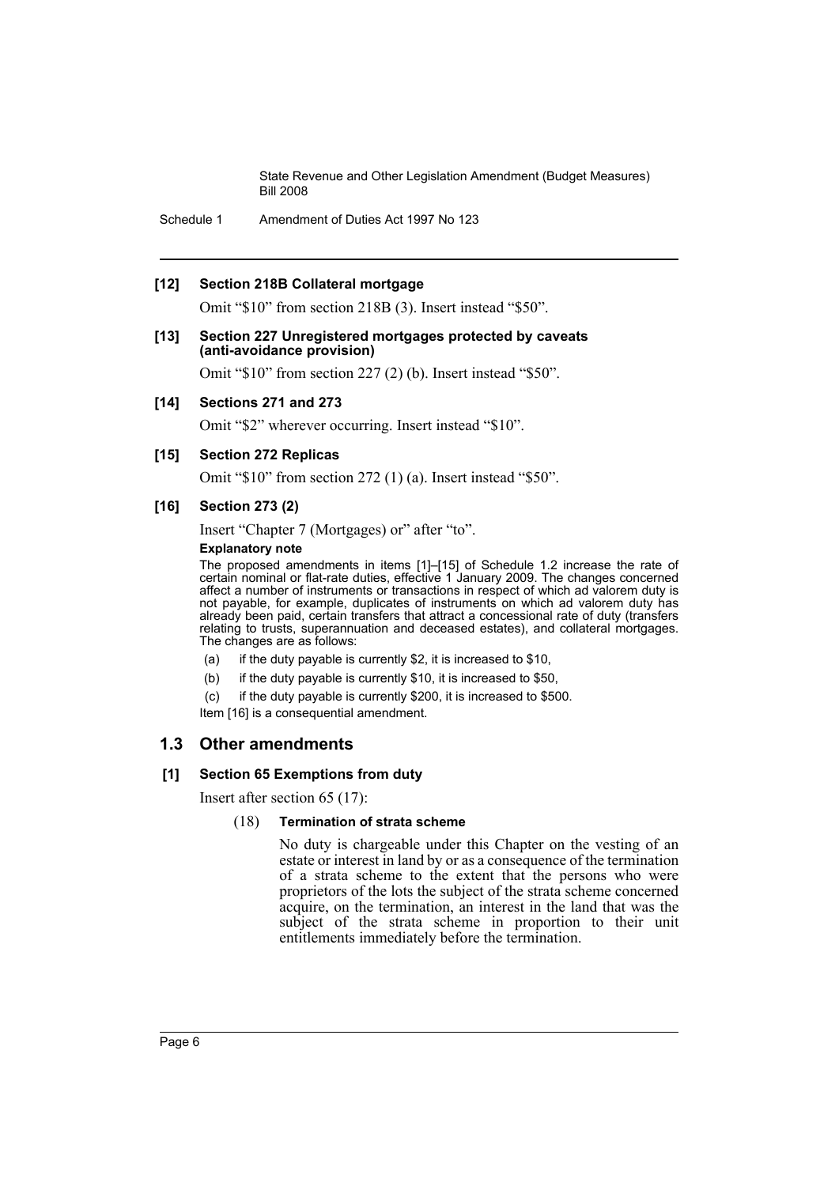**[12] Section 218B Collateral mortgage**

Omit "$10" from section 218B (3). Insert instead "$50".

**[13] Section 227 Unregistered mortgages protected by caveats (anti-avoidance provision)**

Omit "$10" from section 227 (2) (b). Insert instead "$50".

**[14] Sections 271 and 273**

Omit "$2" wherever occurring. Insert instead "$10".

**[15] Section 272 Replicas**

Omit "$10" from section 272 (1) (a). Insert instead "$50".

**[16] Section 273 (2)**

Insert "Chapter 7 (Mortgages) or" after "to".

**Explanatory note**

The proposed amendments in items [1]–[15] of Schedule 1.2 increase the rate of certain nominal or flat-rate duties, effective 1 January 2009. The changes concerned affect a number of instruments or transactions in respect of which ad valorem duty is not payable, for example, duplicates of instruments on which ad valorem duty has already been paid, certain transfers that attract a concessional rate of duty (transfers relating to trusts, superannuation and deceased estates), and collateral mortgages. The changes are as follows:

(a) if the duty payable is currently $2, it is increased to $10,

(b) if the duty payable is currently $10, it is increased to $50,

(c) if the duty payable is currently $200, it is increased to $500.

Item [16] is a consequential amendment.

## 1.3 Other amendments

**[1] Section 65 Exemptions from duty**

Insert after section 65 (17):

(18) **Termination of strata scheme**

No duty is chargeable under this Chapter on the vesting of an estate or interest in land by or as a consequence of the termination of a strata scheme to the extent that the persons who were proprietors of the lots the subject of the strata scheme concerned acquire, on the termination, an interest in the land that was the subject of the strata scheme in proportion to their unit entitlements immediately before the termination.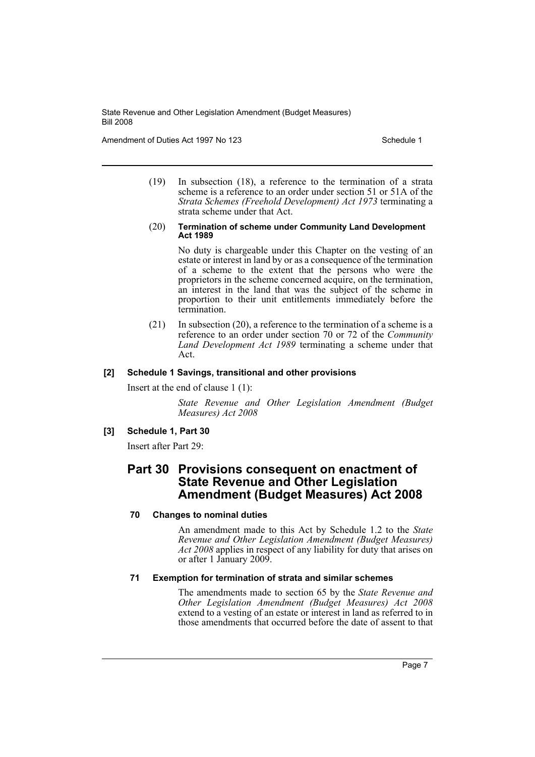(19) In subsection (18), a reference to the termination of a strata scheme is a reference to an order under section 51 or 51A of the *Strata Schemes (Freehold Development) Act 1973* terminating a strata scheme under that Act.

(20) **Termination of scheme under Community Land Development Act 1989**

No duty is chargeable under this Chapter on the vesting of an estate or interest in land by or as a consequence of the termination of a scheme to the extent that the persons who were the proprietors in the scheme concerned acquire, on the termination, an interest in the land that was the subject of the scheme in proportion to their unit entitlements immediately before the termination.

(21) In subsection (20), a reference to the termination of a scheme is a reference to an order under section 70 or 72 of the *Community Land Development Act 1989* terminating a scheme under that Act.

**[2] Schedule 1 Savings, transitional and other provisions**

Insert at the end of clause 1 (1):

*State Revenue and Other Legislation Amendment (Budget Measures) Act 2008*

**[3] Schedule 1, Part 30**

Insert after Part 29:

## Part 30 Provisions consequent on enactment of State Revenue and Other Legislation Amendment (Budget Measures) Act 2008

**70 Changes to nominal duties**

An amendment made to this Act by Schedule 1.2 to the *State Revenue and Other Legislation Amendment (Budget Measures) Act 2008* applies in respect of any liability for duty that arises on or after 1 January 2009.

**71 Exemption for termination of strata and similar schemes**

The amendments made to section 65 by the *State Revenue and Other Legislation Amendment (Budget Measures) Act 2008* extend to a vesting of an estate or interest in land as referred to in those amendments that occurred before the date of assent to that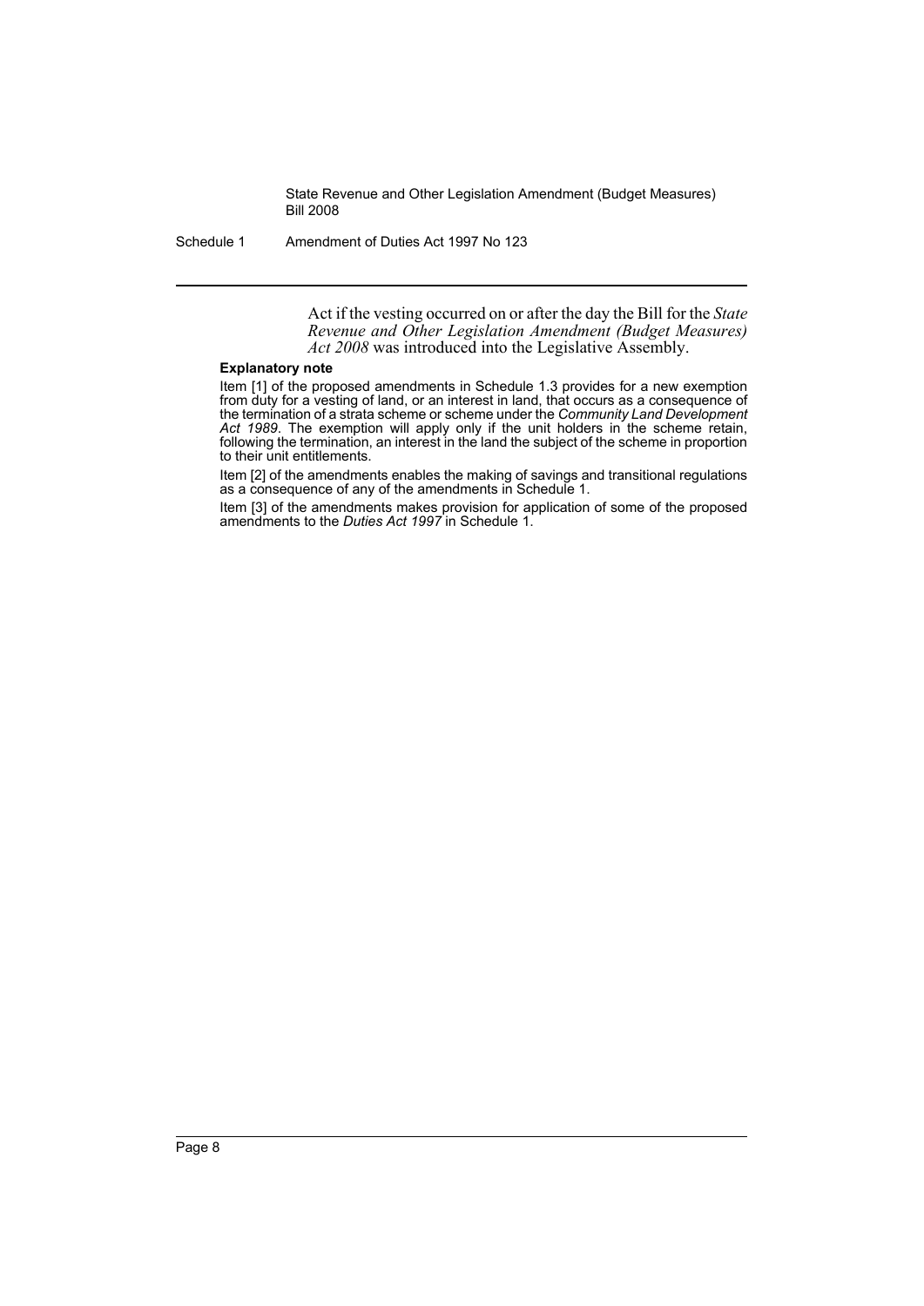Act if the vesting occurred on or after the day the Bill for the *State Revenue and Other Legislation Amendment (Budget Measures) Act 2008* was introduced into the Legislative Assembly.

**Explanatory note**

Item [1] of the proposed amendments in Schedule 1.3 provides for a new exemption from duty for a vesting of land, or an interest in land, that occurs as a consequence of the termination of a strata scheme or scheme under the *Community Land Development Act 1989*. The exemption will apply only if the unit holders in the scheme retain, following the termination, an interest in the land the subject of the scheme in proportion to their unit entitlements.

Item [2] of the amendments enables the making of savings and transitional regulations as a consequence of any of the amendments in Schedule 1.

Item [3] of the amendments makes provision for application of some of the proposed amendments to the *Duties Act 1997* in Schedule 1.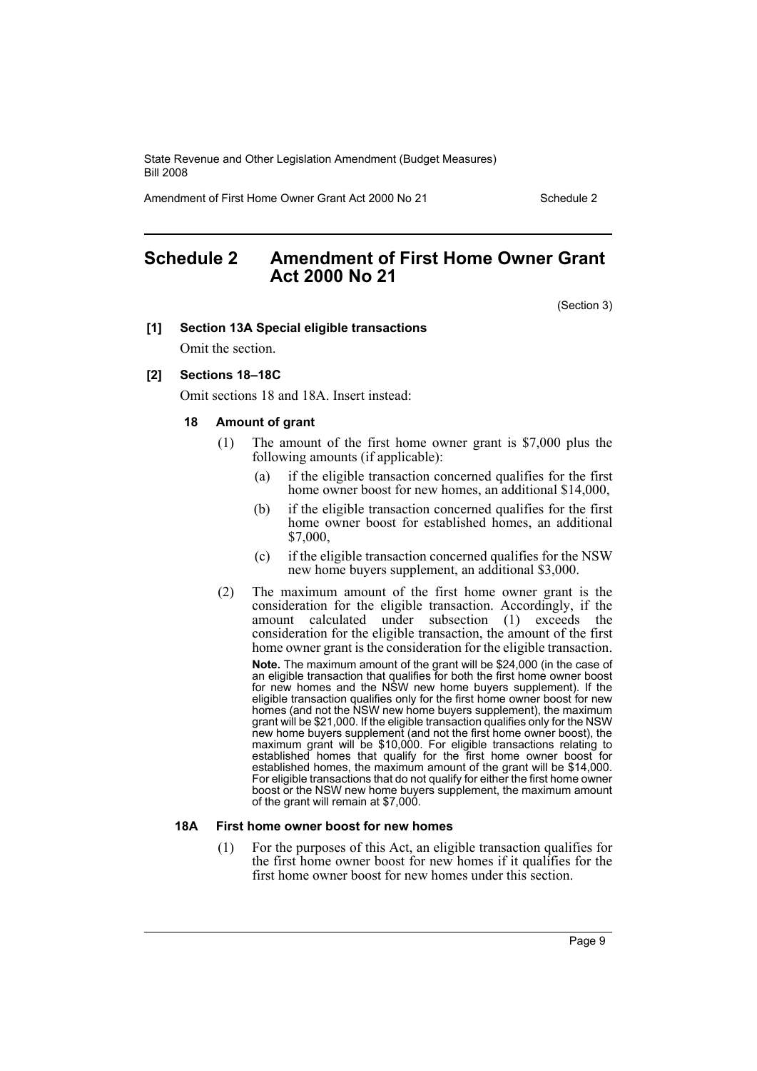## Schedule 2 Amendment of First Home Owner Grant Act 2000 No 21

(Section 3)

**[1] Section 13A Special eligible transactions**

Omit the section.

**[2] Sections 18–18C**

Omit sections 18 and 18A. Insert instead:

**18 Amount of grant**

(1) The amount of the first home owner grant is $7,000 plus the following amounts (if applicable):

(a) if the eligible transaction concerned qualifies for the first home owner boost for new homes, an additional $14,000,

(b) if the eligible transaction concerned qualifies for the first home owner boost for established homes, an additional $7,000,

(c) if the eligible transaction concerned qualifies for the NSW new home buyers supplement, an additional $3,000.

(2) The maximum amount of the first home owner grant is the consideration for the eligible transaction. Accordingly, if the amount calculated under subsection (1) exceeds the consideration for the eligible transaction, the amount of the first home owner grant is the consideration for the eligible transaction.

**Note.** The maximum amount of the grant will be $24,000 (in the case of an eligible transaction that qualifies for both the first home owner boost for new homes and the NSW new home buyers supplement). If the eligible transaction qualifies only for the first home owner boost for new homes (and not the NSW new home buyers supplement), the maximum grant will be $21,000. If the eligible transaction qualifies only for the NSW new home buyers supplement (and not the first home owner boost), the maximum grant will be $10,000. For eligible transactions relating to established homes that qualify for the first home owner boost for established homes, the maximum amount of the grant will be $14,000. For eligible transactions that do not qualify for either the first home owner boost or the NSW new home buyers supplement, the maximum amount of the grant will remain at $7,000.

**18A First home owner boost for new homes**

(1) For the purposes of this Act, an eligible transaction qualifies for the first home owner boost for new homes if it qualifies for the first home owner boost for new homes under this section.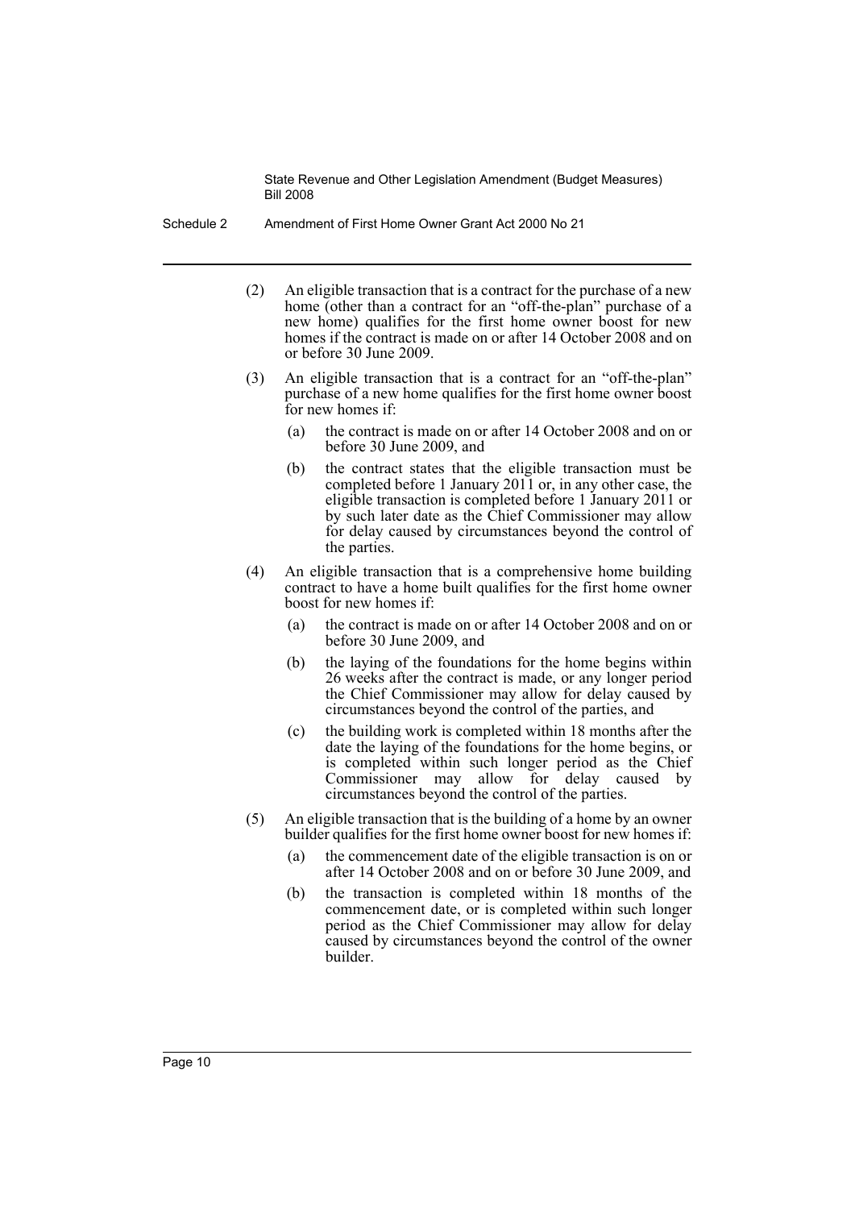(2) An eligible transaction that is a contract for the purchase of a new home (other than a contract for an "off-the-plan" purchase of a new home) qualifies for the first home owner boost for new homes if the contract is made on or after 14 October 2008 and on or before 30 June 2009.

(3) An eligible transaction that is a contract for an "off-the-plan" purchase of a new home qualifies for the first home owner boost for new homes if:

(a) the contract is made on or after 14 October 2008 and on or before 30 June 2009, and

(b) the contract states that the eligible transaction must be completed before 1 January 2011 or, in any other case, the eligible transaction is completed before 1 January 2011 or by such later date as the Chief Commissioner may allow for delay caused by circumstances beyond the control of the parties.

(4) An eligible transaction that is a comprehensive home building contract to have a home built qualifies for the first home owner boost for new homes if:

(a) the contract is made on or after 14 October 2008 and on or before 30 June 2009, and

(b) the laying of the foundations for the home begins within 26 weeks after the contract is made, or any longer period the Chief Commissioner may allow for delay caused by circumstances beyond the control of the parties, and

(c) the building work is completed within 18 months after the date the laying of the foundations for the home begins, or is completed within such longer period as the Chief Commissioner may allow for delay caused by circumstances beyond the control of the parties.

(5) An eligible transaction that is the building of a home by an owner builder qualifies for the first home owner boost for new homes if:

(a) the commencement date of the eligible transaction is on or after 14 October 2008 and on or before 30 June 2009, and

(b) the transaction is completed within 18 months of the commencement date, or is completed within such longer period as the Chief Commissioner may allow for delay caused by circumstances beyond the control of the owner builder.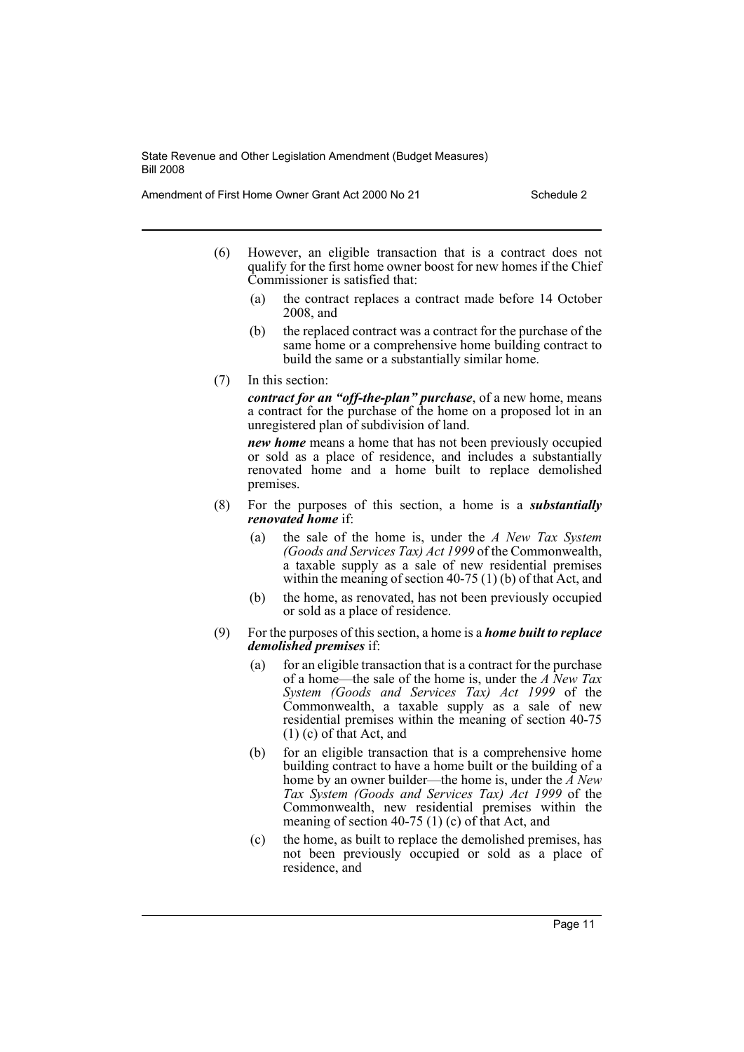(6) However, an eligible transaction that is a contract does not qualify for the first home owner boost for new homes if the Chief Commissioner is satisfied that:

(a) the contract replaces a contract made before 14 October 2008, and

(b) the replaced contract was a contract for the purchase of the same home or a comprehensive home building contract to build the same or a substantially similar home.

(7) In this section:

***contract for an "off-the-plan" purchase***, of a new home, means a contract for the purchase of the home on a proposed lot in an unregistered plan of subdivision of land.

***new home*** means a home that has not been previously occupied or sold as a place of residence, and includes a substantially renovated home and a home built to replace demolished premises.

(8) For the purposes of this section, a home is a ***substantially renovated home*** if:

(a) the sale of the home is, under the *A New Tax System (Goods and Services Tax) Act 1999* of the Commonwealth, a taxable supply as a sale of new residential premises within the meaning of section 40-75 (1) (b) of that Act, and

(b) the home, as renovated, has not been previously occupied or sold as a place of residence.

(9) For the purposes of this section, a home is a ***home built to replace demolished premises*** if:

(a) for an eligible transaction that is a contract for the purchase of a home—the sale of the home is, under the *A New Tax System (Goods and Services Tax) Act 1999* of the Commonwealth, a taxable supply as a sale of new residential premises within the meaning of section 40-75 (1) (c) of that Act, and

(b) for an eligible transaction that is a comprehensive home building contract to have a home built or the building of a home by an owner builder—the home is, under the *A New Tax System (Goods and Services Tax) Act 1999* of the Commonwealth, new residential premises within the meaning of section 40-75 (1) (c) of that Act, and

(c) the home, as built to replace the demolished premises, has not been previously occupied or sold as a place of residence, and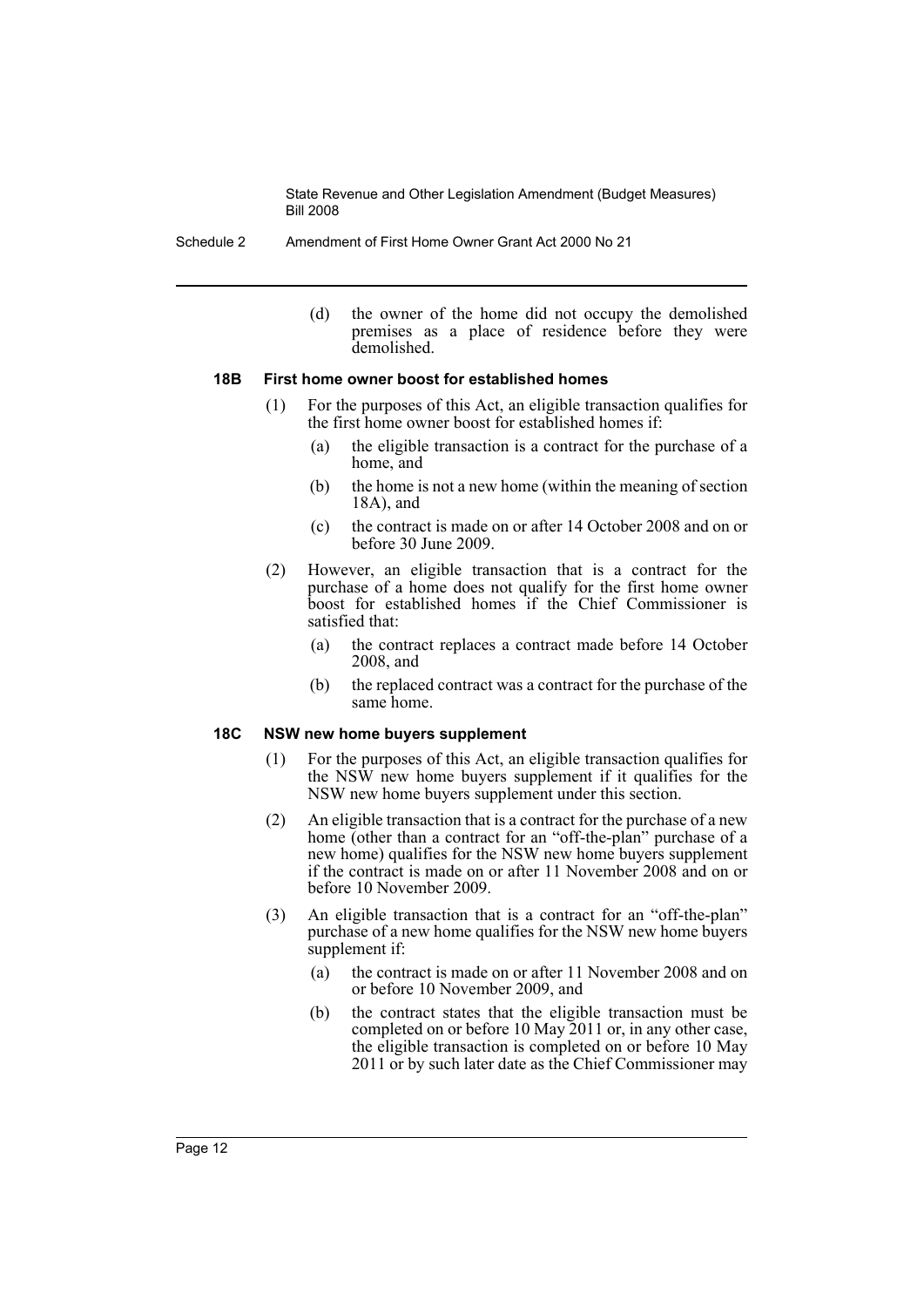(d) the owner of the home did not occupy the demolished premises as a place of residence before they were demolished.

#### 18B First home owner boost for established homes

(1) For the purposes of this Act, an eligible transaction qualifies for the first home owner boost for established homes if:

(a) the eligible transaction is a contract for the purchase of a home, and

(b) the home is not a new home (within the meaning of section 18A), and

(c) the contract is made on or after 14 October 2008 and on or before 30 June 2009.

(2) However, an eligible transaction that is a contract for the purchase of a home does not qualify for the first home owner boost for established homes if the Chief Commissioner is satisfied that:

(a) the contract replaces a contract made before 14 October 2008, and

(b) the replaced contract was a contract for the purchase of the same home.

#### 18C NSW new home buyers supplement

(1) For the purposes of this Act, an eligible transaction qualifies for the NSW new home buyers supplement if it qualifies for the NSW new home buyers supplement under this section.

(2) An eligible transaction that is a contract for the purchase of a new home (other than a contract for an "off-the-plan" purchase of a new home) qualifies for the NSW new home buyers supplement if the contract is made on or after 11 November 2008 and on or before 10 November 2009.

(3) An eligible transaction that is a contract for an "off-the-plan" purchase of a new home qualifies for the NSW new home buyers supplement if:

(a) the contract is made on or after 11 November 2008 and on or before 10 November 2009, and

(b) the contract states that the eligible transaction must be completed on or before 10 May 2011 or, in any other case, the eligible transaction is completed on or before 10 May 2011 or by such later date as the Chief Commissioner may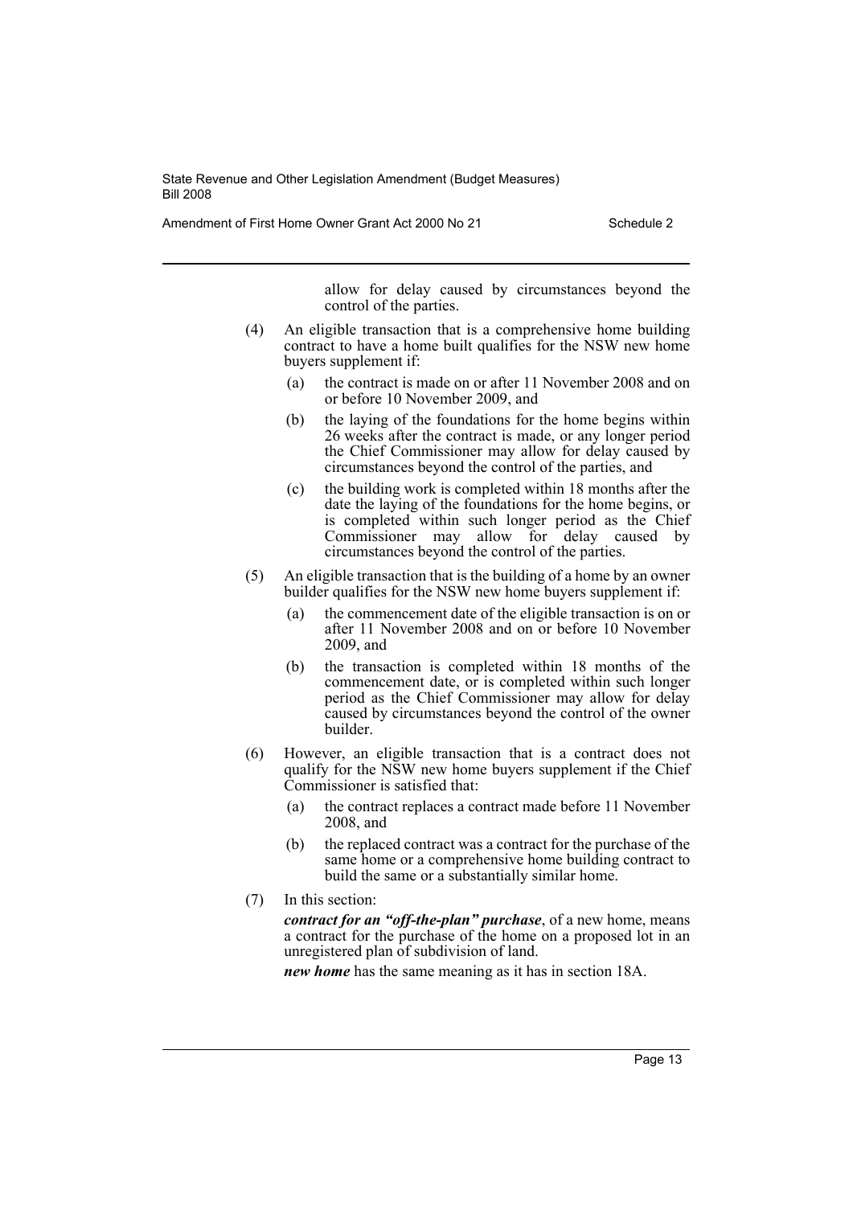allow for delay caused by circumstances beyond the control of the parties.

(4) An eligible transaction that is a comprehensive home building contract to have a home built qualifies for the NSW new home buyers supplement if:

(a) the contract is made on or after 11 November 2008 and on or before 10 November 2009, and

(b) the laying of the foundations for the home begins within 26 weeks after the contract is made, or any longer period the Chief Commissioner may allow for delay caused by circumstances beyond the control of the parties, and

(c) the building work is completed within 18 months after the date the laying of the foundations for the home begins, or is completed within such longer period as the Chief Commissioner may allow for delay caused by circumstances beyond the control of the parties.

(5) An eligible transaction that is the building of a home by an owner builder qualifies for the NSW new home buyers supplement if:

(a) the commencement date of the eligible transaction is on or after 11 November 2008 and on or before 10 November 2009, and

(b) the transaction is completed within 18 months of the commencement date, or is completed within such longer period as the Chief Commissioner may allow for delay caused by circumstances beyond the control of the owner builder.

(6) However, an eligible transaction that is a contract does not qualify for the NSW new home buyers supplement if the Chief Commissioner is satisfied that:

(a) the contract replaces a contract made before 11 November 2008, and

(b) the replaced contract was a contract for the purchase of the same home or a comprehensive home building contract to build the same or a substantially similar home.

(7) In this section:

***contract for an "off-the-plan" purchase***, of a new home, means a contract for the purchase of the home on a proposed lot in an unregistered plan of subdivision of land.

***new home*** has the same meaning as it has in section 18A.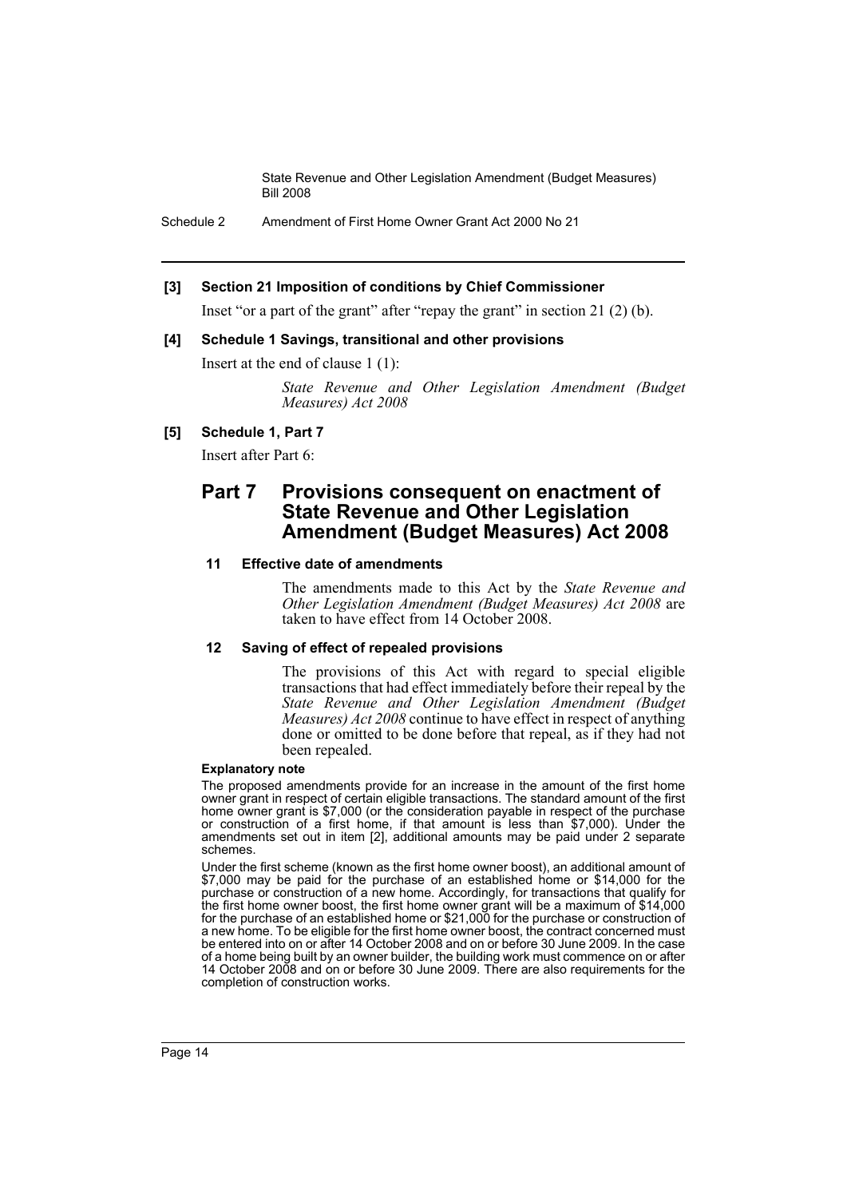### [3] Section 21 Imposition of conditions by Chief Commissioner

Inset "or a part of the grant" after "repay the grant" in section 21 (2) (b).

### [4] Schedule 1 Savings, transitional and other provisions

Insert at the end of clause 1 (1):

> *State Revenue and Other Legislation Amendment (Budget Measures) Act 2008*

### [5] Schedule 1, Part 7

Insert after Part 6:

## Part 7 Provisions consequent on enactment of State Revenue and Other Legislation Amendment (Budget Measures) Act 2008

### 11 Effective date of amendments

The amendments made to this Act by the *State Revenue and Other Legislation Amendment (Budget Measures) Act 2008* are taken to have effect from 14 October 2008.

### 12 Saving of effect of repealed provisions

The provisions of this Act with regard to special eligible transactions that had effect immediately before their repeal by the *State Revenue and Other Legislation Amendment (Budget Measures) Act 2008* continue to have effect in respect of anything done or omitted to be done before that repeal, as if they had not been repealed.

**Explanatory note**

The proposed amendments provide for an increase in the amount of the first home owner grant in respect of certain eligible transactions. The standard amount of the first home owner grant is $7,000 (or the consideration payable in respect of the purchase or construction of a first home, if that amount is less than $7,000). Under the amendments set out in item [2], additional amounts may be paid under 2 separate schemes.

Under the first scheme (known as the first home owner boost), an additional amount of $7,000 may be paid for the purchase of an established home or $14,000 for the purchase or construction of a new home. Accordingly, for transactions that qualify for the first home owner boost, the first home owner grant will be a maximum of $14,000 for the purchase of an established home or $21,000 for the purchase or construction of a new home. To be eligible for the first home owner boost, the contract concerned must be entered into on or after 14 October 2008 and on or before 30 June 2009. In the case of a home being built by an owner builder, the building work must commence on or after 14 October 2008 and on or before 30 June 2009. There are also requirements for the completion of construction works.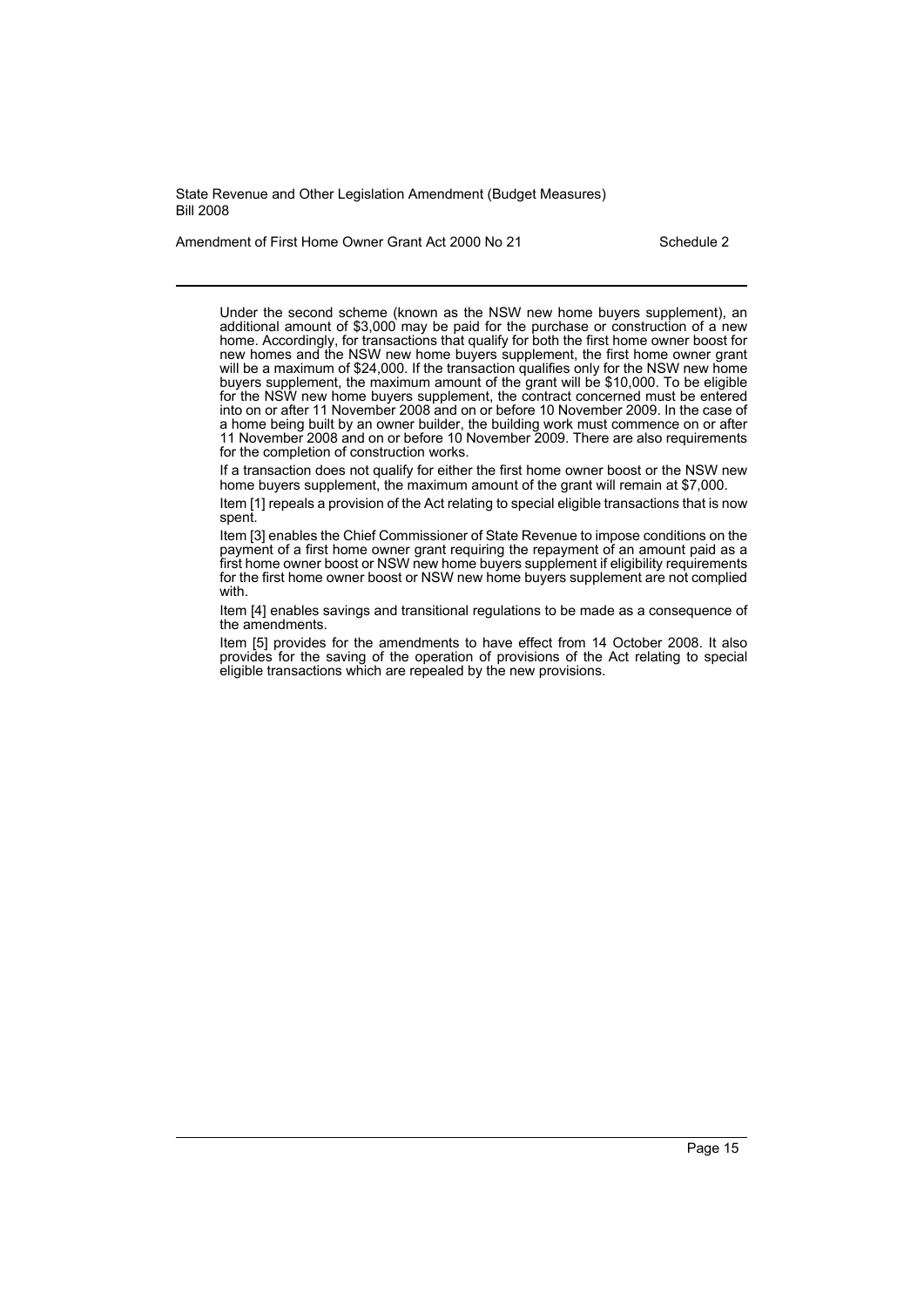Under the second scheme (known as the NSW new home buyers supplement), an additional amount of $3,000 may be paid for the purchase or construction of a new home. Accordingly, for transactions that qualify for both the first home owner boost for new homes and the NSW new home buyers supplement, the first home owner grant will be a maximum of $24,000. If the transaction qualifies only for the NSW new home buyers supplement, the maximum amount of the grant will be $10,000. To be eligible for the NSW new home buyers supplement, the contract concerned must be entered into on or after 11 November 2008 and on or before 10 November 2009. In the case of a home being built by an owner builder, the building work must commence on or after 11 November 2008 and on or before 10 November 2009. There are also requirements for the completion of construction works.

If a transaction does not qualify for either the first home owner boost or the NSW new home buyers supplement, the maximum amount of the grant will remain at $7,000.

Item [1] repeals a provision of the Act relating to special eligible transactions that is now spent.

Item [3] enables the Chief Commissioner of State Revenue to impose conditions on the payment of a first home owner grant requiring the repayment of an amount paid as a first home owner boost or NSW new home buyers supplement if eligibility requirements for the first home owner boost or NSW new home buyers supplement are not complied with.

Item [4] enables savings and transitional regulations to be made as a consequence of the amendments.

Item [5] provides for the amendments to have effect from 14 October 2008. It also provides for the saving of the operation of provisions of the Act relating to special eligible transactions which are repealed by the new provisions.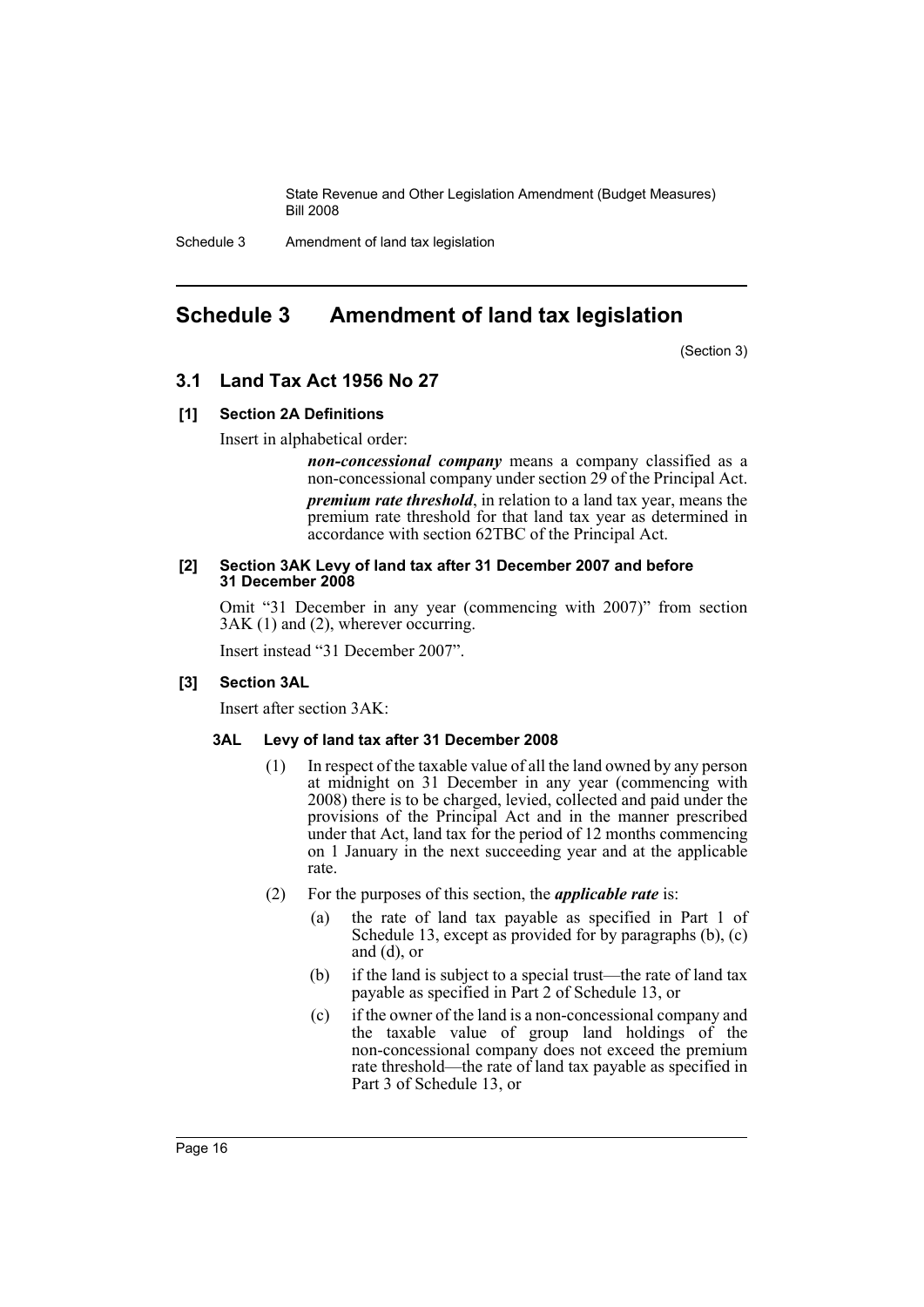# Schedule 3 Amendment of land tax legislation

(Section 3)

## 3.1 Land Tax Act 1956 No 27

### [1] Section 2A Definitions

Insert in alphabetical order:

> ***non-concessional company*** means a company classified as a non-concessional company under section 29 of the Principal Act.
>
> ***premium rate threshold***, in relation to a land tax year, means the premium rate threshold for that land tax year as determined in accordance with section 62TBC of the Principal Act.

### [2] Section 3AK Levy of land tax after 31 December 2007 and before 31 December 2008

Omit "31 December in any year (commencing with 2007)" from section 3AK (1) and (2), wherever occurring.

Insert instead "31 December 2007".

### [3] Section 3AL

Insert after section 3AK:

#### 3AL Levy of land tax after 31 December 2008

(1) In respect of the taxable value of all the land owned by any person at midnight on 31 December in any year (commencing with 2008) there is to be charged, levied, collected and paid under the provisions of the Principal Act and in the manner prescribed under that Act, land tax for the period of 12 months commencing on 1 January in the next succeeding year and at the applicable rate.

(2) For the purposes of this section, the ***applicable rate*** is:

- (a) the rate of land tax payable as specified in Part 1 of Schedule 13, except as provided for by paragraphs (b), (c) and (d), or
- (b) if the land is subject to a special trust—the rate of land tax payable as specified in Part 2 of Schedule 13, or
- (c) if the owner of the land is a non-concessional company and the taxable value of group land holdings of the non-concessional company does not exceed the premium rate threshold—the rate of land tax payable as specified in Part 3 of Schedule 13, or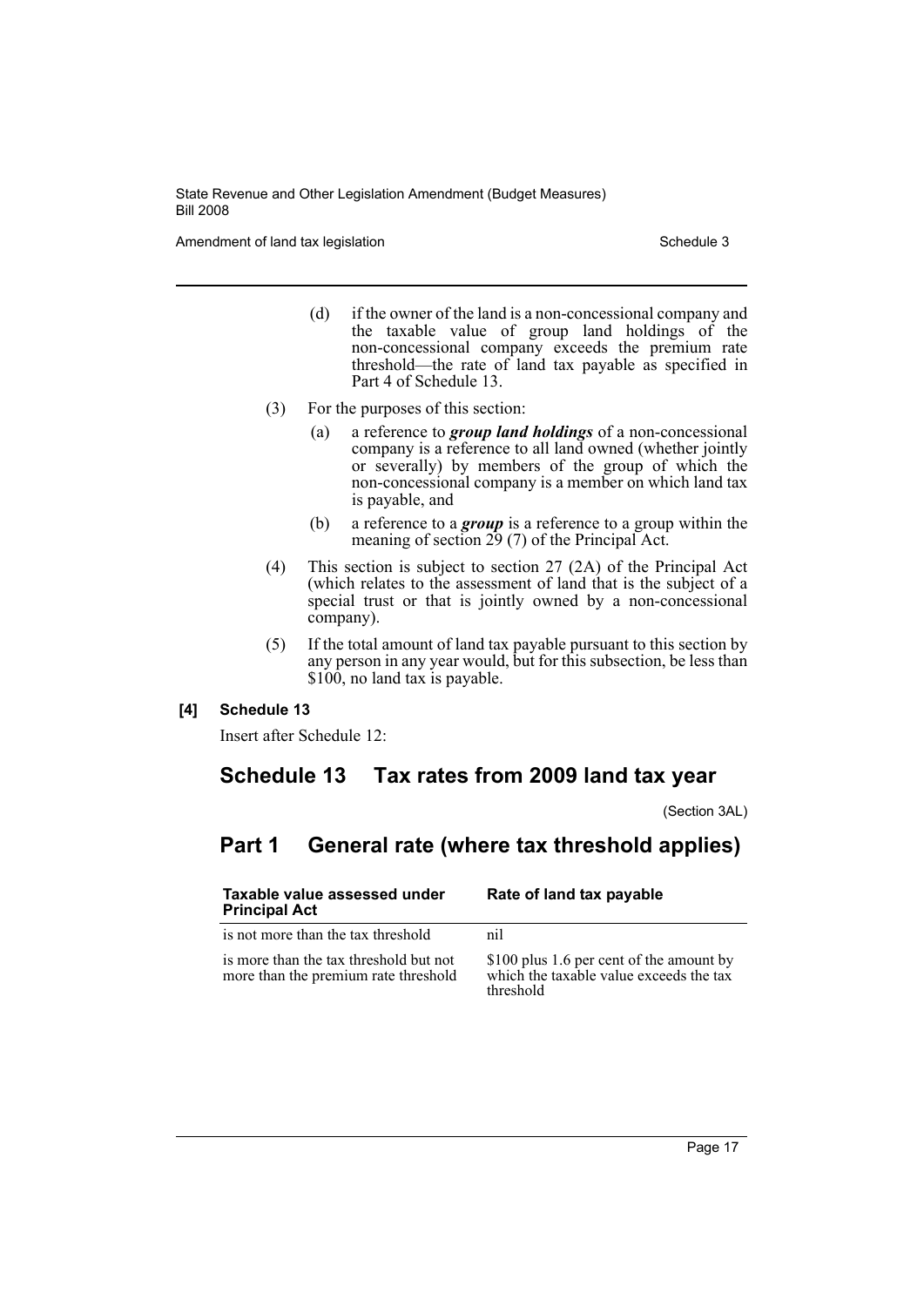(d) if the owner of the land is a non-concessional company and the taxable value of group land holdings of the non-concessional company exceeds the premium rate threshold—the rate of land tax payable as specified in Part 4 of Schedule 13.

(3) For the purposes of this section:

(a) a reference to ***group land holdings*** of a non-concessional company is a reference to all land owned (whether jointly or severally) by members of the group of which the non-concessional company is a member on which land tax is payable, and

(b) a reference to a ***group*** is a reference to a group within the meaning of section 29 (7) of the Principal Act.

(4) This section is subject to section 27 (2A) of the Principal Act (which relates to the assessment of land that is the subject of a special trust or that is jointly owned by a non-concessional company).

(5) If the total amount of land tax payable pursuant to this section by any person in any year would, but for this subsection, be less than $100, no land tax is payable.

**[4] Schedule 13**

Insert after Schedule 12:

# Schedule 13 Tax rates from 2009 land tax year

(Section 3AL)

## Part 1 General rate (where tax threshold applies)

| Taxable value assessed under Principal Act | Rate of land tax payable |
|---|---|
| is not more than the tax threshold | nil |
| is more than the tax threshold but not more than the premium rate threshold | $100 plus 1.6 per cent of the amount by which the taxable value exceeds the tax threshold |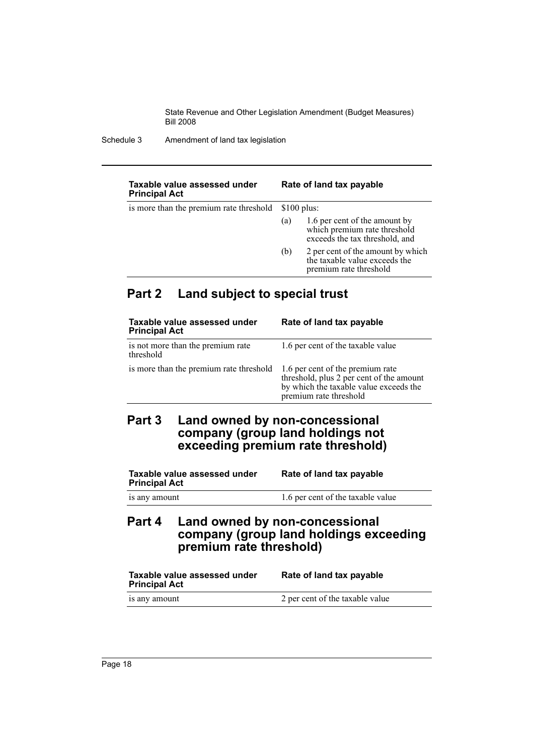| Taxable value assessed under Principal Act | Rate of land tax payable |
| --- | --- |
| is more than the premium rate threshold | $100 plus:<br>(a) 1.6 per cent of the amount by which premium rate threshold exceeds the tax threshold, and<br>(b) 2 per cent of the amount by which the taxable value exceeds the premium rate threshold |

## Part 2 Land subject to special trust

| Taxable value assessed under Principal Act | Rate of land tax payable |
| --- | --- |
| is not more than the premium rate threshold | 1.6 per cent of the taxable value |
| is more than the premium rate threshold | 1.6 per cent of the premium rate threshold, plus 2 per cent of the amount by which the taxable value exceeds the premium rate threshold |

## Part 3 Land owned by non-concessional company (group land holdings not exceeding premium rate threshold)

| Taxable value assessed under Principal Act | Rate of land tax payable |
| --- | --- |
| is any amount | 1.6 per cent of the taxable value |

## Part 4 Land owned by non-concessional company (group land holdings exceeding premium rate threshold)

| Taxable value assessed under Principal Act | Rate of land tax payable |
| --- | --- |
| is any amount | 2 per cent of the taxable value |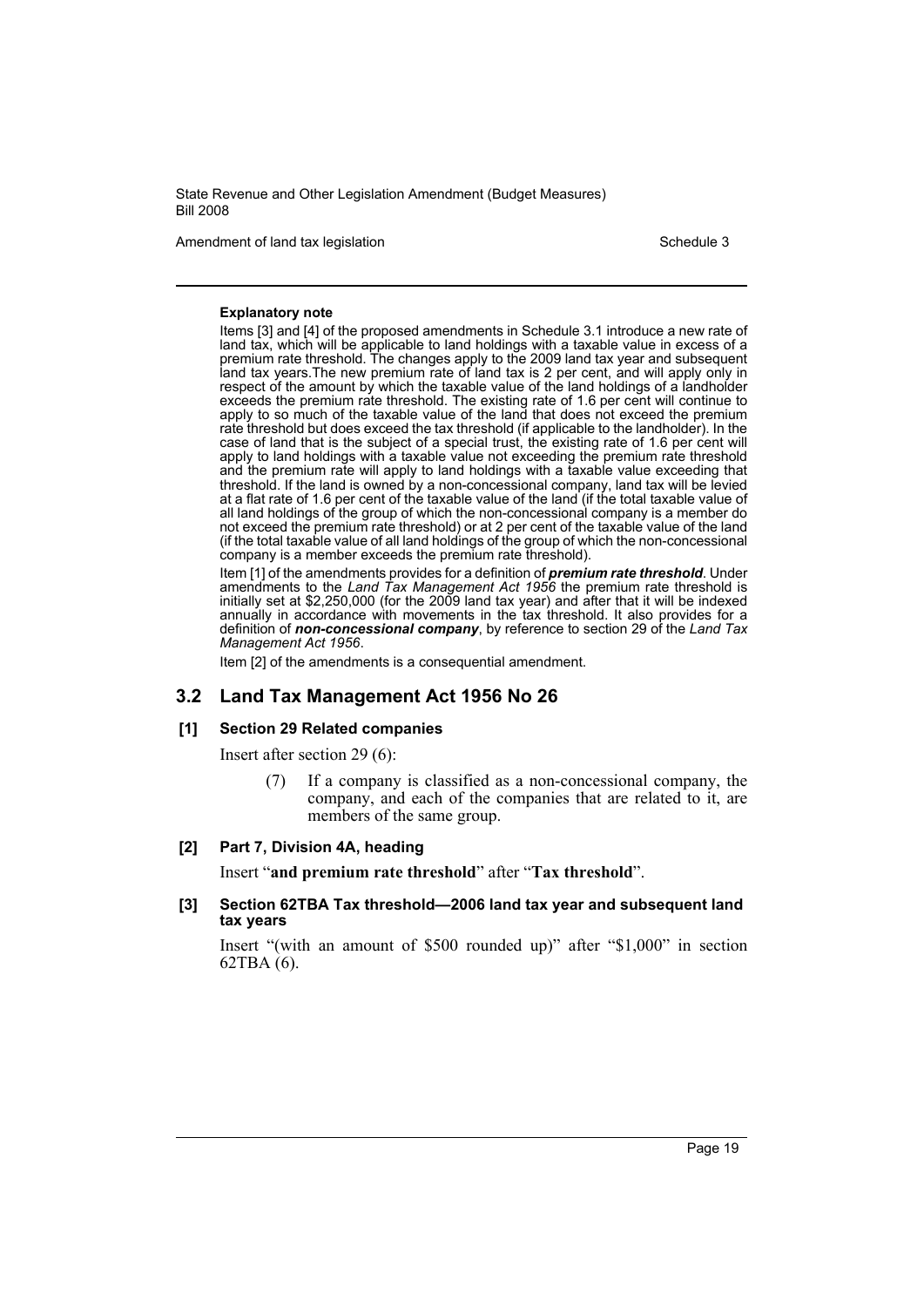**Explanatory note**

Items [3] and [4] of the proposed amendments in Schedule 3.1 introduce a new rate of land tax, which will be applicable to land holdings with a taxable value in excess of a premium rate threshold. The changes apply to the 2009 land tax year and subsequent land tax years.The new premium rate of land tax is 2 per cent, and will apply only in respect of the amount by which the taxable value of the land holdings of a landholder exceeds the premium rate threshold. The existing rate of 1.6 per cent will continue to apply to so much of the taxable value of the land that does not exceed the premium rate threshold but does exceed the tax threshold (if applicable to the landholder). In the case of land that is the subject of a special trust, the existing rate of 1.6 per cent will apply to land holdings with a taxable value not exceeding the premium rate threshold and the premium rate will apply to land holdings with a taxable value exceeding that threshold. If the land is owned by a non-concessional company, land tax will be levied at a flat rate of 1.6 per cent of the taxable value of the land (if the total taxable value of all land holdings of the group of which the non-concessional company is a member do not exceed the premium rate threshold) or at 2 per cent of the taxable value of the land (if the total taxable value of all land holdings of the group of which the non-concessional company is a member exceeds the premium rate threshold).

Item [1] of the amendments provides for a definition of ***premium rate threshold***. Under amendments to the *Land Tax Management Act 1956* the premium rate threshold is initially set at $2,250,000 (for the 2009 land tax year) and after that it will be indexed annually in accordance with movements in the tax threshold. It also provides for a definition of ***non-concessional company***, by reference to section 29 of the *Land Tax Management Act 1956*.

Item [2] of the amendments is a consequential amendment.

## 3.2 Land Tax Management Act 1956 No 26

### [1] Section 29 Related companies

Insert after section 29 (6):

> (7) If a company is classified as a non-concessional company, the company, and each of the companies that are related to it, are members of the same group.

### [2] Part 7, Division 4A, heading

Insert "**and premium rate threshold**" after "**Tax threshold**".

### [3] Section 62TBA Tax threshold—2006 land tax year and subsequent land tax years

Insert "(with an amount of $500 rounded up)" after "$1,000" in section 62TBA (6).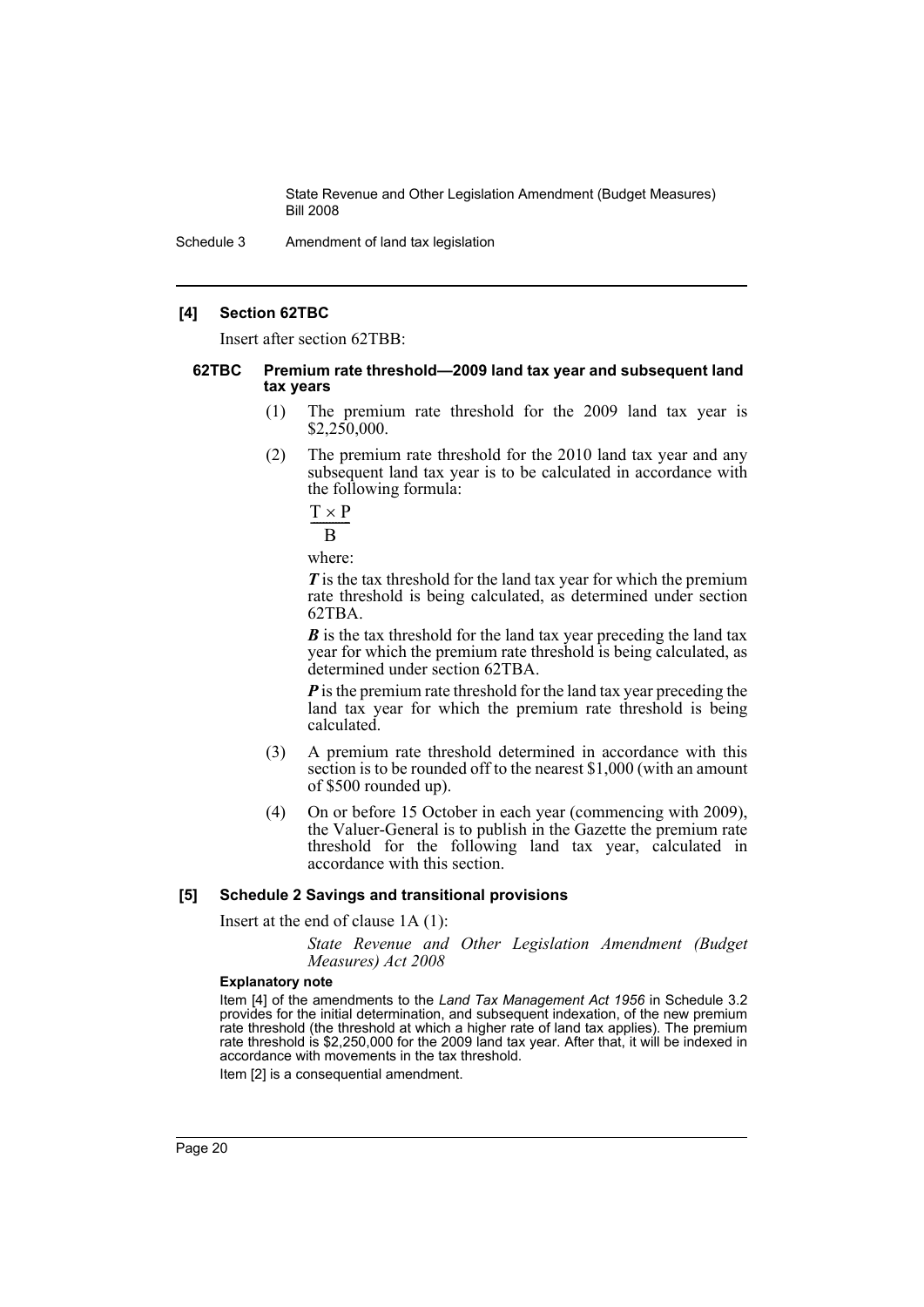**[4] Section 62TBC**

Insert after section 62TBB:

**62TBC Premium rate threshold—2009 land tax year and subsequent land tax years**

(1) The premium rate threshold for the 2009 land tax year is \$2,250,000.

(2) The premium rate threshold for the 2010 land tax year and any subsequent land tax year is to be calculated in accordance with the following formula:

$$\frac{T \times P}{B}$$

where:

***T*** is the tax threshold for the land tax year for which the premium rate threshold is being calculated, as determined under section 62TBA.

***B*** is the tax threshold for the land tax year preceding the land tax year for which the premium rate threshold is being calculated, as determined under section 62TBA.

***P*** is the premium rate threshold for the land tax year preceding the land tax year for which the premium rate threshold is being calculated.

(3) A premium rate threshold determined in accordance with this section is to be rounded off to the nearest \$1,000 (with an amount of \$500 rounded up).

(4) On or before 15 October in each year (commencing with 2009), the Valuer-General is to publish in the Gazette the premium rate threshold for the following land tax year, calculated in accordance with this section.

**[5] Schedule 2 Savings and transitional provisions**

Insert at the end of clause 1A (1):

*State Revenue and Other Legislation Amendment (Budget Measures) Act 2008*

**Explanatory note**

Item [4] of the amendments to the *Land Tax Management Act 1956* in Schedule 3.2 provides for the initial determination, and subsequent indexation, of the new premium rate threshold (the threshold at which a higher rate of land tax applies). The premium rate threshold is \$2,250,000 for the 2009 land tax year. After that, it will be indexed in accordance with movements in the tax threshold.

Item [2] is a consequential amendment.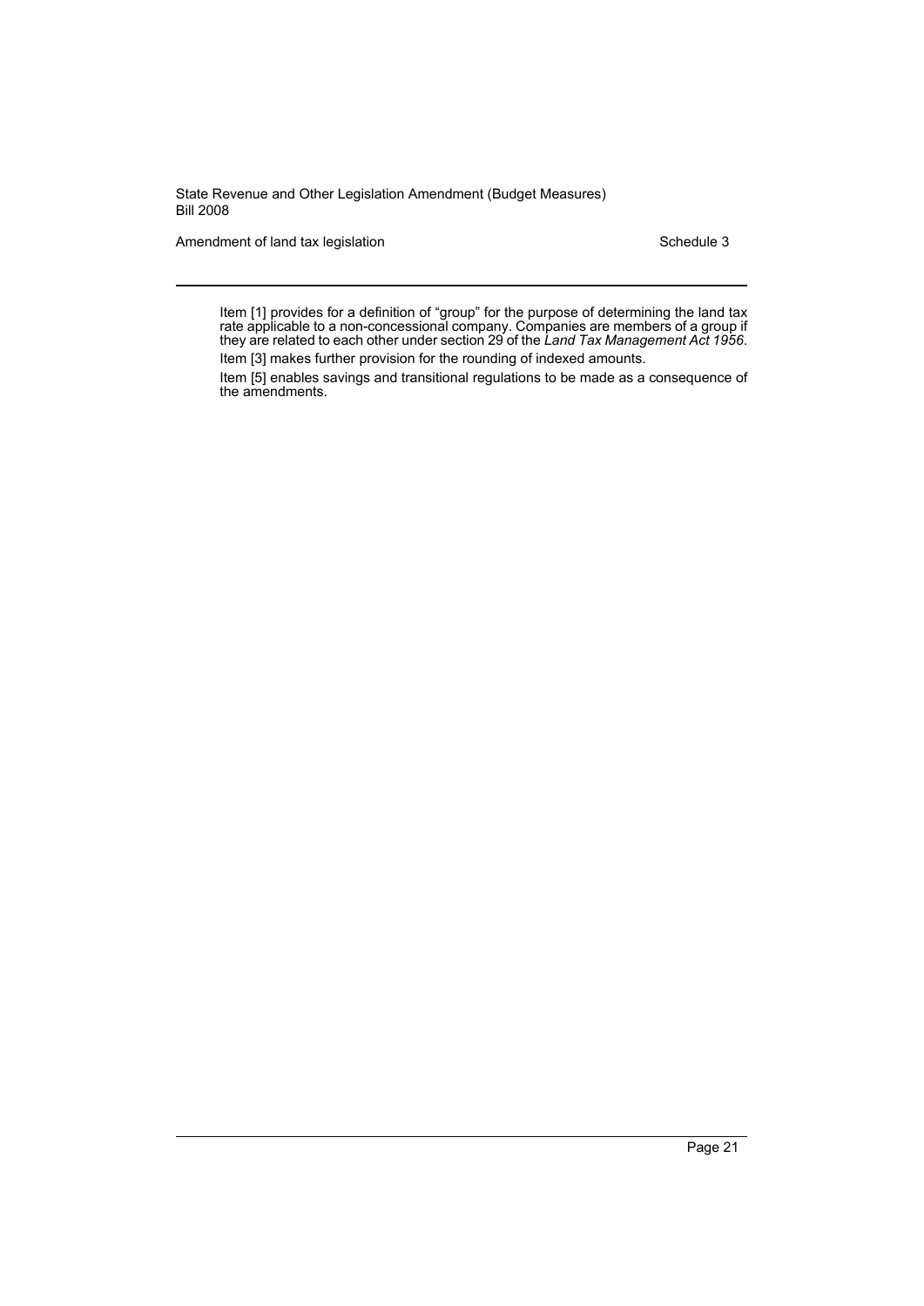Item [1] provides for a definition of "group" for the purpose of determining the land tax rate applicable to a non-concessional company. Companies are members of a group if they are related to each other under section 29 of the *Land Tax Management Act 1956*.

Item [3] makes further provision for the rounding of indexed amounts.

Item [5] enables savings and transitional regulations to be made as a consequence of the amendments.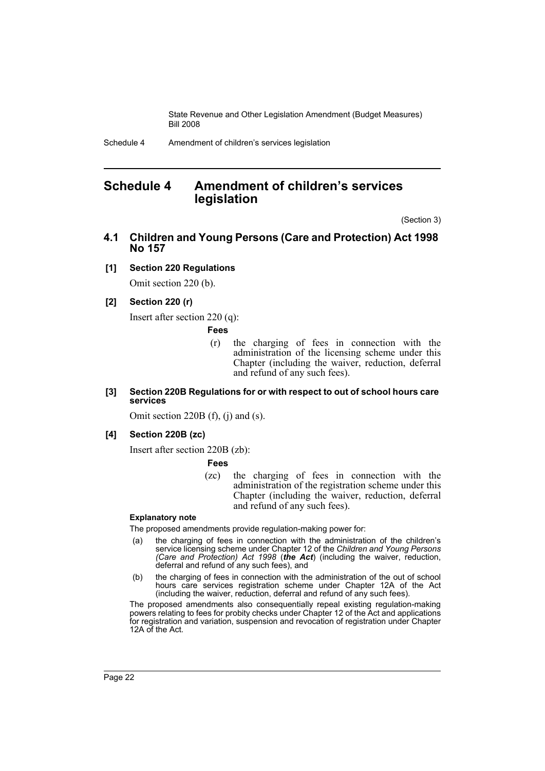## Schedule 4 Amendment of children's services legislation

(Section 3)

### 4.1 Children and Young Persons (Care and Protection) Act 1998 No 157

**[1] Section 220 Regulations**

Omit section 220 (b).

**[2] Section 220 (r)**

Insert after section 220 (q):

**Fees**

(r) the charging of fees in connection with the administration of the licensing scheme under this Chapter (including the waiver, reduction, deferral and refund of any such fees).

**[3] Section 220B Regulations for or with respect to out of school hours care services**

Omit section 220B (f), (j) and (s).

**[4] Section 220B (zc)**

Insert after section 220B (zb):

**Fees**

(zc) the charging of fees in connection with the administration of the registration scheme under this Chapter (including the waiver, reduction, deferral and refund of any such fees).

**Explanatory note**

The proposed amendments provide regulation-making power for:

(a) the charging of fees in connection with the administration of the children's service licensing scheme under Chapter 12 of the *Children and Young Persons (Care and Protection) Act 1998* (***the Act***) (including the waiver, reduction, deferral and refund of any such fees), and

(b) the charging of fees in connection with the administration of the out of school hours care services registration scheme under Chapter 12A of the Act (including the waiver, reduction, deferral and refund of any such fees).

The proposed amendments also consequentially repeal existing regulation-making powers relating to fees for probity checks under Chapter 12 of the Act and applications for registration and variation, suspension and revocation of registration under Chapter 12A of the Act.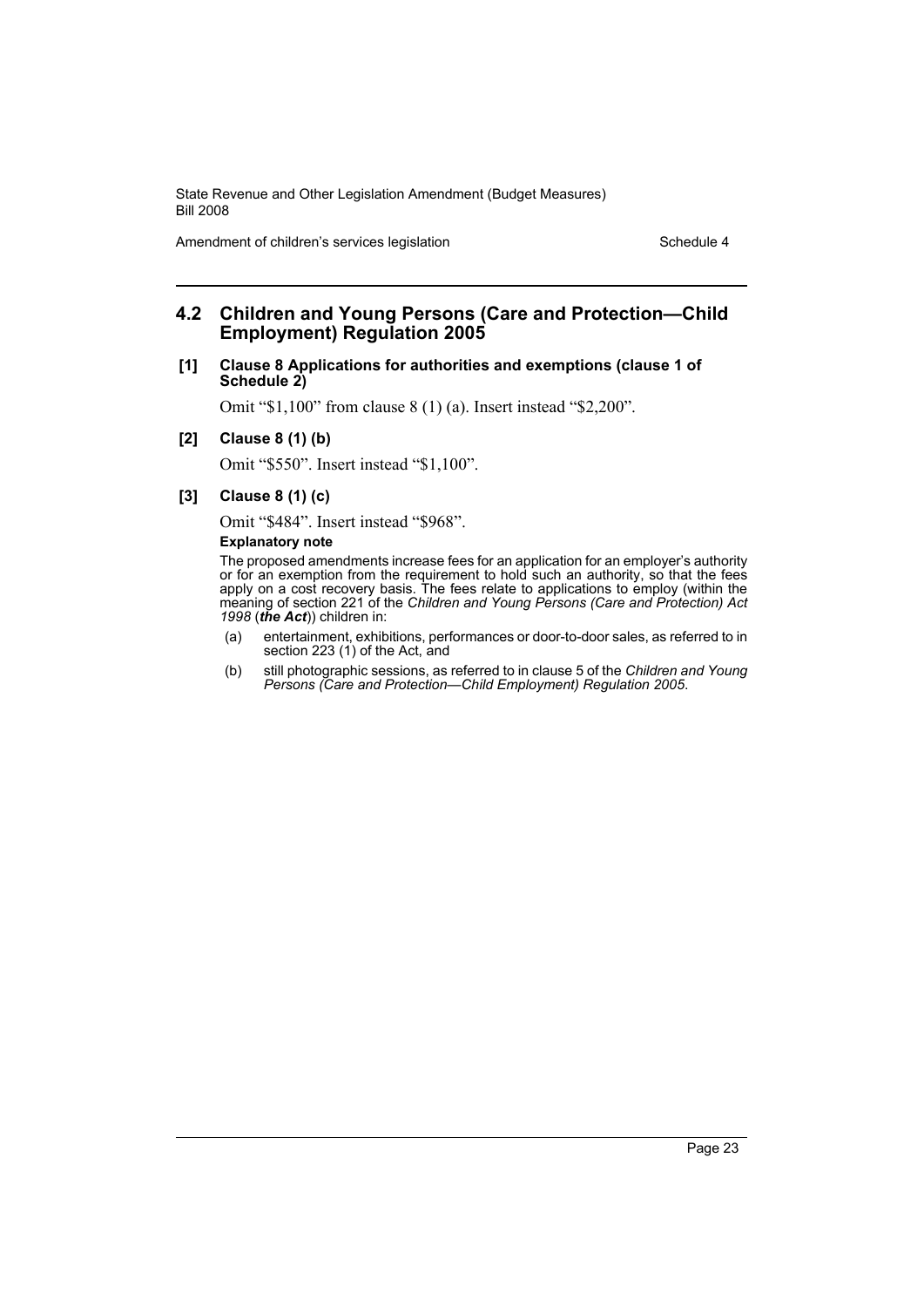## 4.2 Children and Young Persons (Care and Protection—Child Employment) Regulation 2005

**[1] Clause 8 Applications for authorities and exemptions (clause 1 of Schedule 2)**

Omit "$1,100" from clause 8 (1) (a). Insert instead "$2,200".

**[2] Clause 8 (1) (b)**

Omit "$550". Insert instead "$1,100".

**[3] Clause 8 (1) (c)**

Omit "$484". Insert instead "$968".

**Explanatory note**

The proposed amendments increase fees for an application for an employer's authority or for an exemption from the requirement to hold such an authority, so that the fees apply on a cost recovery basis. The fees relate to applications to employ (within the meaning of section 221 of the *Children and Young Persons (Care and Protection) Act 1998* (***the Act***)) children in:

(a) entertainment, exhibitions, performances or door-to-door sales, as referred to in section 223 (1) of the Act, and

(b) still photographic sessions, as referred to in clause 5 of the *Children and Young Persons (Care and Protection—Child Employment) Regulation 2005*.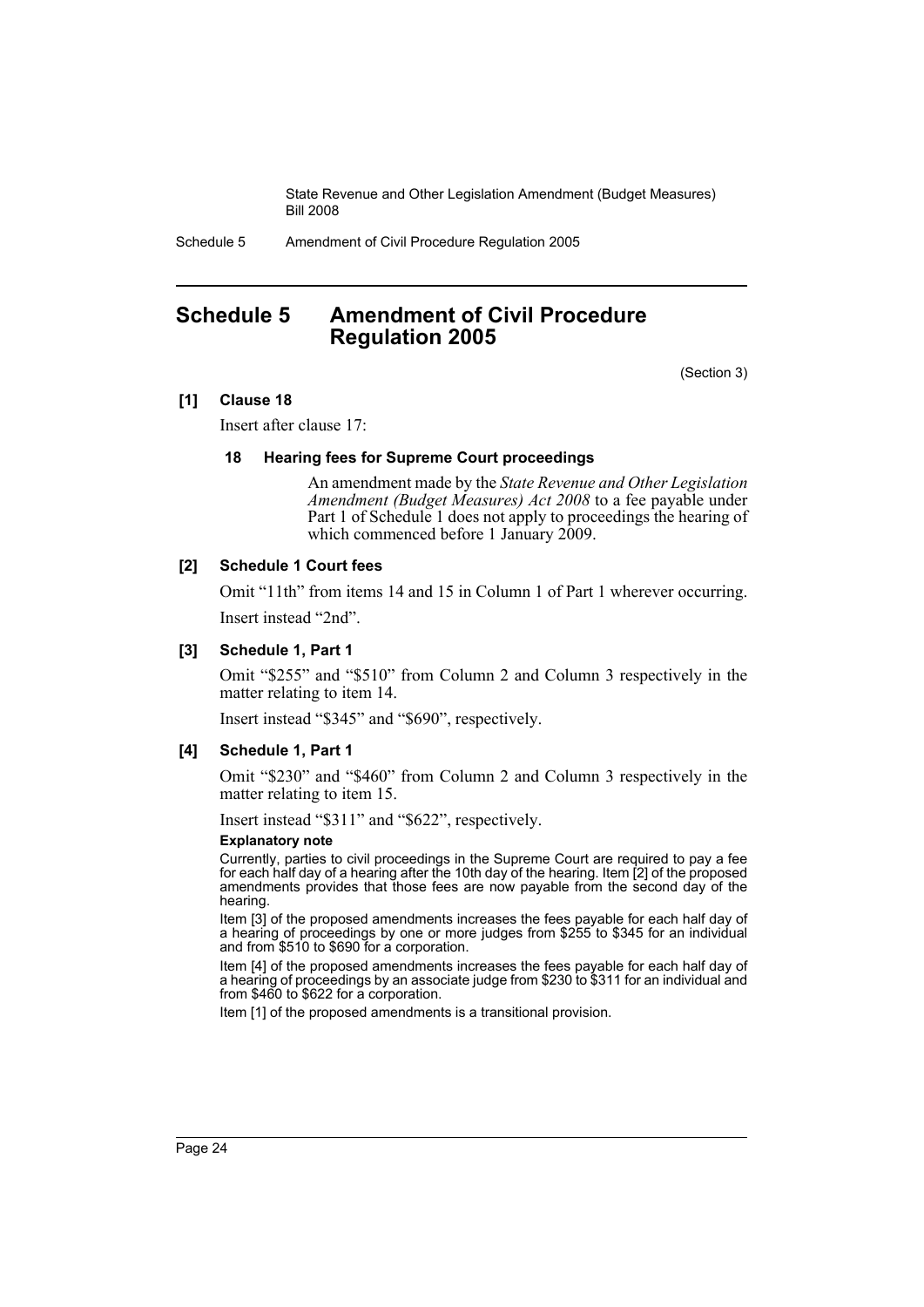# Schedule 5 Amendment of Civil Procedure Regulation 2005

(Section 3)

**[1] Clause 18**

Insert after clause 17:

**18 Hearing fees for Supreme Court proceedings**

An amendment made by the *State Revenue and Other Legislation Amendment (Budget Measures) Act 2008* to a fee payable under Part 1 of Schedule 1 does not apply to proceedings the hearing of which commenced before 1 January 2009.

**[2] Schedule 1 Court fees**

Omit "11th" from items 14 and 15 in Column 1 of Part 1 wherever occurring.

Insert instead "2nd".

**[3] Schedule 1, Part 1**

Omit "$255" and "$510" from Column 2 and Column 3 respectively in the matter relating to item 14.

Insert instead "$345" and "$690", respectively.

**[4] Schedule 1, Part 1**

Omit "$230" and "$460" from Column 2 and Column 3 respectively in the matter relating to item 15.

Insert instead "$311" and "$622", respectively.

**Explanatory note**

Currently, parties to civil proceedings in the Supreme Court are required to pay a fee for each half day of a hearing after the 10th day of the hearing. Item [2] of the proposed amendments provides that those fees are now payable from the second day of the hearing.

Item [3] of the proposed amendments increases the fees payable for each half day of a hearing of proceedings by one or more judges from $255 to $345 for an individual and from $510 to $690 for a corporation.

Item [4] of the proposed amendments increases the fees payable for each half day of a hearing of proceedings by an associate judge from $230 to $311 for an individual and from $460 to $622 for a corporation.

Item [1] of the proposed amendments is a transitional provision.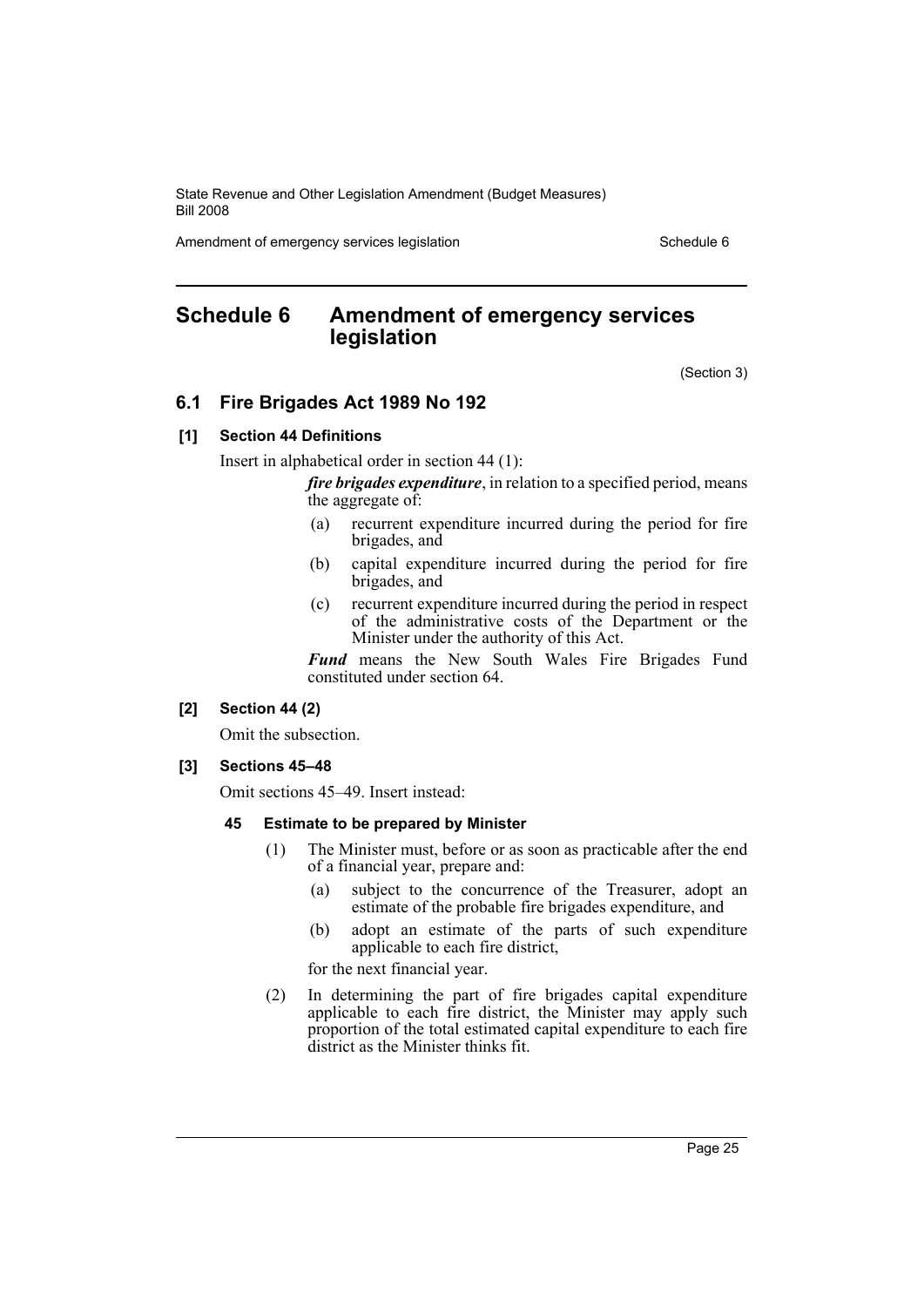# Schedule 6 Amendment of emergency services legislation

(Section 3)

## 6.1 Fire Brigades Act 1989 No 192

### [1] Section 44 Definitions

Insert in alphabetical order in section 44 (1):

> ***fire brigades expenditure***, in relation to a specified period, means the aggregate of:
>
> (a) recurrent expenditure incurred during the period for fire brigades, and
>
> (b) capital expenditure incurred during the period for fire brigades, and
>
> (c) recurrent expenditure incurred during the period in respect of the administrative costs of the Department or the Minister under the authority of this Act.
>
> ***Fund*** means the New South Wales Fire Brigades Fund constituted under section 64.

### [2] Section 44 (2)

Omit the subsection.

### [3] Sections 45–48

Omit sections 45–49. Insert instead:

> **45 Estimate to be prepared by Minister**
>
> (1) The Minister must, before or as soon as practicable after the end of a financial year, prepare and:
>
> (a) subject to the concurrence of the Treasurer, adopt an estimate of the probable fire brigades expenditure, and
>
> (b) adopt an estimate of the parts of such expenditure applicable to each fire district,
>
> for the next financial year.
>
> (2) In determining the part of fire brigades capital expenditure applicable to each fire district, the Minister may apply such proportion of the total estimated capital expenditure to each fire district as the Minister thinks fit.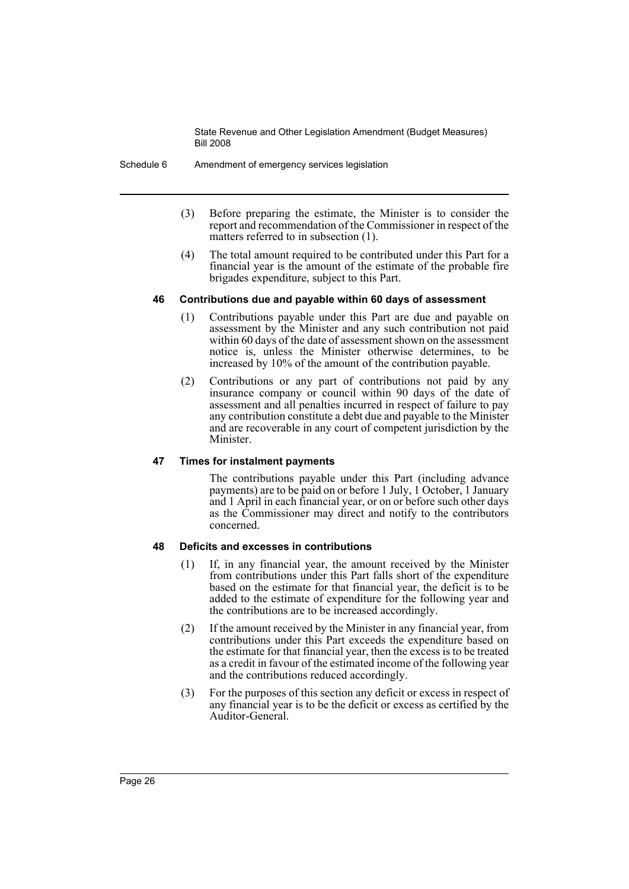(3) Before preparing the estimate, the Minister is to consider the report and recommendation of the Commissioner in respect of the matters referred to in subsection (1).

(4) The total amount required to be contributed under this Part for a financial year is the amount of the estimate of the probable fire brigades expenditure, subject to this Part.

**46 Contributions due and payable within 60 days of assessment**

(1) Contributions payable under this Part are due and payable on assessment by the Minister and any such contribution not paid within 60 days of the date of assessment shown on the assessment notice is, unless the Minister otherwise determines, to be increased by 10% of the amount of the contribution payable.

(2) Contributions or any part of contributions not paid by any insurance company or council within 90 days of the date of assessment and all penalties incurred in respect of failure to pay any contribution constitute a debt due and payable to the Minister and are recoverable in any court of competent jurisdiction by the Minister.

**47 Times for instalment payments**

The contributions payable under this Part (including advance payments) are to be paid on or before 1 July, 1 October, 1 January and 1 April in each financial year, or on or before such other days as the Commissioner may direct and notify to the contributors concerned.

**48 Deficits and excesses in contributions**

(1) If, in any financial year, the amount received by the Minister from contributions under this Part falls short of the expenditure based on the estimate for that financial year, the deficit is to be added to the estimate of expenditure for the following year and the contributions are to be increased accordingly.

(2) If the amount received by the Minister in any financial year, from contributions under this Part exceeds the expenditure based on the estimate for that financial year, then the excess is to be treated as a credit in favour of the estimated income of the following year and the contributions reduced accordingly.

(3) For the purposes of this section any deficit or excess in respect of any financial year is to be the deficit or excess as certified by the Auditor-General.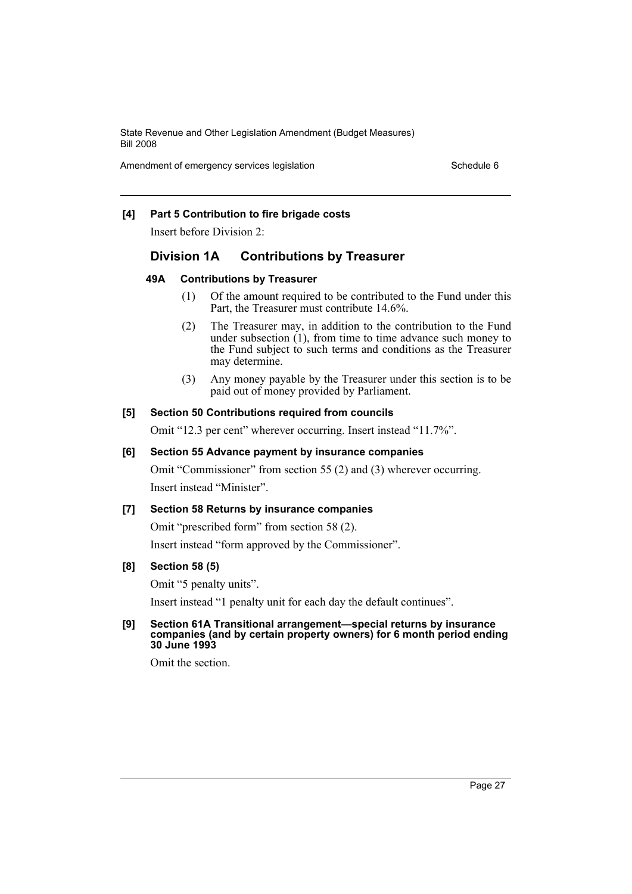**[4] Part 5 Contribution to fire brigade costs**

Insert before Division 2:

## Division 1A Contributions by Treasurer

### 49A Contributions by Treasurer

(1) Of the amount required to be contributed to the Fund under this Part, the Treasurer must contribute 14.6%.

(2) The Treasurer may, in addition to the contribution to the Fund under subsection (1), from time to time advance such money to the Fund subject to such terms and conditions as the Treasurer may determine.

(3) Any money payable by the Treasurer under this section is to be paid out of money provided by Parliament.

**[5] Section 50 Contributions required from councils**

Omit "12.3 per cent" wherever occurring. Insert instead "11.7%".

**[6] Section 55 Advance payment by insurance companies**

Omit "Commissioner" from section 55 (2) and (3) wherever occurring.

Insert instead "Minister".

**[7] Section 58 Returns by insurance companies**

Omit "prescribed form" from section 58 (2).

Insert instead "form approved by the Commissioner".

**[8] Section 58 (5)**

Omit "5 penalty units".

Insert instead "1 penalty unit for each day the default continues".

**[9] Section 61A Transitional arrangement—special returns by insurance companies (and by certain property owners) for 6 month period ending 30 June 1993**

Omit the section.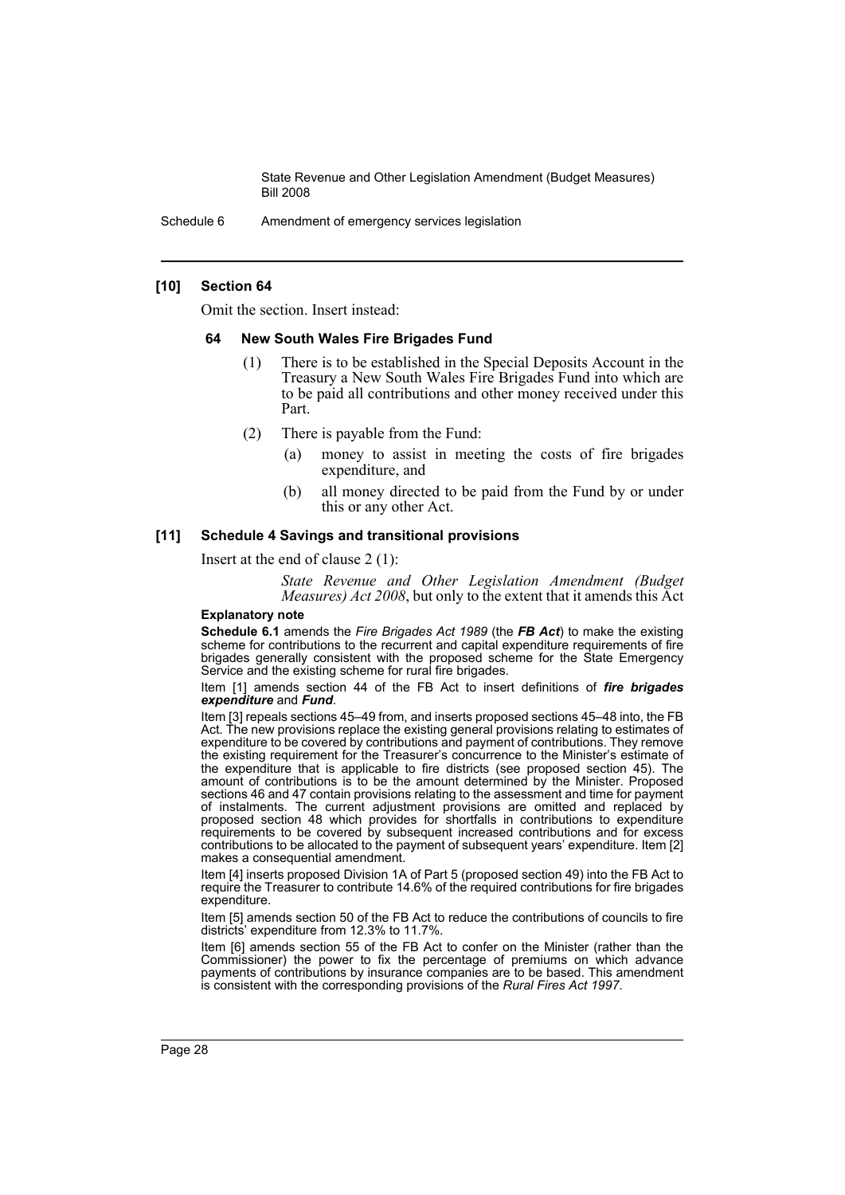#### [10] Section 64

Omit the section. Insert instead:

##### 64 New South Wales Fire Brigades Fund

(1) There is to be established in the Special Deposits Account in the Treasury a New South Wales Fire Brigades Fund into which are to be paid all contributions and other money received under this Part.

(2) There is payable from the Fund:

(a) money to assist in meeting the costs of fire brigades expenditure, and

(b) all money directed to be paid from the Fund by or under this or any other Act.

#### [11] Schedule 4 Savings and transitional provisions

Insert at the end of clause 2 (1):

*State Revenue and Other Legislation Amendment (Budget Measures) Act 2008*, but only to the extent that it amends this Act

**Explanatory note**

**Schedule 6.1** amends the *Fire Brigades Act 1989* (the ***FB Act***) to make the existing scheme for contributions to the recurrent and capital expenditure requirements of fire brigades generally consistent with the proposed scheme for the State Emergency Service and the existing scheme for rural fire brigades.

Item [1] amends section 44 of the FB Act to insert definitions of ***fire brigades expenditure*** and ***Fund***.

Item [3] repeals sections 45–49 from, and inserts proposed sections 45–48 into, the FB Act. The new provisions replace the existing general provisions relating to estimates of expenditure to be covered by contributions and payment of contributions. They remove the existing requirement for the Treasurer's concurrence to the Minister's estimate of the expenditure that is applicable to fire districts (see proposed section 45). The amount of contributions is to be the amount determined by the Minister. Proposed sections 46 and 47 contain provisions relating to the assessment and time for payment of instalments. The current adjustment provisions are omitted and replaced by proposed section 48 which provides for shortfalls in contributions to expenditure requirements to be covered by subsequent increased contributions and for excess contributions to be allocated to the payment of subsequent years' expenditure. Item [2] makes a consequential amendment.

Item [4] inserts proposed Division 1A of Part 5 (proposed section 49) into the FB Act to require the Treasurer to contribute 14.6% of the required contributions for fire brigades expenditure.

Item [5] amends section 50 of the FB Act to reduce the contributions of councils to fire districts' expenditure from 12.3% to 11.7%.

Item [6] amends section 55 of the FB Act to confer on the Minister (rather than the Commissioner) the power to fix the percentage of premiums on which advance payments of contributions by insurance companies are to be based. This amendment is consistent with the corresponding provisions of the *Rural Fires Act 1997*.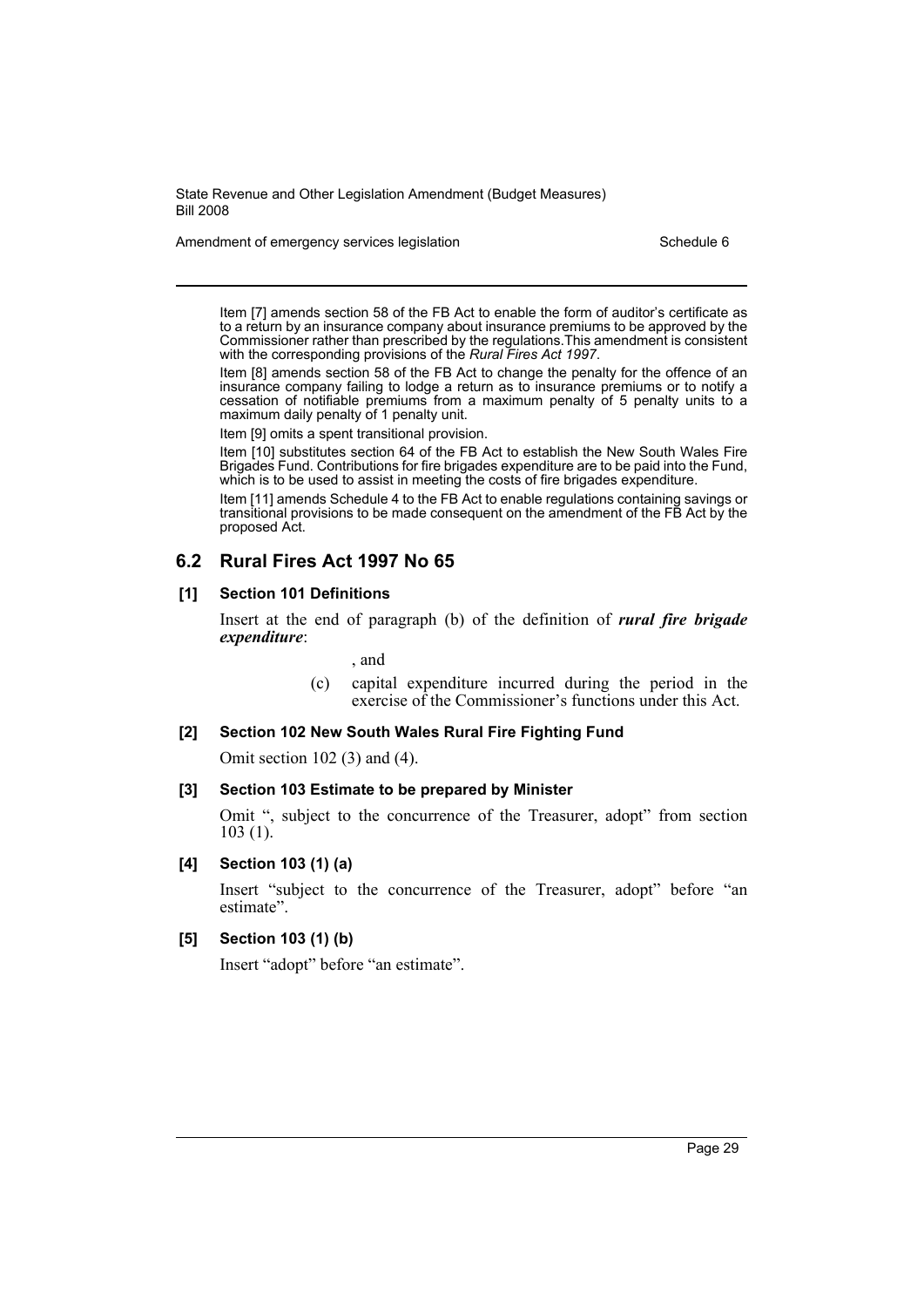Item [7] amends section 58 of the FB Act to enable the form of auditor's certificate as to a return by an insurance company about insurance premiums to be approved by the Commissioner rather than prescribed by the regulations.This amendment is consistent with the corresponding provisions of the *Rural Fires Act 1997*.

Item [8] amends section 58 of the FB Act to change the penalty for the offence of an insurance company failing to lodge a return as to insurance premiums or to notify a cessation of notifiable premiums from a maximum penalty of 5 penalty units to a maximum daily penalty of 1 penalty unit.

Item [9] omits a spent transitional provision.

Item [10] substitutes section 64 of the FB Act to establish the New South Wales Fire Brigades Fund. Contributions for fire brigades expenditure are to be paid into the Fund, which is to be used to assist in meeting the costs of fire brigades expenditure.

Item [11] amends Schedule 4 to the FB Act to enable regulations containing savings or transitional provisions to be made consequent on the amendment of the FB Act by the proposed Act.

## 6.2 Rural Fires Act 1997 No 65

### [1] Section 101 Definitions

Insert at the end of paragraph (b) of the definition of ***rural fire brigade expenditure***:

, and

(c) capital expenditure incurred during the period in the exercise of the Commissioner's functions under this Act.

### [2] Section 102 New South Wales Rural Fire Fighting Fund

Omit section 102 (3) and (4).

### [3] Section 103 Estimate to be prepared by Minister

Omit ", subject to the concurrence of the Treasurer, adopt" from section 103 (1).

### [4] Section 103 (1) (a)

Insert "subject to the concurrence of the Treasurer, adopt" before "an estimate".

### [5] Section 103 (1) (b)

Insert "adopt" before "an estimate".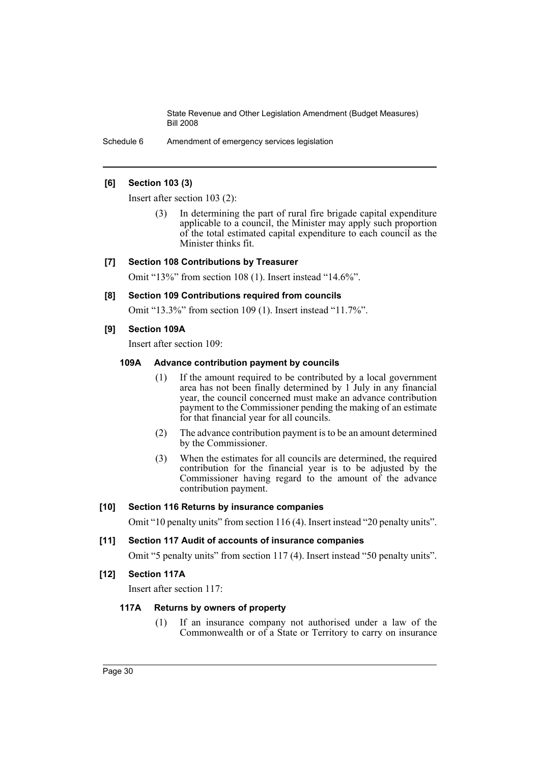**[6] Section 103 (3)**

Insert after section 103 (2):

> (3) In determining the part of rural fire brigade capital expenditure applicable to a council, the Minister may apply such proportion of the total estimated capital expenditure to each council as the Minister thinks fit.

**[7] Section 108 Contributions by Treasurer**

Omit "13%" from section 108 (1). Insert instead "14.6%".

**[8] Section 109 Contributions required from councils**

Omit "13.3%" from section 109 (1). Insert instead "11.7%".

**[9] Section 109A**

Insert after section 109:

> **109A Advance contribution payment by councils**
>
> (1) If the amount required to be contributed by a local government area has not been finally determined by 1 July in any financial year, the council concerned must make an advance contribution payment to the Commissioner pending the making of an estimate for that financial year for all councils.
>
> (2) The advance contribution payment is to be an amount determined by the Commissioner.
>
> (3) When the estimates for all councils are determined, the required contribution for the financial year is to be adjusted by the Commissioner having regard to the amount of the advance contribution payment.

**[10] Section 116 Returns by insurance companies**

Omit "10 penalty units" from section 116 (4). Insert instead "20 penalty units".

**[11] Section 117 Audit of accounts of insurance companies**

Omit "5 penalty units" from section 117 (4). Insert instead "50 penalty units".

**[12] Section 117A**

Insert after section 117:

> **117A Returns by owners of property**
>
> (1) If an insurance company not authorised under a law of the Commonwealth or of a State or Territory to carry on insurance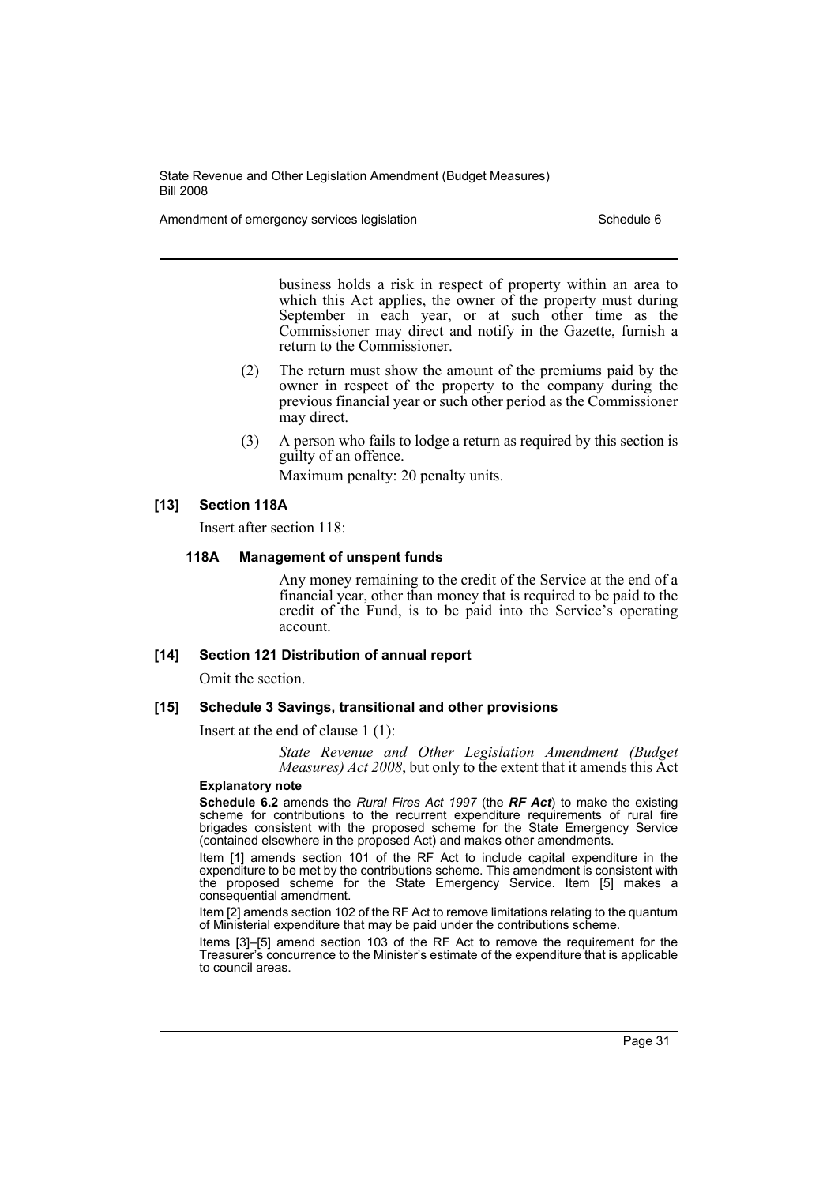business holds a risk in respect of property within an area to which this Act applies, the owner of the property must during September in each year, or at such other time as the Commissioner may direct and notify in the Gazette, furnish a return to the Commissioner.

(2) The return must show the amount of the premiums paid by the owner in respect of the property to the company during the previous financial year or such other period as the Commissioner may direct.

(3) A person who fails to lodge a return as required by this section is guilty of an offence.

Maximum penalty: 20 penalty units.

**[13] Section 118A**

Insert after section 118:

**118A Management of unspent funds**

Any money remaining to the credit of the Service at the end of a financial year, other than money that is required to be paid to the credit of the Fund, is to be paid into the Service's operating account.

**[14] Section 121 Distribution of annual report**

Omit the section.

**[15] Schedule 3 Savings, transitional and other provisions**

Insert at the end of clause 1 (1):

*State Revenue and Other Legislation Amendment (Budget Measures) Act 2008*, but only to the extent that it amends this Act

**Explanatory note**

**Schedule 6.2** amends the *Rural Fires Act 1997* (the ***RF Act***) to make the existing scheme for contributions to the recurrent expenditure requirements of rural fire brigades consistent with the proposed scheme for the State Emergency Service (contained elsewhere in the proposed Act) and makes other amendments.

Item [1] amends section 101 of the RF Act to include capital expenditure in the expenditure to be met by the contributions scheme. This amendment is consistent with the proposed scheme for the State Emergency Service. Item [5] makes a consequential amendment.

Item [2] amends section 102 of the RF Act to remove limitations relating to the quantum of Ministerial expenditure that may be paid under the contributions scheme.

Items [3]–[5] amend section 103 of the RF Act to remove the requirement for the Treasurer's concurrence to the Minister's estimate of the expenditure that is applicable to council areas.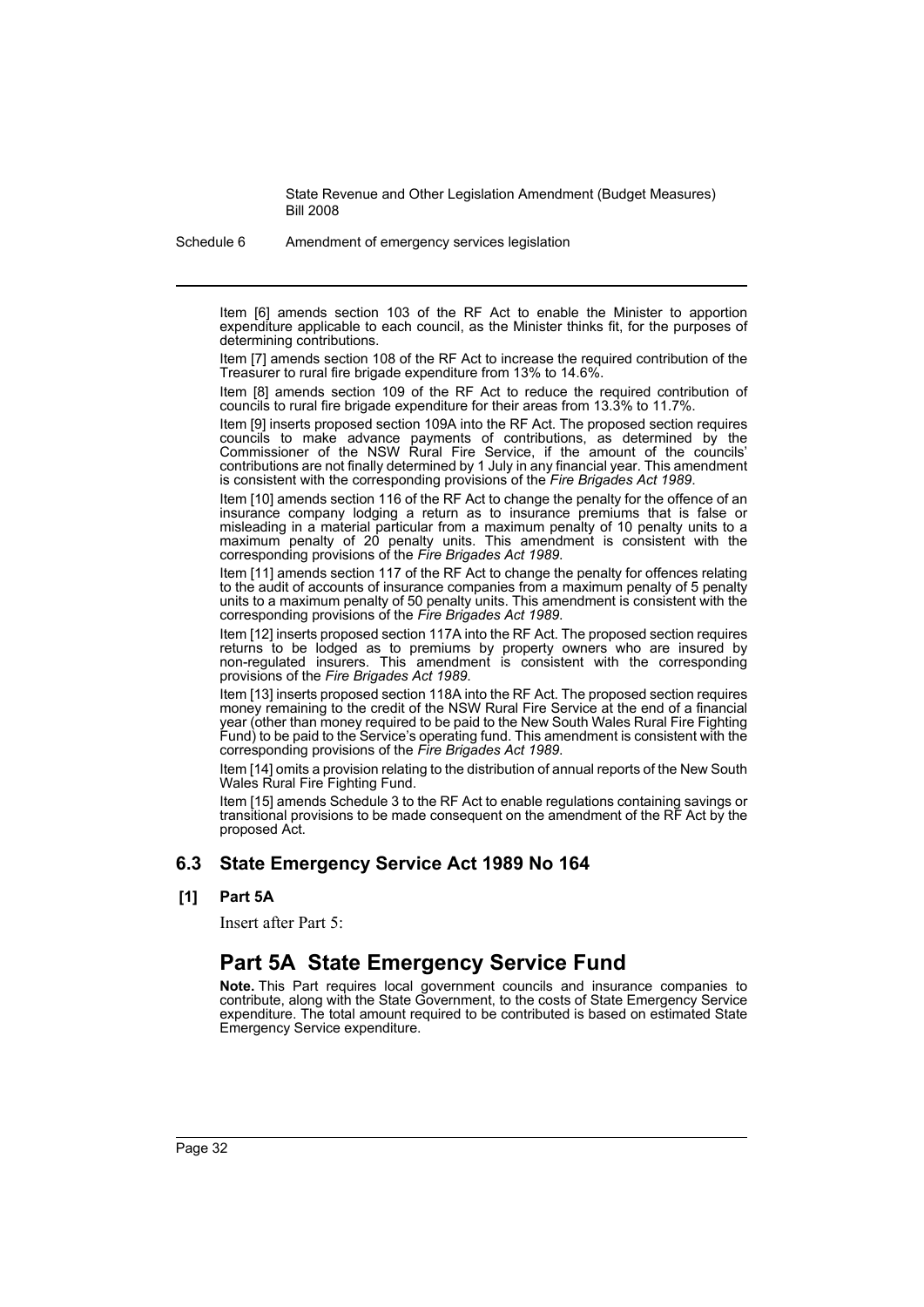Item [6] amends section 103 of the RF Act to enable the Minister to apportion expenditure applicable to each council, as the Minister thinks fit, for the purposes of determining contributions.

Item [7] amends section 108 of the RF Act to increase the required contribution of the Treasurer to rural fire brigade expenditure from 13% to 14.6%.

Item [8] amends section 109 of the RF Act to reduce the required contribution of councils to rural fire brigade expenditure for their areas from 13.3% to 11.7%.

Item [9] inserts proposed section 109A into the RF Act. The proposed section requires councils to make advance payments of contributions, as determined by the Commissioner of the NSW Rural Fire Service, if the amount of the councils' contributions are not finally determined by 1 July in any financial year. This amendment is consistent with the corresponding provisions of the *Fire Brigades Act 1989*.

Item [10] amends section 116 of the RF Act to change the penalty for the offence of an insurance company lodging a return as to insurance premiums that is false or misleading in a material particular from a maximum penalty of 10 penalty units to a maximum penalty of 20 penalty units. This amendment is consistent with the corresponding provisions of the *Fire Brigades Act 1989*.

Item [11] amends section 117 of the RF Act to change the penalty for offences relating to the audit of accounts of insurance companies from a maximum penalty of 5 penalty units to a maximum penalty of 50 penalty units. This amendment is consistent with the corresponding provisions of the *Fire Brigades Act 1989*.

Item [12] inserts proposed section 117A into the RF Act. The proposed section requires returns to be lodged as to premiums by property owners who are insured by non-regulated insurers. This amendment is consistent with the corresponding provisions of the *Fire Brigades Act 1989*.

Item [13] inserts proposed section 118A into the RF Act. The proposed section requires money remaining to the credit of the NSW Rural Fire Service at the end of a financial year (other than money required to be paid to the New South Wales Rural Fire Fighting Fund) to be paid to the Service's operating fund. This amendment is consistent with the corresponding provisions of the *Fire Brigades Act 1989*.

Item [14] omits a provision relating to the distribution of annual reports of the New South Wales Rural Fire Fighting Fund.

Item [15] amends Schedule 3 to the RF Act to enable regulations containing savings or transitional provisions to be made consequent on the amendment of the RF Act by the proposed Act.

## 6.3 State Emergency Service Act 1989 No 164

**[1] Part 5A**

Insert after Part 5:

# Part 5A State Emergency Service Fund

**Note.** This Part requires local government councils and insurance companies to contribute, along with the State Government, to the costs of State Emergency Service expenditure. The total amount required to be contributed is based on estimated State Emergency Service expenditure.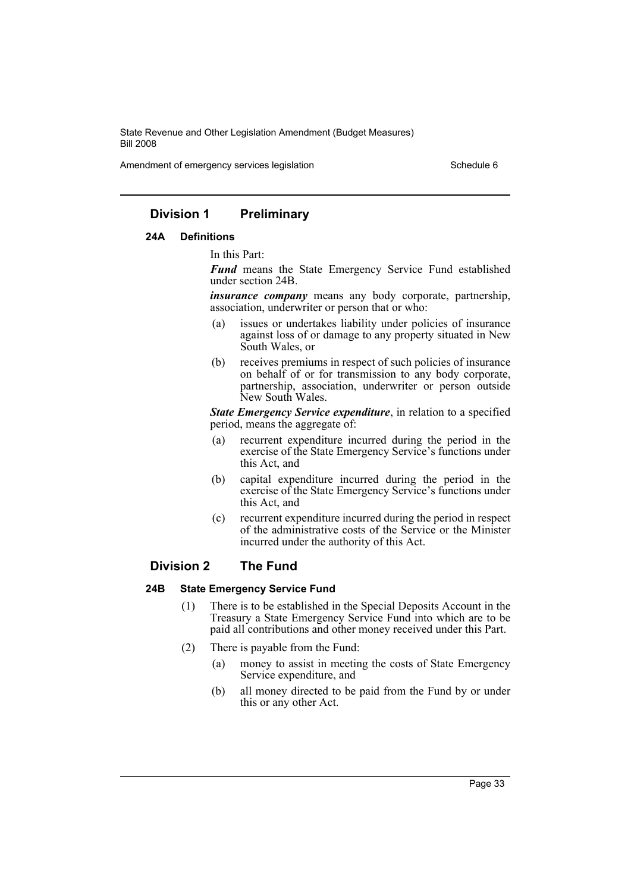## Division 1 Preliminary

### 24A Definitions

In this Part:

***Fund*** means the State Emergency Service Fund established under section 24B.

***insurance company*** means any body corporate, partnership, association, underwriter or person that or who:

(a) issues or undertakes liability under policies of insurance against loss of or damage to any property situated in New South Wales, or

(b) receives premiums in respect of such policies of insurance on behalf of or for transmission to any body corporate, partnership, association, underwriter or person outside New South Wales.

***State Emergency Service expenditure***, in relation to a specified period, means the aggregate of:

(a) recurrent expenditure incurred during the period in the exercise of the State Emergency Service's functions under this Act, and

(b) capital expenditure incurred during the period in the exercise of the State Emergency Service's functions under this Act, and

(c) recurrent expenditure incurred during the period in respect of the administrative costs of the Service or the Minister incurred under the authority of this Act.

## Division 2 The Fund

### 24B State Emergency Service Fund

(1) There is to be established in the Special Deposits Account in the Treasury a State Emergency Service Fund into which are to be paid all contributions and other money received under this Part.

(2) There is payable from the Fund:

(a) money to assist in meeting the costs of State Emergency Service expenditure, and

(b) all money directed to be paid from the Fund by or under this or any other Act.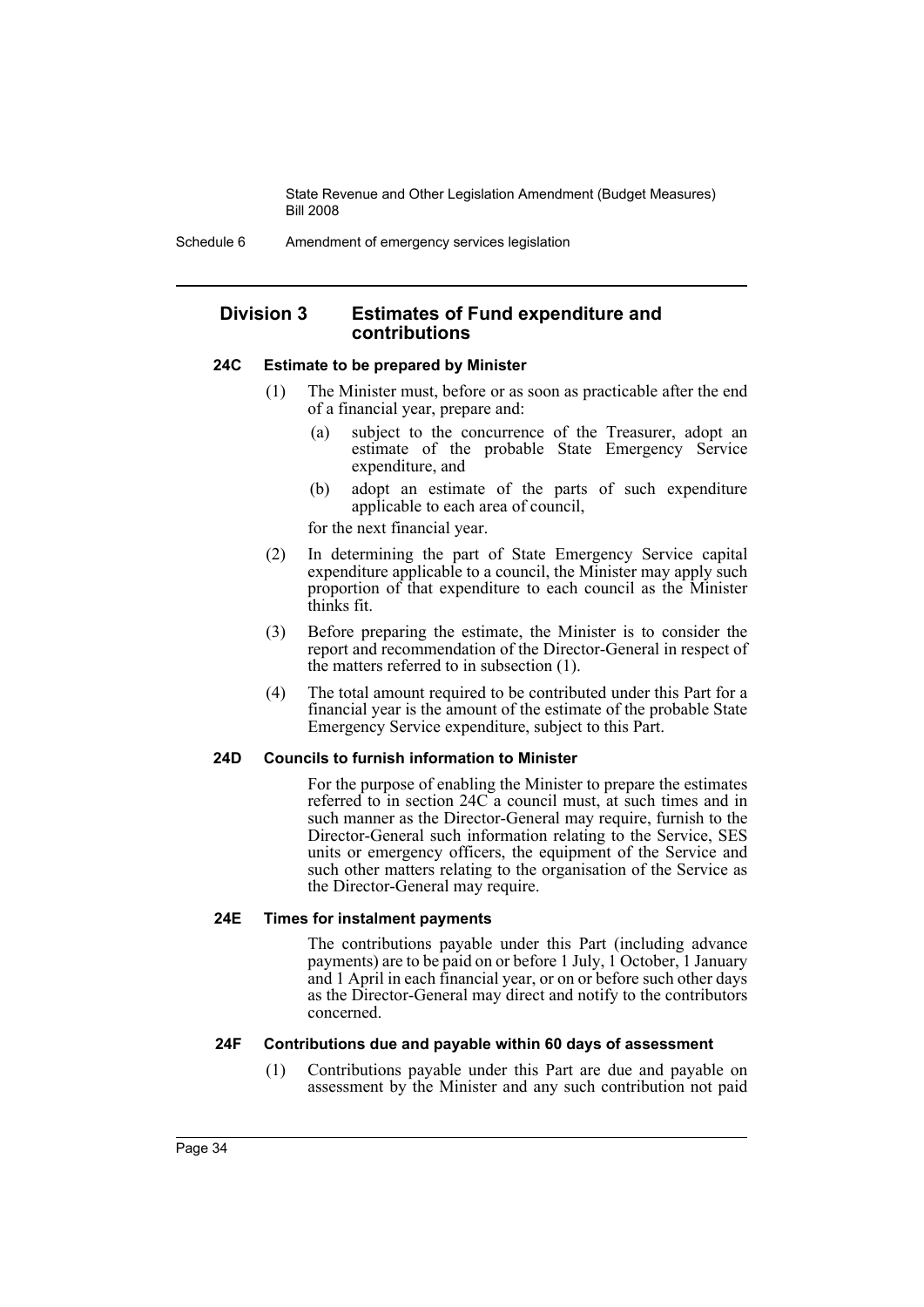## Division 3 Estimates of Fund expenditure and contributions

### 24C Estimate to be prepared by Minister

(1) The Minister must, before or as soon as practicable after the end of a financial year, prepare and:

- (a) subject to the concurrence of the Treasurer, adopt an estimate of the probable State Emergency Service expenditure, and
- (b) adopt an estimate of the parts of such expenditure applicable to each area of council,

for the next financial year.

(2) In determining the part of State Emergency Service capital expenditure applicable to a council, the Minister may apply such proportion of that expenditure to each council as the Minister thinks fit.

(3) Before preparing the estimate, the Minister is to consider the report and recommendation of the Director-General in respect of the matters referred to in subsection (1).

(4) The total amount required to be contributed under this Part for a financial year is the amount of the estimate of the probable State Emergency Service expenditure, subject to this Part.

### 24D Councils to furnish information to Minister

For the purpose of enabling the Minister to prepare the estimates referred to in section 24C a council must, at such times and in such manner as the Director-General may require, furnish to the Director-General such information relating to the Service, SES units or emergency officers, the equipment of the Service and such other matters relating to the organisation of the Service as the Director-General may require.

### 24E Times for instalment payments

The contributions payable under this Part (including advance payments) are to be paid on or before 1 July, 1 October, 1 January and 1 April in each financial year, or on or before such other days as the Director-General may direct and notify to the contributors concerned.

### 24F Contributions due and payable within 60 days of assessment

(1) Contributions payable under this Part are due and payable on assessment by the Minister and any such contribution not paid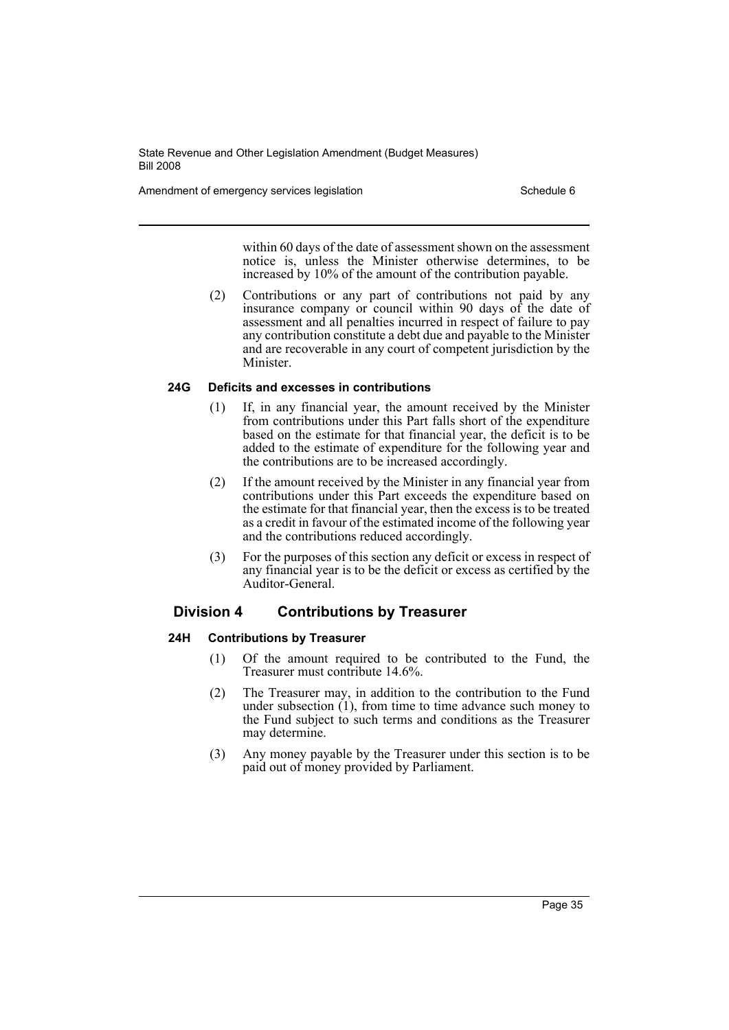within 60 days of the date of assessment shown on the assessment notice is, unless the Minister otherwise determines, to be increased by 10% of the amount of the contribution payable.

(2) Contributions or any part of contributions not paid by any insurance company or council within 90 days of the date of assessment and all penalties incurred in respect of failure to pay any contribution constitute a debt due and payable to the Minister and are recoverable in any court of competent jurisdiction by the Minister.

#### 24G Deficits and excesses in contributions

(1) If, in any financial year, the amount received by the Minister from contributions under this Part falls short of the expenditure based on the estimate for that financial year, the deficit is to be added to the estimate of expenditure for the following year and the contributions are to be increased accordingly.

(2) If the amount received by the Minister in any financial year from contributions under this Part exceeds the expenditure based on the estimate for that financial year, then the excess is to be treated as a credit in favour of the estimated income of the following year and the contributions reduced accordingly.

(3) For the purposes of this section any deficit or excess in respect of any financial year is to be the deficit or excess as certified by the Auditor-General.

### Division 4 Contributions by Treasurer

#### 24H Contributions by Treasurer

(1) Of the amount required to be contributed to the Fund, the Treasurer must contribute 14.6%.

(2) The Treasurer may, in addition to the contribution to the Fund under subsection (1), from time to time advance such money to the Fund subject to such terms and conditions as the Treasurer may determine.

(3) Any money payable by the Treasurer under this section is to be paid out of money provided by Parliament.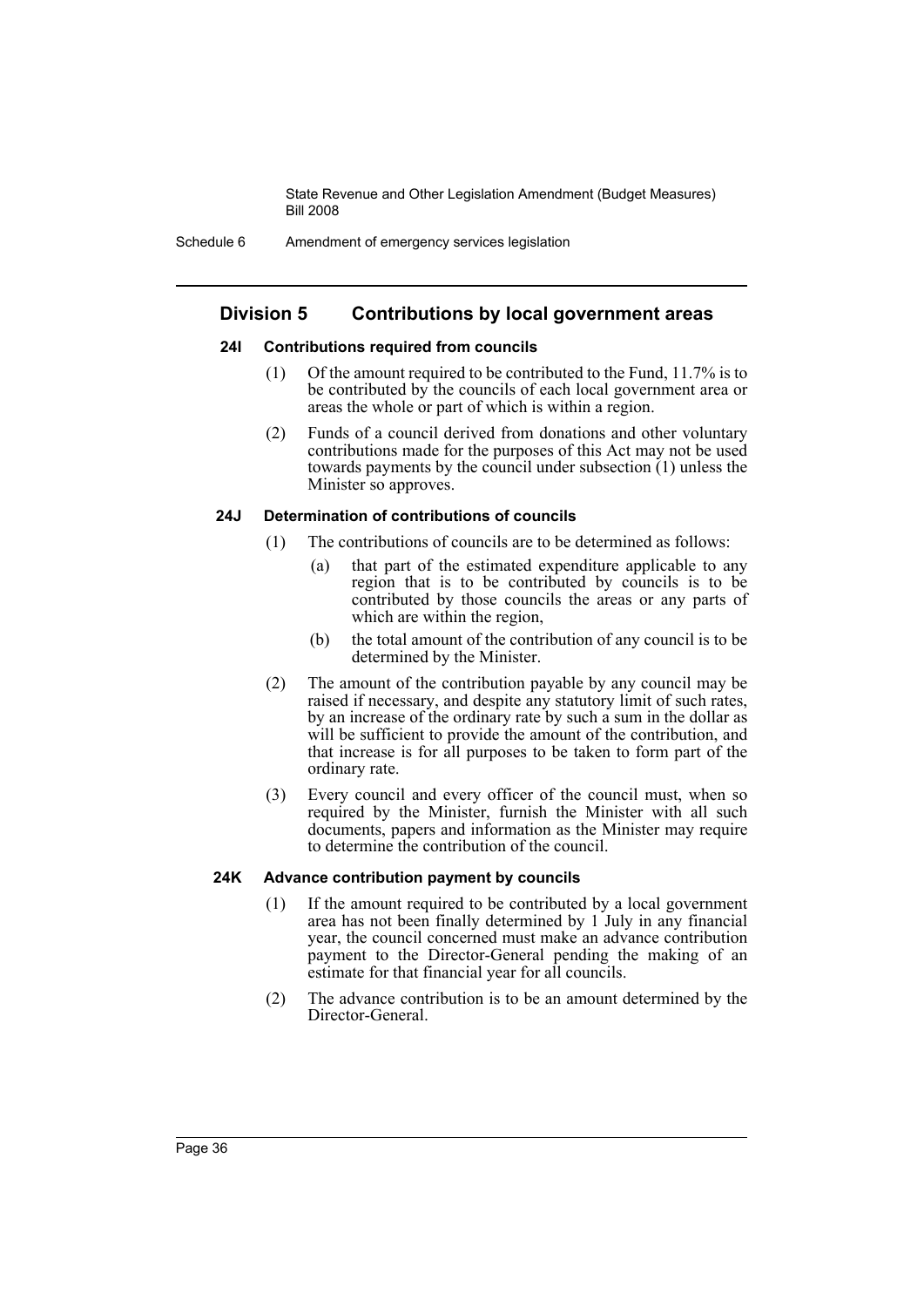## Division 5 Contributions by local government areas

### 24I Contributions required from councils

(1) Of the amount required to be contributed to the Fund, 11.7% is to be contributed by the councils of each local government area or areas the whole or part of which is within a region.

(2) Funds of a council derived from donations and other voluntary contributions made for the purposes of this Act may not be used towards payments by the council under subsection (1) unless the Minister so approves.

### 24J Determination of contributions of councils

(1) The contributions of councils are to be determined as follows:

- (a) that part of the estimated expenditure applicable to any region that is to be contributed by councils is to be contributed by those councils the areas or any parts of which are within the region,
- (b) the total amount of the contribution of any council is to be determined by the Minister.

(2) The amount of the contribution payable by any council may be raised if necessary, and despite any statutory limit of such rates, by an increase of the ordinary rate by such a sum in the dollar as will be sufficient to provide the amount of the contribution, and that increase is for all purposes to be taken to form part of the ordinary rate.

(3) Every council and every officer of the council must, when so required by the Minister, furnish the Minister with all such documents, papers and information as the Minister may require to determine the contribution of the council.

### 24K Advance contribution payment by councils

(1) If the amount required to be contributed by a local government area has not been finally determined by 1 July in any financial year, the council concerned must make an advance contribution payment to the Director-General pending the making of an estimate for that financial year for all councils.

(2) The advance contribution is to be an amount determined by the Director-General.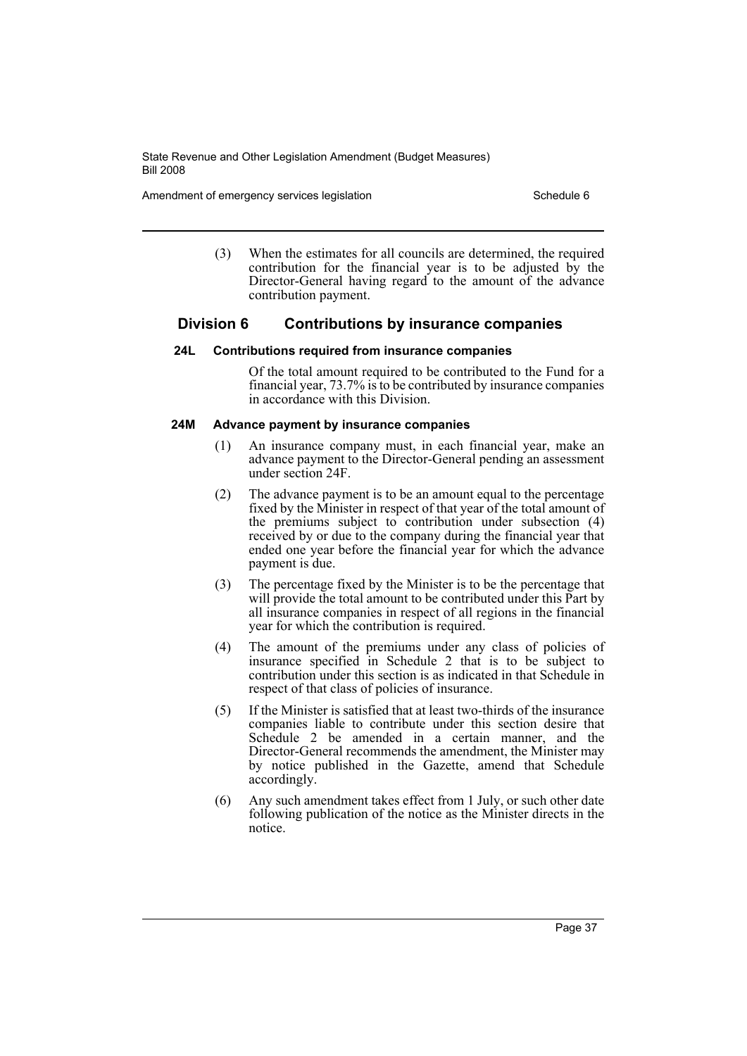(3) When the estimates for all councils are determined, the required contribution for the financial year is to be adjusted by the Director-General having regard to the amount of the advance contribution payment.

## Division 6 Contributions by insurance companies

### 24L Contributions required from insurance companies

Of the total amount required to be contributed to the Fund for a financial year, 73.7% is to be contributed by insurance companies in accordance with this Division.

### 24M Advance payment by insurance companies

(1) An insurance company must, in each financial year, make an advance payment to the Director-General pending an assessment under section 24F.

(2) The advance payment is to be an amount equal to the percentage fixed by the Minister in respect of that year of the total amount of the premiums subject to contribution under subsection (4) received by or due to the company during the financial year that ended one year before the financial year for which the advance payment is due.

(3) The percentage fixed by the Minister is to be the percentage that will provide the total amount to be contributed under this Part by all insurance companies in respect of all regions in the financial year for which the contribution is required.

(4) The amount of the premiums under any class of policies of insurance specified in Schedule 2 that is to be subject to contribution under this section is as indicated in that Schedule in respect of that class of policies of insurance.

(5) If the Minister is satisfied that at least two-thirds of the insurance companies liable to contribute under this section desire that Schedule 2 be amended in a certain manner, and the Director-General recommends the amendment, the Minister may by notice published in the Gazette, amend that Schedule accordingly.

(6) Any such amendment takes effect from 1 July, or such other date following publication of the notice as the Minister directs in the notice.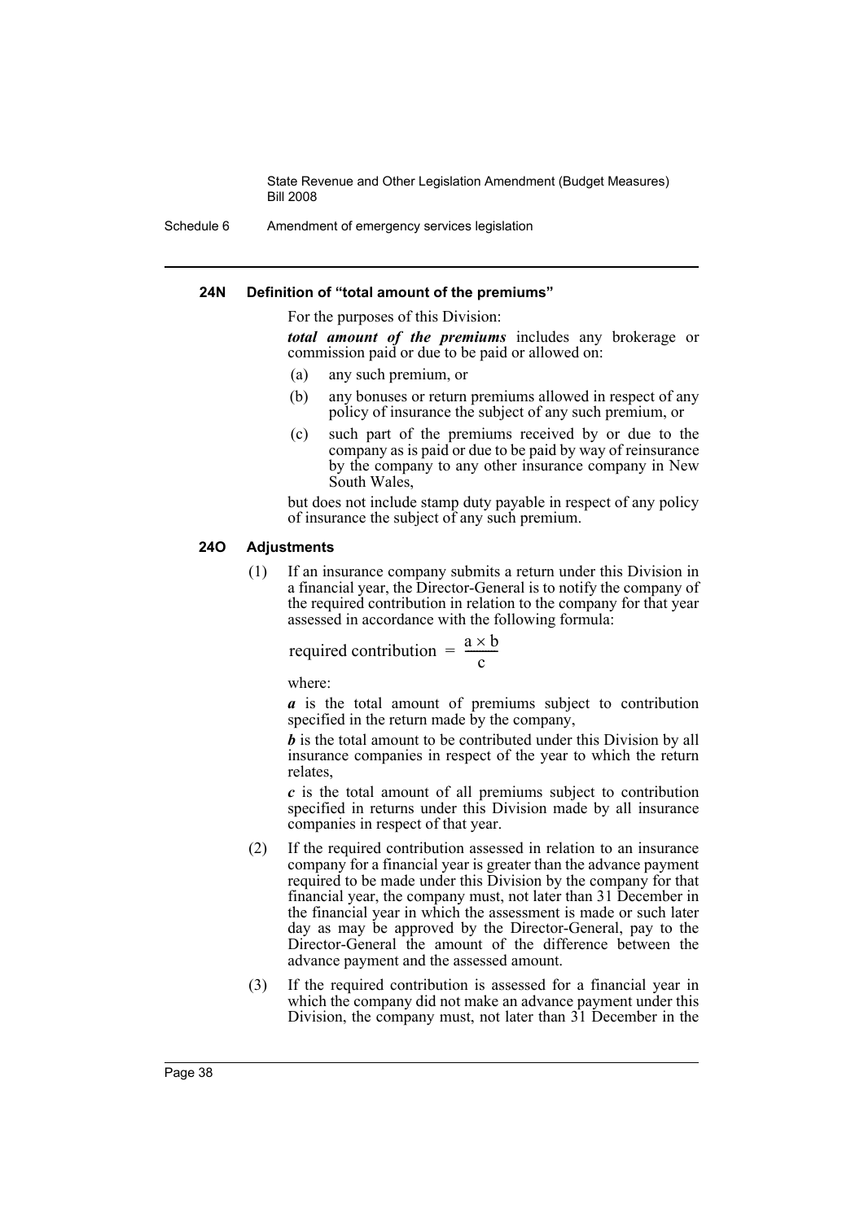#### 24N Definition of "total amount of the premiums"

For the purposes of this Division:

***total amount of the premiums*** includes any brokerage or commission paid or due to be paid or allowed on:

(a) any such premium, or

(b) any bonuses or return premiums allowed in respect of any policy of insurance the subject of any such premium, or

(c) such part of the premiums received by or due to the company as is paid or due to be paid by way of reinsurance by the company to any other insurance company in New South Wales,

but does not include stamp duty payable in respect of any policy of insurance the subject of any such premium.

#### 24O Adjustments

(1) If an insurance company submits a return under this Division in a financial year, the Director-General is to notify the company of the required contribution in relation to the company for that year assessed in accordance with the following formula:

$$\text{required contribution} = \frac{a \times b}{c}$$

where:

***a*** is the total amount of premiums subject to contribution specified in the return made by the company,

***b*** is the total amount to be contributed under this Division by all insurance companies in respect of the year to which the return relates,

***c*** is the total amount of all premiums subject to contribution specified in returns under this Division made by all insurance companies in respect of that year.

(2) If the required contribution assessed in relation to an insurance company for a financial year is greater than the advance payment required to be made under this Division by the company for that financial year, the company must, not later than 31 December in the financial year in which the assessment is made or such later day as may be approved by the Director-General, pay to the Director-General the amount of the difference between the advance payment and the assessed amount.

(3) If the required contribution is assessed for a financial year in which the company did not make an advance payment under this Division, the company must, not later than 31 December in the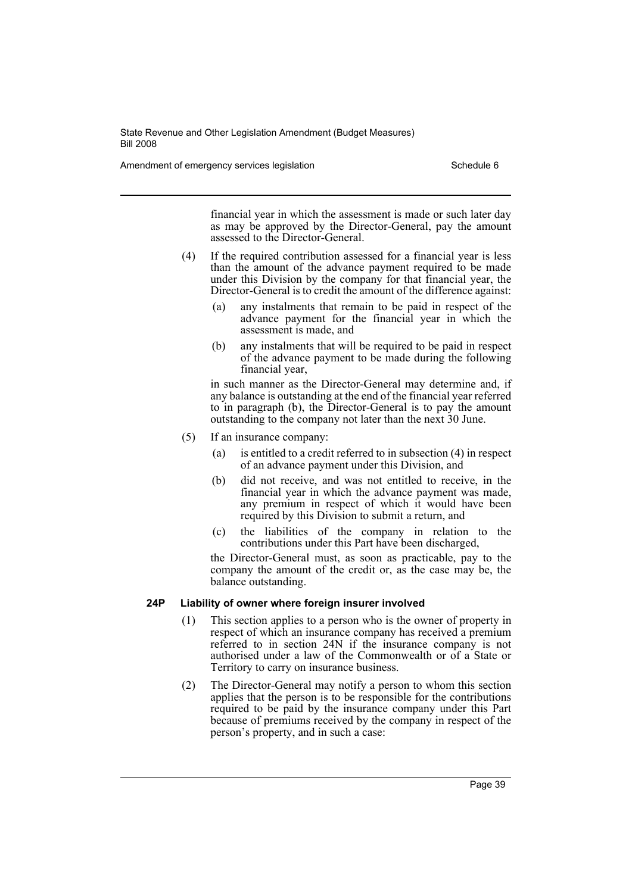financial year in which the assessment is made or such later day as may be approved by the Director-General, pay the amount assessed to the Director-General.

(4) If the required contribution assessed for a financial year is less than the amount of the advance payment required to be made under this Division by the company for that financial year, the Director-General is to credit the amount of the difference against:

- (a) any instalments that remain to be paid in respect of the advance payment for the financial year in which the assessment is made, and
- (b) any instalments that will be required to be paid in respect of the advance payment to be made during the following financial year,

in such manner as the Director-General may determine and, if any balance is outstanding at the end of the financial year referred to in paragraph (b), the Director-General is to pay the amount outstanding to the company not later than the next 30 June.

(5) If an insurance company:

- (a) is entitled to a credit referred to in subsection (4) in respect of an advance payment under this Division, and
- (b) did not receive, and was not entitled to receive, in the financial year in which the advance payment was made, any premium in respect of which it would have been required by this Division to submit a return, and
- (c) the liabilities of the company in relation to the contributions under this Part have been discharged,

the Director-General must, as soon as practicable, pay to the company the amount of the credit or, as the case may be, the balance outstanding.

**24P Liability of owner where foreign insurer involved**

(1) This section applies to a person who is the owner of property in respect of which an insurance company has received a premium referred to in section 24N if the insurance company is not authorised under a law of the Commonwealth or of a State or Territory to carry on insurance business.

(2) The Director-General may notify a person to whom this section applies that the person is to be responsible for the contributions required to be paid by the insurance company under this Part because of premiums received by the company in respect of the person's property, and in such a case: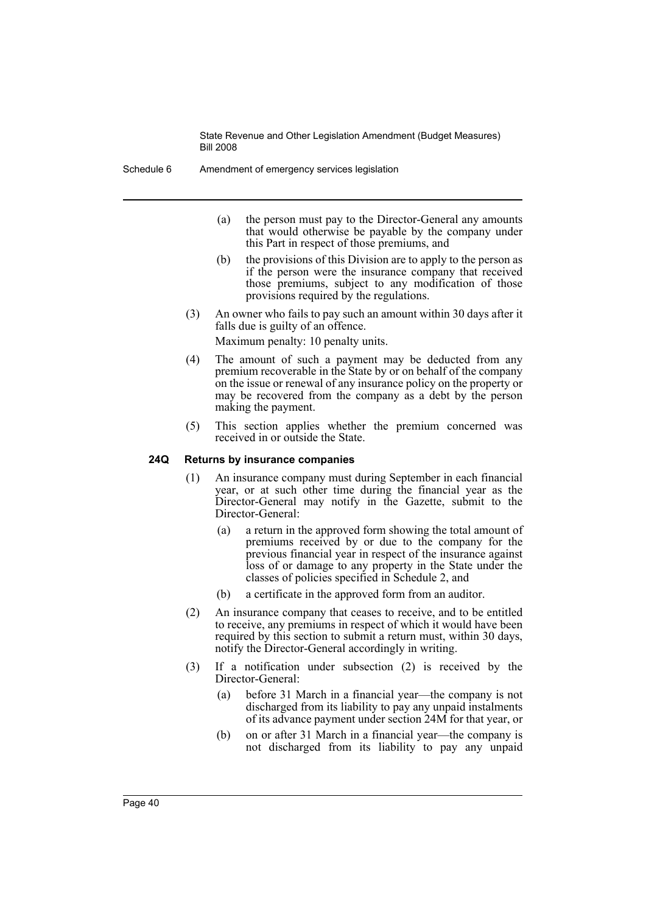(a) the person must pay to the Director-General any amounts that would otherwise be payable by the company under this Part in respect of those premiums, and

(b) the provisions of this Division are to apply to the person as if the person were the insurance company that received those premiums, subject to any modification of those provisions required by the regulations.

(3) An owner who fails to pay such an amount within 30 days after it falls due is guilty of an offence.

Maximum penalty: 10 penalty units.

(4) The amount of such a payment may be deducted from any premium recoverable in the State by or on behalf of the company on the issue or renewal of any insurance policy on the property or may be recovered from the company as a debt by the person making the payment.

(5) This section applies whether the premium concerned was received in or outside the State.

#### 24Q Returns by insurance companies

(1) An insurance company must during September in each financial year, or at such other time during the financial year as the Director-General may notify in the Gazette, submit to the Director-General:

(a) a return in the approved form showing the total amount of premiums received by or due to the company for the previous financial year in respect of the insurance against loss of or damage to any property in the State under the classes of policies specified in Schedule 2, and

(b) a certificate in the approved form from an auditor.

(2) An insurance company that ceases to receive, and to be entitled to receive, any premiums in respect of which it would have been required by this section to submit a return must, within 30 days, notify the Director-General accordingly in writing.

(3) If a notification under subsection (2) is received by the Director-General:

(a) before 31 March in a financial year—the company is not discharged from its liability to pay any unpaid instalments of its advance payment under section 24M for that year, or

(b) on or after 31 March in a financial year—the company is not discharged from its liability to pay any unpaid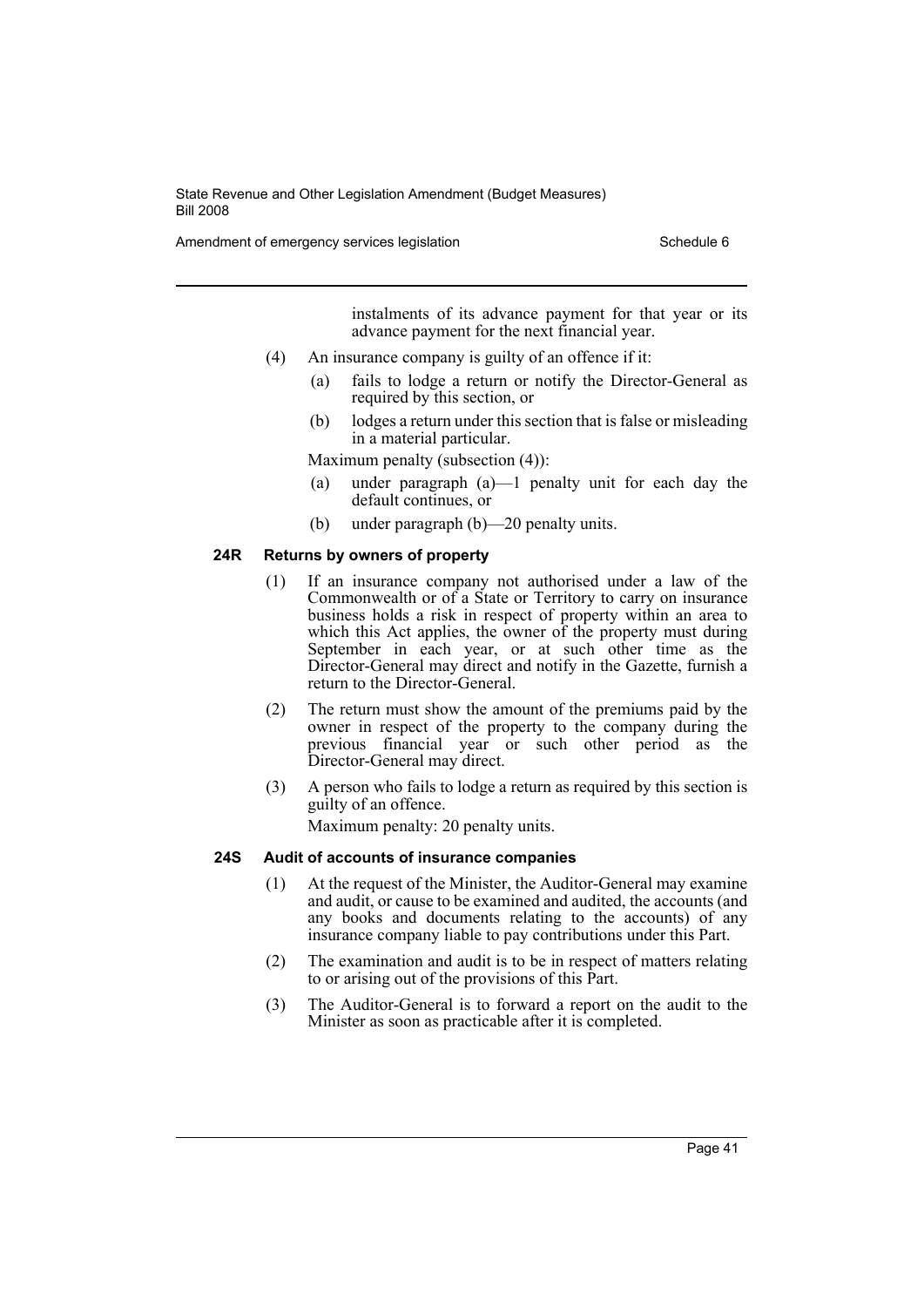instalments of its advance payment for that year or its advance payment for the next financial year.

(4) An insurance company is guilty of an offence if it:

(a) fails to lodge a return or notify the Director-General as required by this section, or

(b) lodges a return under this section that is false or misleading in a material particular.

Maximum penalty (subsection (4)):

(a) under paragraph (a)—1 penalty unit for each day the default continues, or

(b) under paragraph (b)—20 penalty units.

#### 24R Returns by owners of property

(1) If an insurance company not authorised under a law of the Commonwealth or of a State or Territory to carry on insurance business holds a risk in respect of property within an area to which this Act applies, the owner of the property must during September in each year, or at such other time as the Director-General may direct and notify in the Gazette, furnish a return to the Director-General.

(2) The return must show the amount of the premiums paid by the owner in respect of the property to the company during the previous financial year or such other period as the Director-General may direct.

(3) A person who fails to lodge a return as required by this section is guilty of an offence.

Maximum penalty: 20 penalty units.

#### 24S Audit of accounts of insurance companies

(1) At the request of the Minister, the Auditor-General may examine and audit, or cause to be examined and audited, the accounts (and any books and documents relating to the accounts) of any insurance company liable to pay contributions under this Part.

(2) The examination and audit is to be in respect of matters relating to or arising out of the provisions of this Part.

(3) The Auditor-General is to forward a report on the audit to the Minister as soon as practicable after it is completed.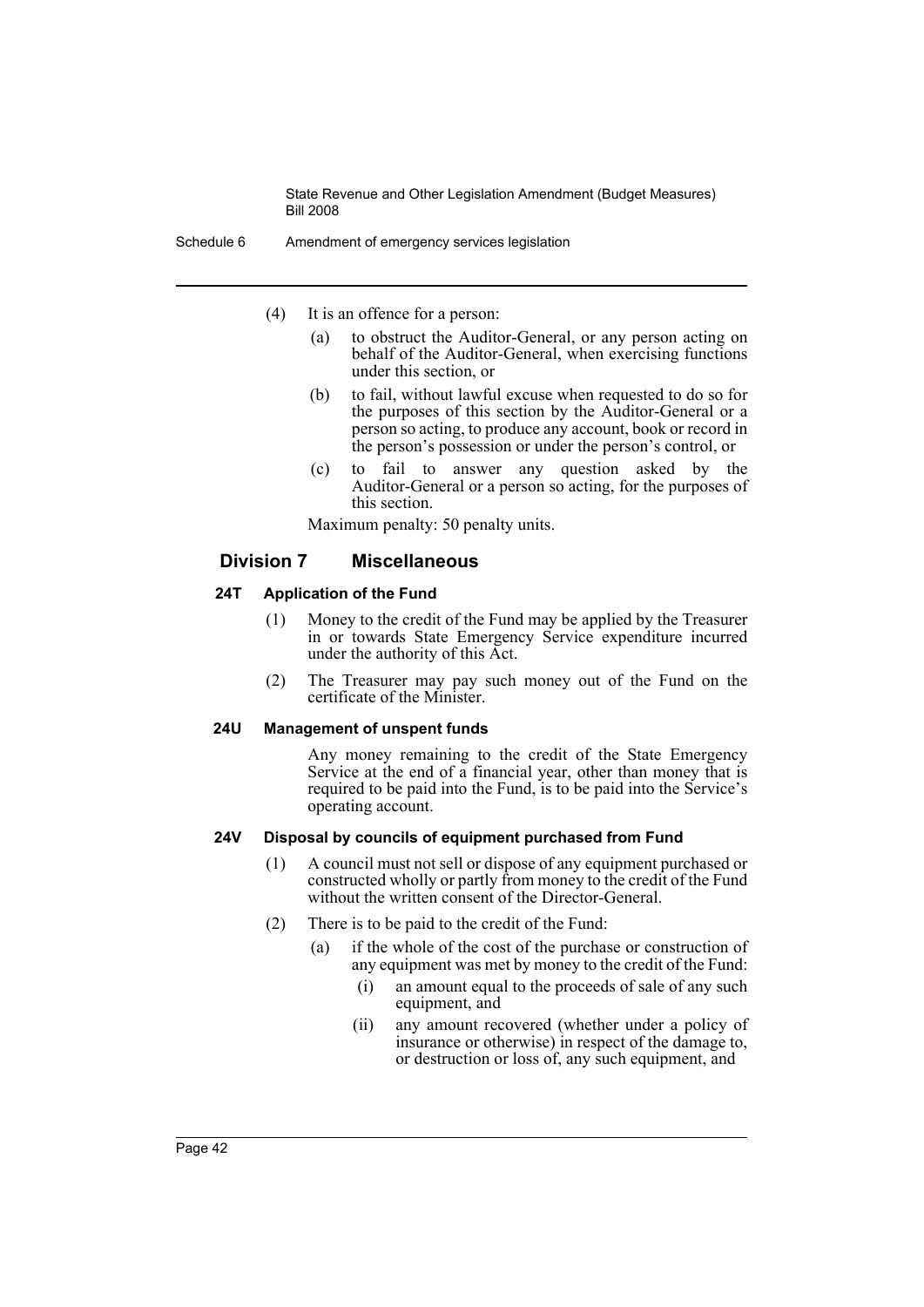(4) It is an offence for a person:

   (a) to obstruct the Auditor-General, or any person acting on behalf of the Auditor-General, when exercising functions under this section, or

   (b) to fail, without lawful excuse when requested to do so for the purposes of this section by the Auditor-General or a person so acting, to produce any account, book or record in the person's possession or under the person's control, or

   (c) to fail to answer any question asked by the Auditor-General or a person so acting, for the purposes of this section.

Maximum penalty: 50 penalty units.

## Division 7 Miscellaneous

### 24T Application of the Fund

(1) Money to the credit of the Fund may be applied by the Treasurer in or towards State Emergency Service expenditure incurred under the authority of this Act.

(2) The Treasurer may pay such money out of the Fund on the certificate of the Minister.

### 24U Management of unspent funds

Any money remaining to the credit of the State Emergency Service at the end of a financial year, other than money that is required to be paid into the Fund, is to be paid into the Service's operating account.

### 24V Disposal by councils of equipment purchased from Fund

(1) A council must not sell or dispose of any equipment purchased or constructed wholly or partly from money to the credit of the Fund without the written consent of the Director-General.

(2) There is to be paid to the credit of the Fund:

   (a) if the whole of the cost of the purchase or construction of any equipment was met by money to the credit of the Fund:

      (i) an amount equal to the proceeds of sale of any such equipment, and

      (ii) any amount recovered (whether under a policy of insurance or otherwise) in respect of the damage to, or destruction or loss of, any such equipment, and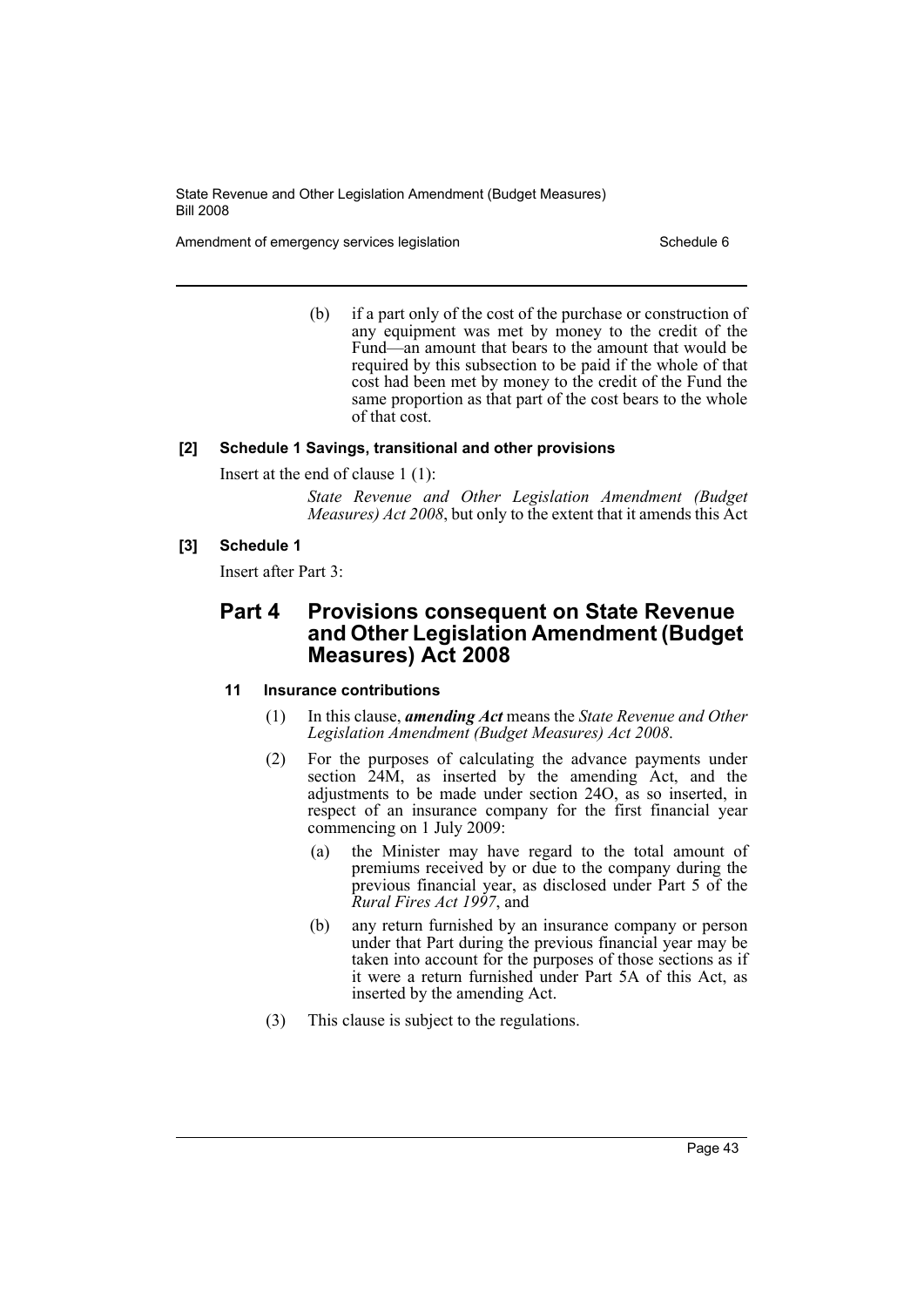(b) if a part only of the cost of the purchase or construction of any equipment was met by money to the credit of the Fund—an amount that bears to the amount that would be required by this subsection to be paid if the whole of that cost had been met by money to the credit of the Fund the same proportion as that part of the cost bears to the whole of that cost.

**[2] Schedule 1 Savings, transitional and other provisions**

Insert at the end of clause 1 (1):

*State Revenue and Other Legislation Amendment (Budget Measures) Act 2008*, but only to the extent that it amends this Act

**[3] Schedule 1**

Insert after Part 3:

## Part 4 Provisions consequent on State Revenue and Other Legislation Amendment (Budget Measures) Act 2008

### 11 Insurance contributions

(1) In this clause, ***amending Act*** means the *State Revenue and Other Legislation Amendment (Budget Measures) Act 2008*.

(2) For the purposes of calculating the advance payments under section 24M, as inserted by the amending Act, and the adjustments to be made under section 24O, as so inserted, in respect of an insurance company for the first financial year commencing on 1 July 2009:

(a) the Minister may have regard to the total amount of premiums received by or due to the company during the previous financial year, as disclosed under Part 5 of the *Rural Fires Act 1997*, and

(b) any return furnished by an insurance company or person under that Part during the previous financial year may be taken into account for the purposes of those sections as if it were a return furnished under Part 5A of this Act, as inserted by the amending Act.

(3) This clause is subject to the regulations.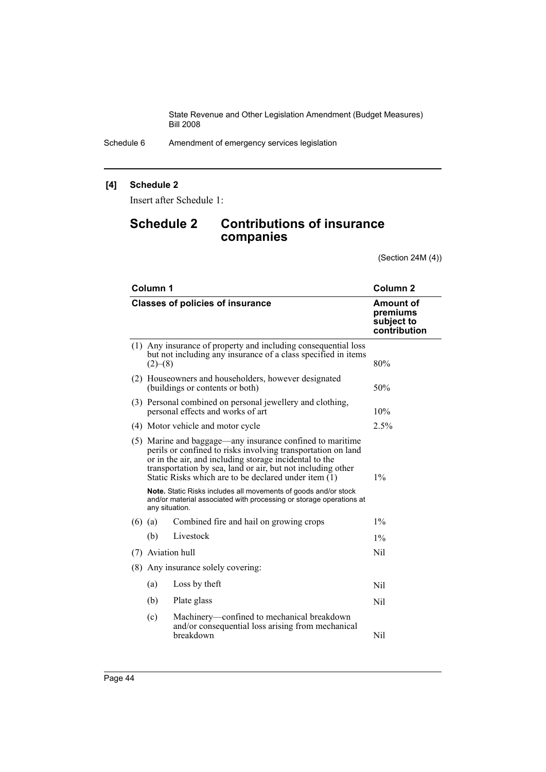**[4] Schedule 2**

Insert after Schedule 1:

# Schedule 2 Contributions of insurance companies

(Section 24M (4))

| Column 1 | Column 2 |
|---|---|
| **Classes of policies of insurance** | **Amount of premiums subject to contribution** |
| (1) Any insurance of property and including consequential loss but not including any insurance of a class specified in items (2)–(8) | 80% |
| (2) Houseowners and householders, however designated (buildings or contents or both) | 50% |
| (3) Personal combined on personal jewellery and clothing, personal effects and works of art | 10% |
| (4) Motor vehicle and motor cycle | 2.5% |
| (5) Marine and baggage—any insurance confined to maritime perils or confined to risks involving transportation on land or in the air, and including storage incidental to the transportation by sea, land or air, but not including other Static Risks which are to be declared under item (1)<br><br>**Note.** Static Risks includes all movements of goods and/or stock and/or material associated with processing or storage operations at any situation. | 1% |
| (6) (a) Combined fire and hail on growing crops | 1% |
| (b) Livestock | 1% |
| (7) Aviation hull | Nil |
| (8) Any insurance solely covering: | |
| (a) Loss by theft | Nil |
| (b) Plate glass | Nil |
| (c) Machinery—confined to mechanical breakdown and/or consequential loss arising from mechanical breakdown | Nil |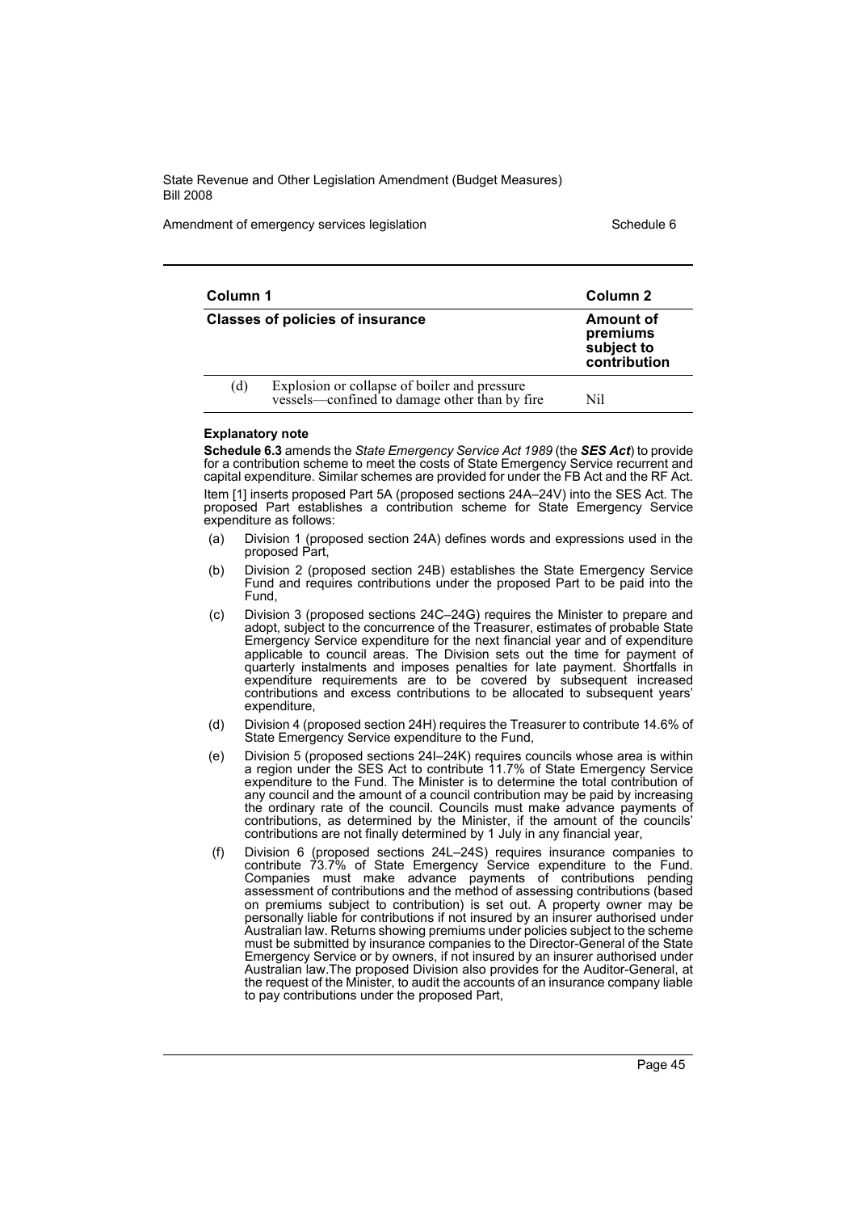| Column 1 | | Column 2 |
|---|---|---|
| **Classes of policies of insurance** | | **Amount of premiums subject to contribution** |
| (d) | Explosion or collapse of boiler and pressure vessels—confined to damage other than by fire | Nil |

#### Explanatory note

**Schedule 6.3** amends the *State Emergency Service Act 1989* (the ***SES Act***) to provide for a contribution scheme to meet the costs of State Emergency Service recurrent and capital expenditure. Similar schemes are provided for under the FB Act and the RF Act.

Item [1] inserts proposed Part 5A (proposed sections 24A–24V) into the SES Act. The proposed Part establishes a contribution scheme for State Emergency Service expenditure as follows:

(a) Division 1 (proposed section 24A) defines words and expressions used in the proposed Part,

(b) Division 2 (proposed section 24B) establishes the State Emergency Service Fund and requires contributions under the proposed Part to be paid into the Fund,

(c) Division 3 (proposed sections 24C–24G) requires the Minister to prepare and adopt, subject to the concurrence of the Treasurer, estimates of probable State Emergency Service expenditure for the next financial year and of expenditure applicable to council areas. The Division sets out the time for payment of quarterly instalments and imposes penalties for late payment. Shortfalls in expenditure requirements are to be covered by subsequent increased contributions and excess contributions to be allocated to subsequent years' expenditure,

(d) Division 4 (proposed section 24H) requires the Treasurer to contribute 14.6% of State Emergency Service expenditure to the Fund,

(e) Division 5 (proposed sections 24I–24K) requires councils whose area is within a region under the SES Act to contribute 11.7% of State Emergency Service expenditure to the Fund. The Minister is to determine the total contribution of any council and the amount of a council contribution may be paid by increasing the ordinary rate of the council. Councils must make advance payments of contributions, as determined by the Minister, if the amount of the councils' contributions are not finally determined by 1 July in any financial year,

(f) Division 6 (proposed sections 24L–24S) requires insurance companies to contribute 73.7% of State Emergency Service expenditure to the Fund. Companies must make advance payments of contributions pending assessment of contributions and the method of assessing contributions (based on premiums subject to contribution) is set out. A property owner may be personally liable for contributions if not insured by an insurer authorised under Australian law. Returns showing premiums under policies subject to the scheme must be submitted by insurance companies to the Director-General of the State Emergency Service or by owners, if not insured by an insurer authorised under Australian law.The proposed Division also provides for the Auditor-General, at the request of the Minister, to audit the accounts of an insurance company liable to pay contributions under the proposed Part,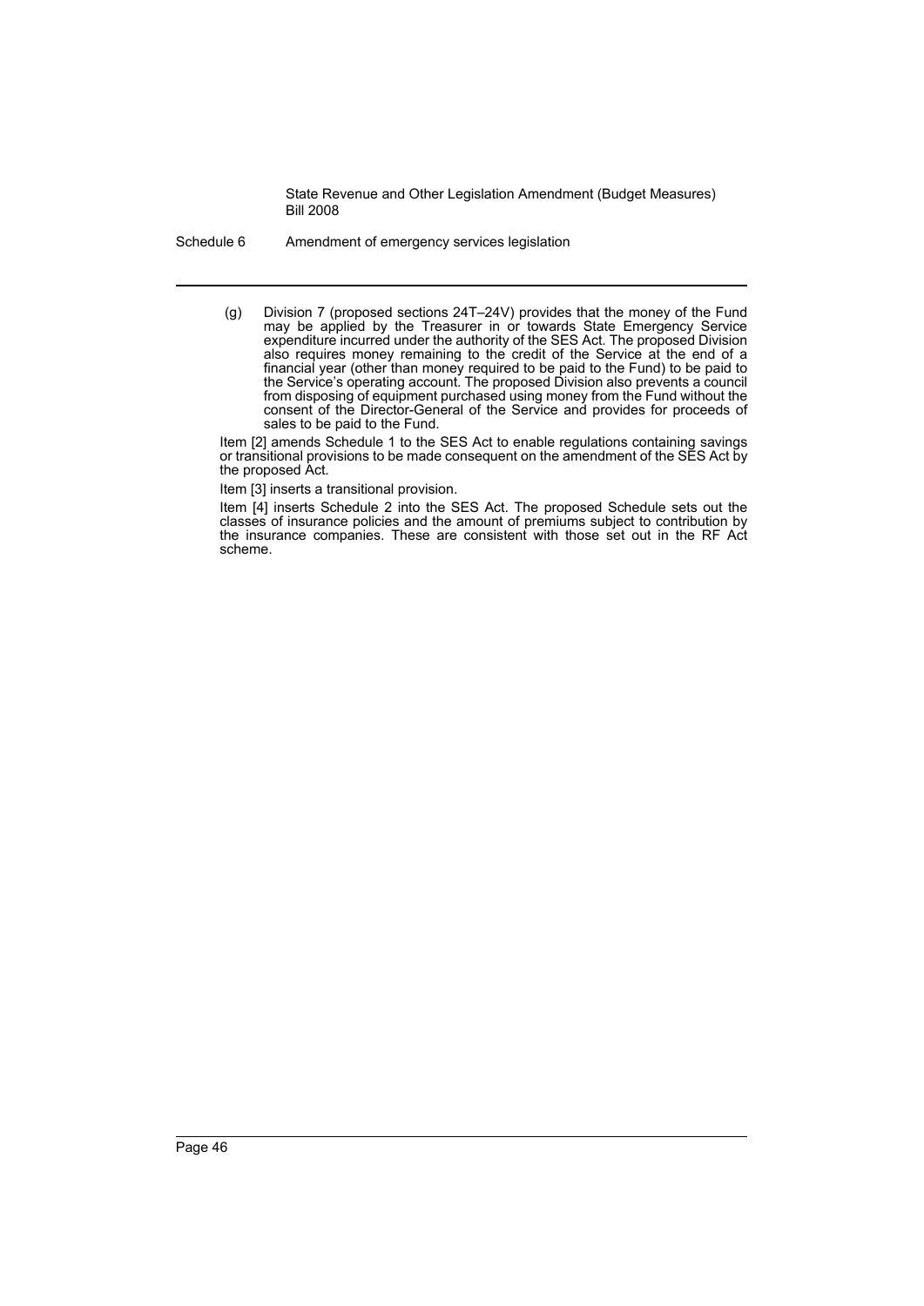(g) Division 7 (proposed sections 24T–24V) provides that the money of the Fund may be applied by the Treasurer in or towards State Emergency Service expenditure incurred under the authority of the SES Act. The proposed Division also requires money remaining to the credit of the Service at the end of a financial year (other than money required to be paid to the Fund) to be paid to the Service's operating account. The proposed Division also prevents a council from disposing of equipment purchased using money from the Fund without the consent of the Director-General of the Service and provides for proceeds of sales to be paid to the Fund.

Item [2] amends Schedule 1 to the SES Act to enable regulations containing savings or transitional provisions to be made consequent on the amendment of the SES Act by the proposed Act.

Item [3] inserts a transitional provision.

Item [4] inserts Schedule 2 into the SES Act. The proposed Schedule sets out the classes of insurance policies and the amount of premiums subject to contribution by the insurance companies. These are consistent with those set out in the RF Act scheme.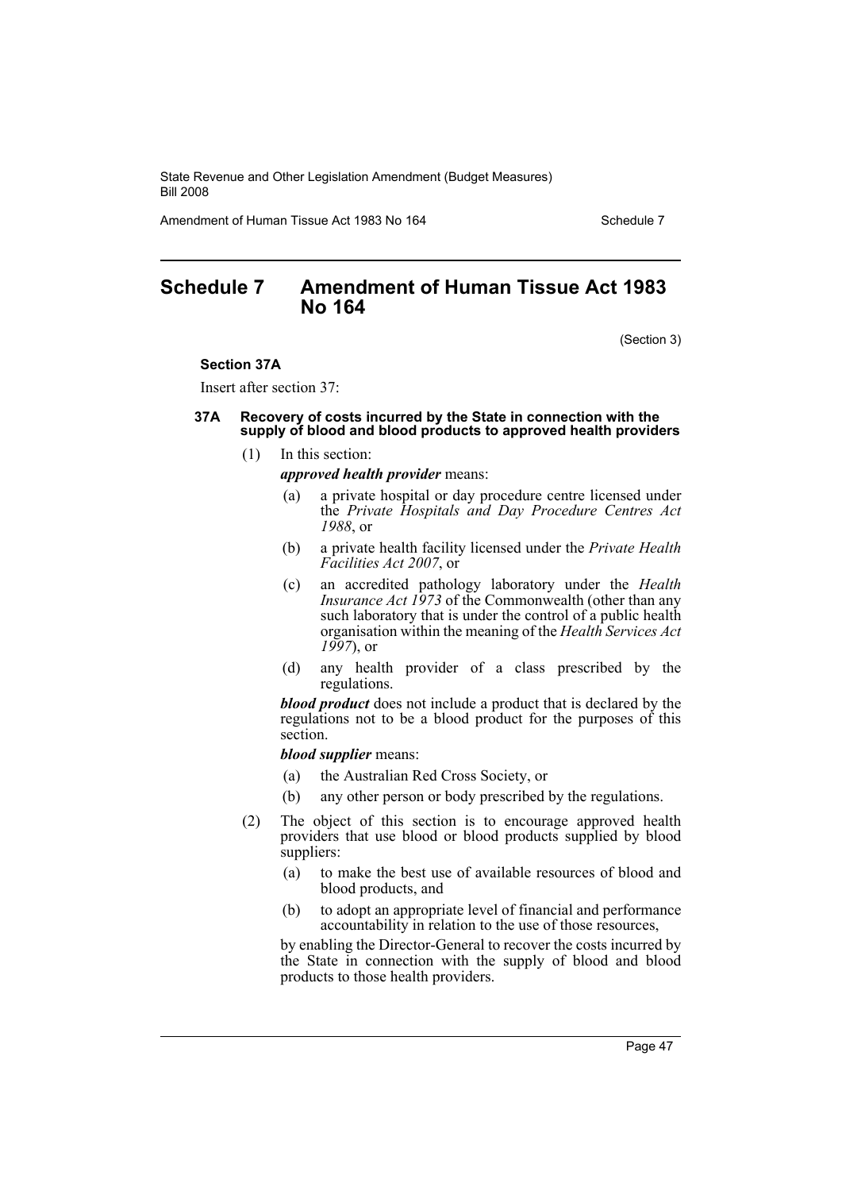# Schedule 7 Amendment of Human Tissue Act 1983 No 164

(Section 3)

### Section 37A

Insert after section 37:

#### 37A Recovery of costs incurred by the State in connection with the supply of blood and blood products to approved health providers

(1) In this section:

***approved health provider*** means:

(a) a private hospital or day procedure centre licensed under the *Private Hospitals and Day Procedure Centres Act 1988*, or

(b) a private health facility licensed under the *Private Health Facilities Act 2007*, or

(c) an accredited pathology laboratory under the *Health Insurance Act 1973* of the Commonwealth (other than any such laboratory that is under the control of a public health organisation within the meaning of the *Health Services Act 1997*), or

(d) any health provider of a class prescribed by the regulations.

***blood product*** does not include a product that is declared by the regulations not to be a blood product for the purposes of this section.

***blood supplier*** means:

(a) the Australian Red Cross Society, or

(b) any other person or body prescribed by the regulations.

(2) The object of this section is to encourage approved health providers that use blood or blood products supplied by blood suppliers:

(a) to make the best use of available resources of blood and blood products, and

(b) to adopt an appropriate level of financial and performance accountability in relation to the use of those resources,

by enabling the Director-General to recover the costs incurred by the State in connection with the supply of blood and blood products to those health providers.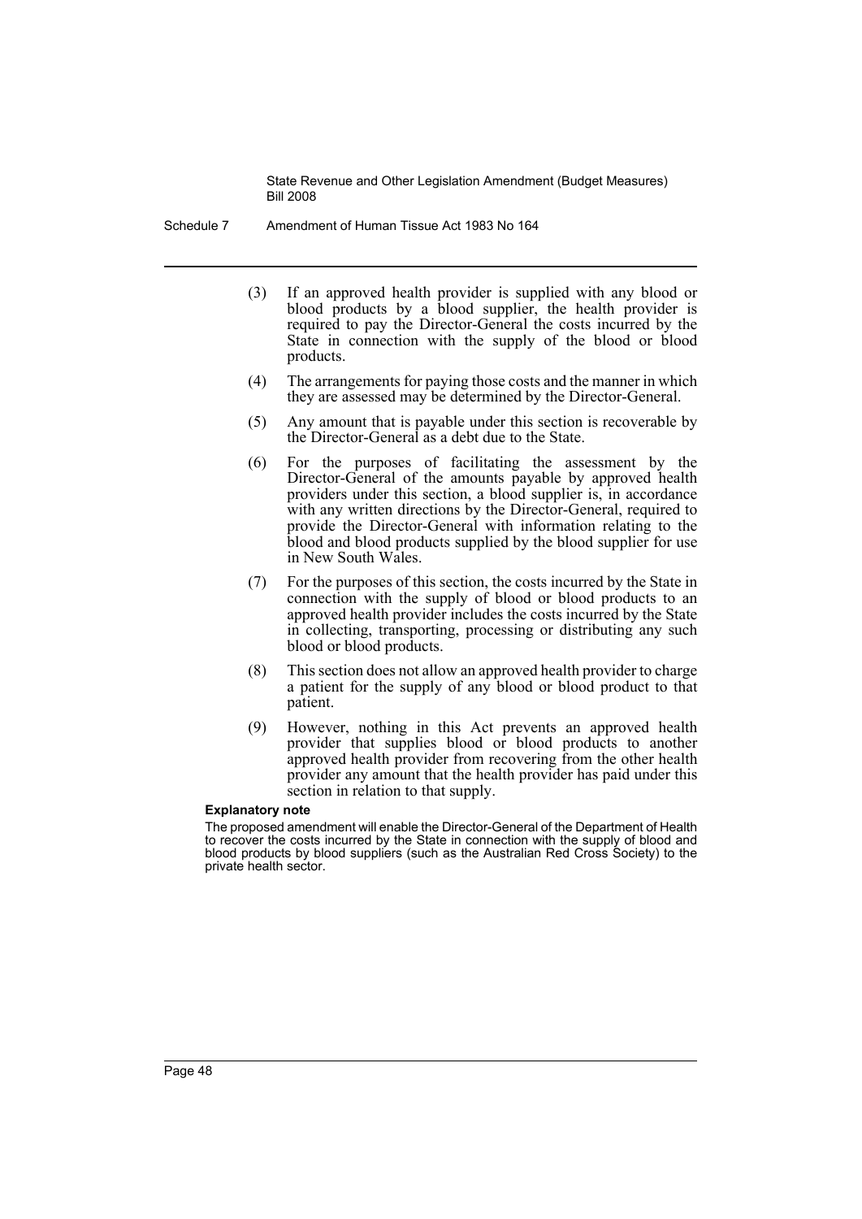(3) If an approved health provider is supplied with any blood or blood products by a blood supplier, the health provider is required to pay the Director-General the costs incurred by the State in connection with the supply of the blood or blood products.

(4) The arrangements for paying those costs and the manner in which they are assessed may be determined by the Director-General.

(5) Any amount that is payable under this section is recoverable by the Director-General as a debt due to the State.

(6) For the purposes of facilitating the assessment by the Director-General of the amounts payable by approved health providers under this section, a blood supplier is, in accordance with any written directions by the Director-General, required to provide the Director-General with information relating to the blood and blood products supplied by the blood supplier for use in New South Wales.

(7) For the purposes of this section, the costs incurred by the State in connection with the supply of blood or blood products to an approved health provider includes the costs incurred by the State in collecting, transporting, processing or distributing any such blood or blood products.

(8) This section does not allow an approved health provider to charge a patient for the supply of any blood or blood product to that patient.

(9) However, nothing in this Act prevents an approved health provider that supplies blood or blood products to another approved health provider from recovering from the other health provider any amount that the health provider has paid under this section in relation to that supply.

**Explanatory note**

The proposed amendment will enable the Director-General of the Department of Health to recover the costs incurred by the State in connection with the supply of blood and blood products by blood suppliers (such as the Australian Red Cross Society) to the private health sector.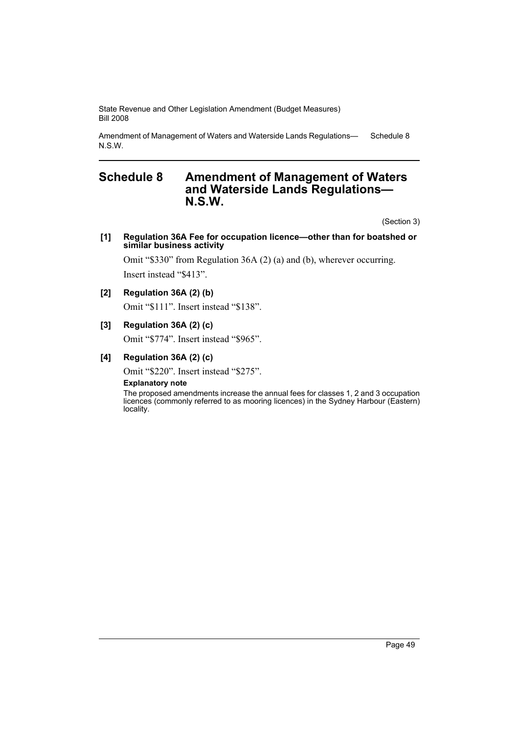# Schedule 8 Amendment of Management of Waters and Waterside Lands Regulations—N.S.W.

(Section 3)

**[1] Regulation 36A Fee for occupation licence—other than for boatshed or similar business activity**

Omit "$330" from Regulation 36A (2) (a) and (b), wherever occurring.

Insert instead "$413".

**[2] Regulation 36A (2) (b)**

Omit "$111". Insert instead "$138".

**[3] Regulation 36A (2) (c)**

Omit "$774". Insert instead "$965".

**[4] Regulation 36A (2) (c)**

Omit "$220". Insert instead "$275".

**Explanatory note**

The proposed amendments increase the annual fees for classes 1, 2 and 3 occupation licences (commonly referred to as mooring licences) in the Sydney Harbour (Eastern) locality.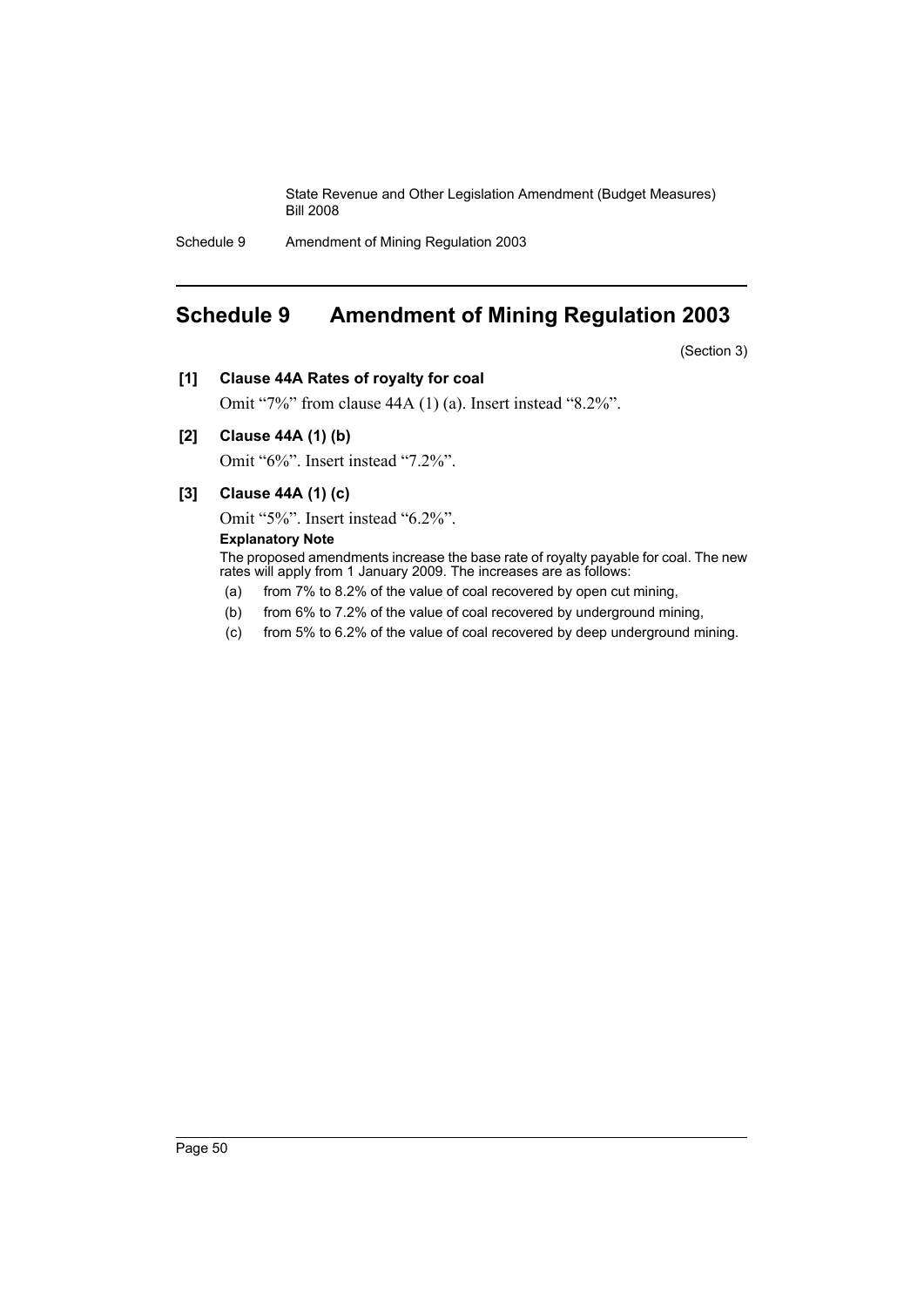# Schedule 9 Amendment of Mining Regulation 2003

(Section 3)

**[1] Clause 44A Rates of royalty for coal**

Omit “7%” from clause 44A (1) (a). Insert instead “8.2%”.

**[2] Clause 44A (1) (b)**

Omit “6%”. Insert instead “7.2%”.

**[3] Clause 44A (1) (c)**

Omit “5%”. Insert instead “6.2%”.

**Explanatory Note**

The proposed amendments increase the base rate of royalty payable for coal. The new rates will apply from 1 January 2009. The increases are as follows:

(a) from 7% to 8.2% of the value of coal recovered by open cut mining,

(b) from 6% to 7.2% of the value of coal recovered by underground mining,

(c) from 5% to 6.2% of the value of coal recovered by deep underground mining.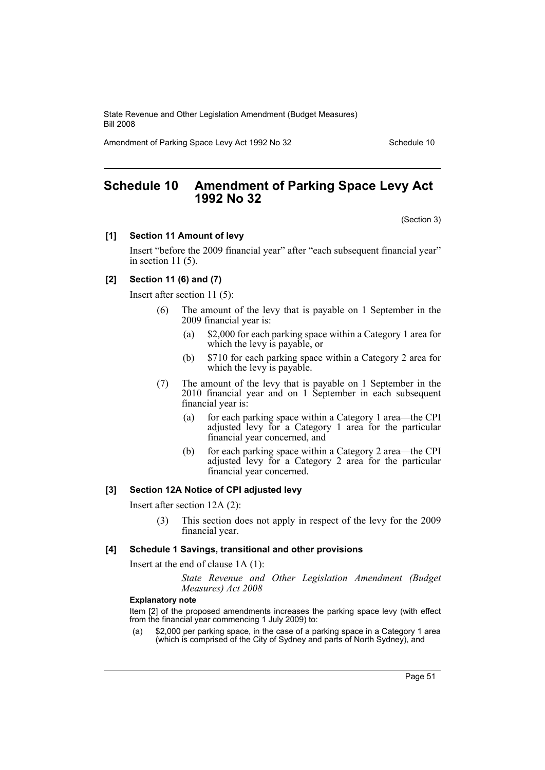# Schedule 10 Amendment of Parking Space Levy Act 1992 No 32

(Section 3)

**[1] Section 11 Amount of levy**

Insert "before the 2009 financial year" after "each subsequent financial year" in section 11 (5).

**[2] Section 11 (6) and (7)**

Insert after section 11 (5):

> (6) The amount of the levy that is payable on 1 September in the 2009 financial year is:
>
> (a) $2,000 for each parking space within a Category 1 area for which the levy is payable, or
>
> (b) $710 for each parking space within a Category 2 area for which the levy is payable.
>
> (7) The amount of the levy that is payable on 1 September in the 2010 financial year and on 1 September in each subsequent financial year is:
>
> (a) for each parking space within a Category 1 area—the CPI adjusted levy for a Category 1 area for the particular financial year concerned, and
>
> (b) for each parking space within a Category 2 area—the CPI adjusted levy for a Category 2 area for the particular financial year concerned.

**[3] Section 12A Notice of CPI adjusted levy**

Insert after section 12A (2):

> (3) This section does not apply in respect of the levy for the 2009 financial year.

**[4] Schedule 1 Savings, transitional and other provisions**

Insert at the end of clause 1A (1):

> *State Revenue and Other Legislation Amendment (Budget Measures) Act 2008*

**Explanatory note**

Item [2] of the proposed amendments increases the parking space levy (with effect from the financial year commencing 1 July 2009) to:

(a) $2,000 per parking space, in the case of a parking space in a Category 1 area (which is comprised of the City of Sydney and parts of North Sydney), and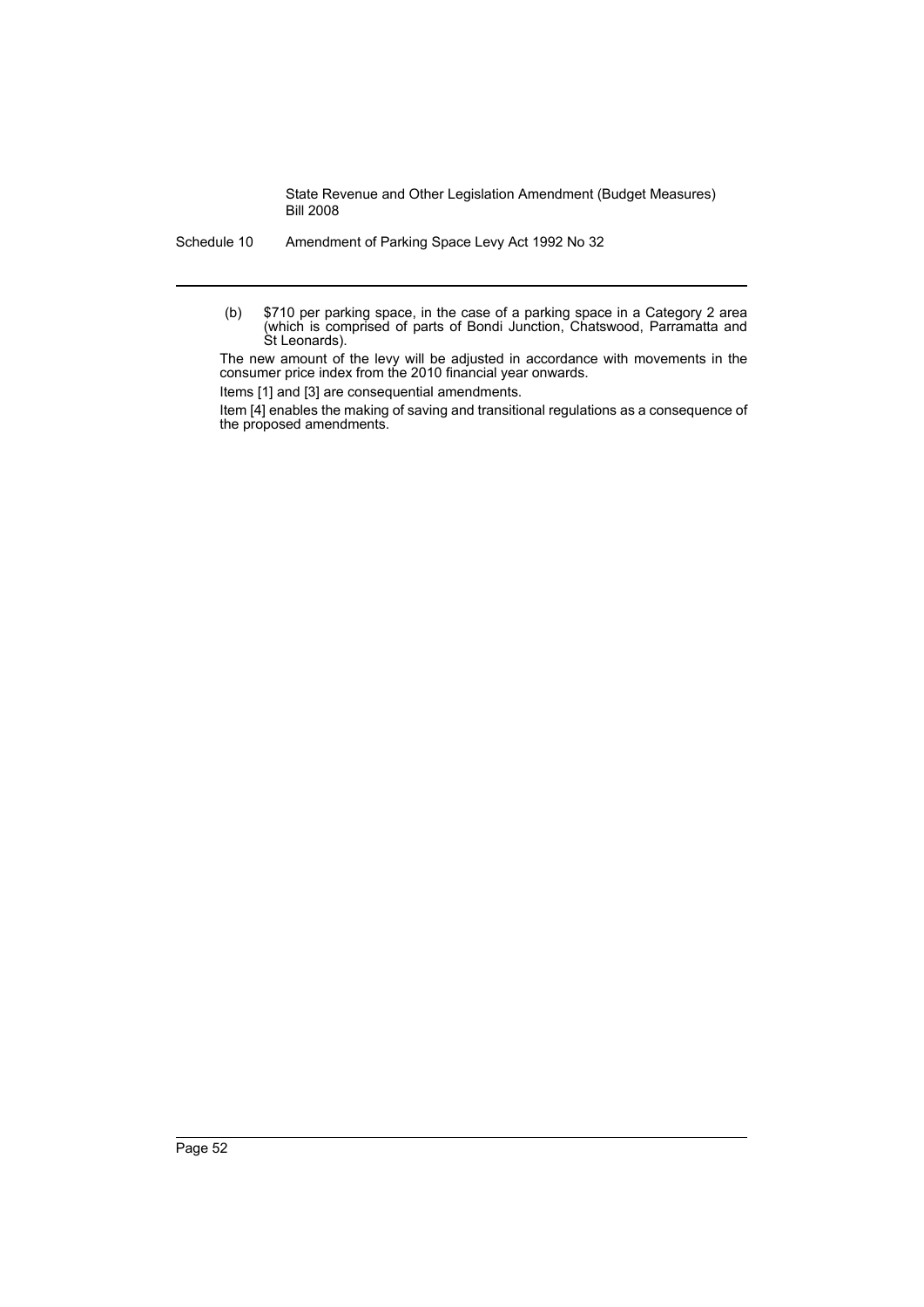(b) $710 per parking space, in the case of a parking space in a Category 2 area (which is comprised of parts of Bondi Junction, Chatswood, Parramatta and St Leonards).

The new amount of the levy will be adjusted in accordance with movements in the consumer price index from the 2010 financial year onwards.

Items [1] and [3] are consequential amendments.

Item [4] enables the making of saving and transitional regulations as a consequence of the proposed amendments.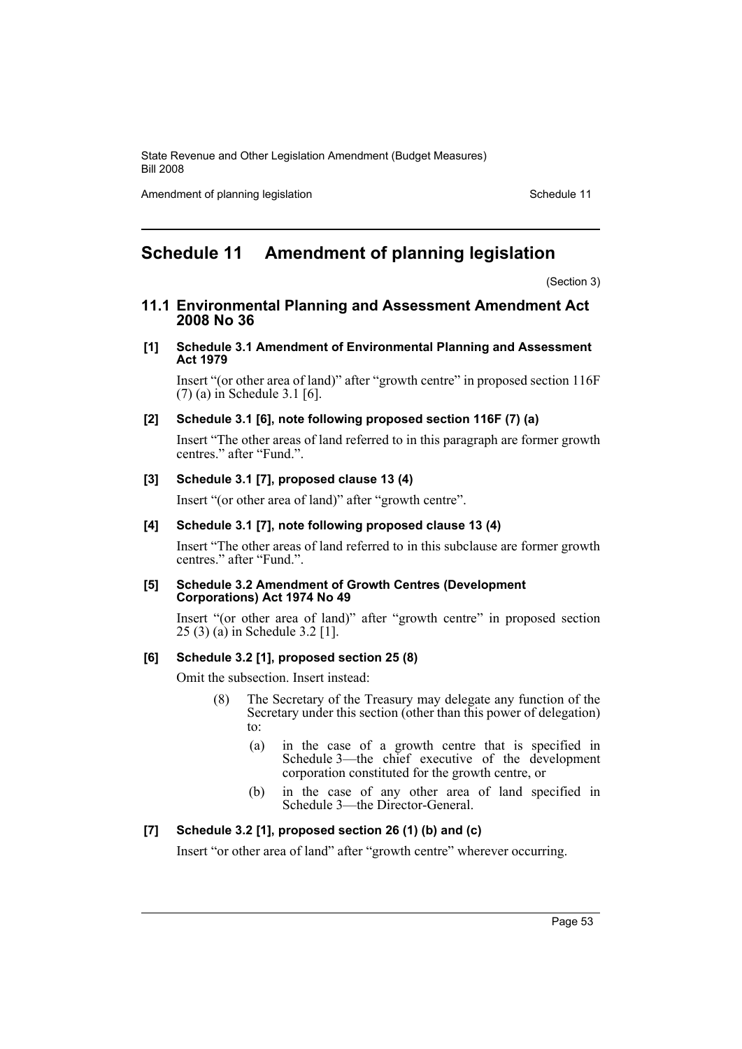# Schedule 11 Amendment of planning legislation

(Section 3)

## 11.1 Environmental Planning and Assessment Amendment Act 2008 No 36

**[1] Schedule 3.1 Amendment of Environmental Planning and Assessment Act 1979**

Insert "(or other area of land)" after "growth centre" in proposed section 116F (7) (a) in Schedule 3.1 [6].

**[2] Schedule 3.1 [6], note following proposed section 116F (7) (a)**

Insert "The other areas of land referred to in this paragraph are former growth centres." after "Fund.".

**[3] Schedule 3.1 [7], proposed clause 13 (4)**

Insert "(or other area of land)" after "growth centre".

**[4] Schedule 3.1 [7], note following proposed clause 13 (4)**

Insert "The other areas of land referred to in this subclause are former growth centres." after "Fund.".

**[5] Schedule 3.2 Amendment of Growth Centres (Development Corporations) Act 1974 No 49**

Insert "(or other area of land)" after "growth centre" in proposed section 25 (3) (a) in Schedule 3.2 [1].

**[6] Schedule 3.2 [1], proposed section 25 (8)**

Omit the subsection. Insert instead:

> (8) The Secretary of the Treasury may delegate any function of the Secretary under this section (other than this power of delegation) to:
>
> (a) in the case of a growth centre that is specified in Schedule 3—the chief executive of the development corporation constituted for the growth centre, or
>
> (b) in the case of any other area of land specified in Schedule 3—the Director-General.

**[7] Schedule 3.2 [1], proposed section 26 (1) (b) and (c)**

Insert "or other area of land" after "growth centre" wherever occurring.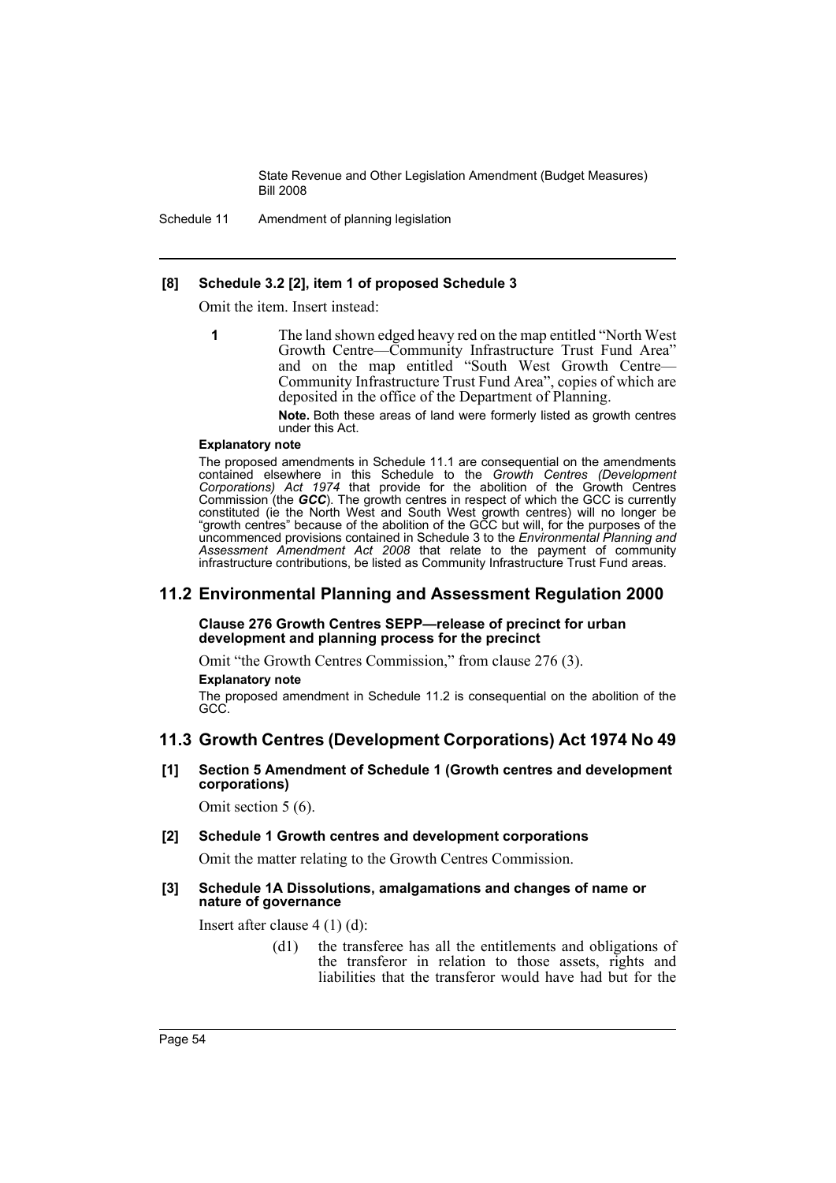**[8] Schedule 3.2 [2], item 1 of proposed Schedule 3**

Omit the item. Insert instead:

**1** The land shown edged heavy red on the map entitled "North West Growth Centre—Community Infrastructure Trust Fund Area" and on the map entitled "South West Growth Centre—Community Infrastructure Trust Fund Area", copies of which are deposited in the office of the Department of Planning.

**Note.** Both these areas of land were formerly listed as growth centres under this Act.

**Explanatory note**

The proposed amendments in Schedule 11.1 are consequential on the amendments contained elsewhere in this Schedule to the *Growth Centres (Development Corporations) Act 1974* that provide for the abolition of the Growth Centres Commission (the ***GCC***). The growth centres in respect of which the GCC is currently constituted (ie the North West and South West growth centres) will no longer be "growth centres" because of the abolition of the GCC but will, for the purposes of the uncommenced provisions contained in Schedule 3 to the *Environmental Planning and Assessment Amendment Act 2008* that relate to the payment of community infrastructure contributions, be listed as Community Infrastructure Trust Fund areas.

## 11.2 Environmental Planning and Assessment Regulation 2000

**Clause 276 Growth Centres SEPP—release of precinct for urban development and planning process for the precinct**

Omit "the Growth Centres Commission," from clause 276 (3).

**Explanatory note**

The proposed amendment in Schedule 11.2 is consequential on the abolition of the GCC.

## 11.3 Growth Centres (Development Corporations) Act 1974 No 49

**[1] Section 5 Amendment of Schedule 1 (Growth centres and development corporations)**

Omit section 5 (6).

**[2] Schedule 1 Growth centres and development corporations**

Omit the matter relating to the Growth Centres Commission.

**[3] Schedule 1A Dissolutions, amalgamations and changes of name or nature of governance**

Insert after clause 4 (1) (d):

(d1) the transferee has all the entitlements and obligations of the transferor in relation to those assets, rights and liabilities that the transferor would have had but for the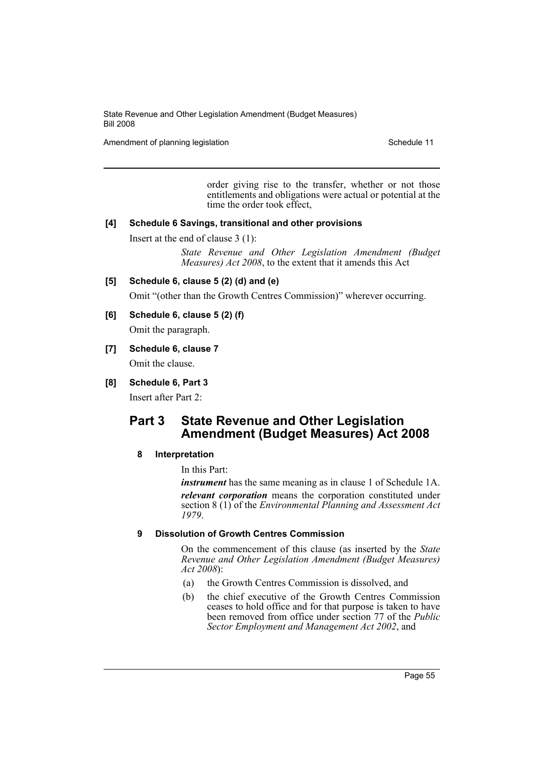order giving rise to the transfer, whether or not those entitlements and obligations were actual or potential at the time the order took effect,

**[4] Schedule 6 Savings, transitional and other provisions**

Insert at the end of clause 3 (1):

*State Revenue and Other Legislation Amendment (Budget Measures) Act 2008*, to the extent that it amends this Act

**[5] Schedule 6, clause 5 (2) (d) and (e)**

Omit "(other than the Growth Centres Commission)" wherever occurring.

**[6] Schedule 6, clause 5 (2) (f)**

Omit the paragraph.

**[7] Schedule 6, clause 7**

Omit the clause.

**[8] Schedule 6, Part 3**

Insert after Part 2:

## Part 3 State Revenue and Other Legislation Amendment (Budget Measures) Act 2008

### 8 Interpretation

In this Part:

***instrument*** has the same meaning as in clause 1 of Schedule 1A.

***relevant corporation*** means the corporation constituted under section 8 (1) of the *Environmental Planning and Assessment Act 1979*.

### 9 Dissolution of Growth Centres Commission

On the commencement of this clause (as inserted by the *State Revenue and Other Legislation Amendment (Budget Measures) Act 2008*):

(a) the Growth Centres Commission is dissolved, and

(b) the chief executive of the Growth Centres Commission ceases to hold office and for that purpose is taken to have been removed from office under section 77 of the *Public Sector Employment and Management Act 2002*, and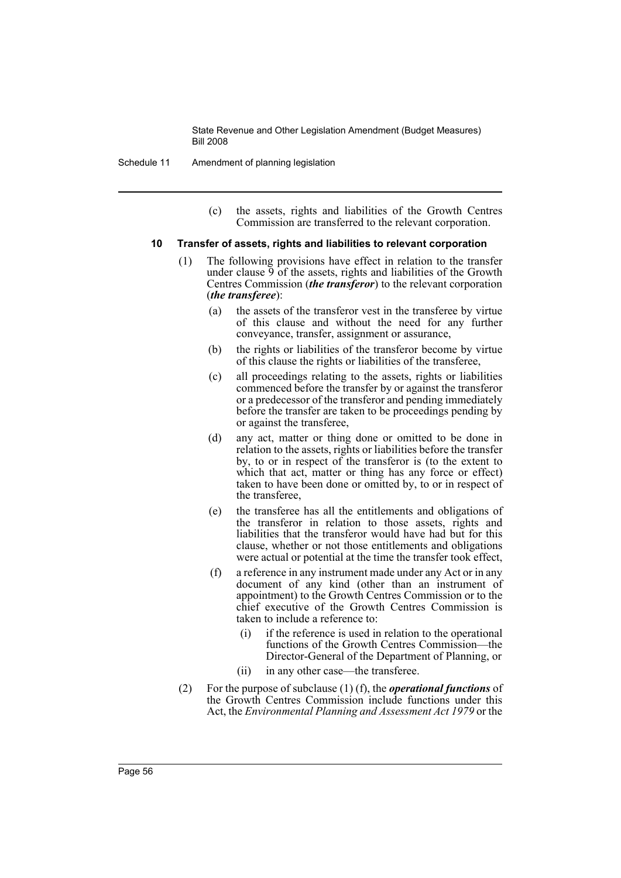(c) the assets, rights and liabilities of the Growth Centres Commission are transferred to the relevant corporation.

### 10 Transfer of assets, rights and liabilities to relevant corporation

(1) The following provisions have effect in relation to the transfer under clause 9 of the assets, rights and liabilities of the Growth Centres Commission (***the transferor***) to the relevant corporation (***the transferee***):

(a) the assets of the transferor vest in the transferee by virtue of this clause and without the need for any further conveyance, transfer, assignment or assurance,

(b) the rights or liabilities of the transferor become by virtue of this clause the rights or liabilities of the transferee,

(c) all proceedings relating to the assets, rights or liabilities commenced before the transfer by or against the transferor or a predecessor of the transferor and pending immediately before the transfer are taken to be proceedings pending by or against the transferee,

(d) any act, matter or thing done or omitted to be done in relation to the assets, rights or liabilities before the transfer by, to or in respect of the transferor is (to the extent to which that act, matter or thing has any force or effect) taken to have been done or omitted by, to or in respect of the transferee,

(e) the transferee has all the entitlements and obligations of the transferor in relation to those assets, rights and liabilities that the transferor would have had but for this clause, whether or not those entitlements and obligations were actual or potential at the time the transfer took effect,

(f) a reference in any instrument made under any Act or in any document of any kind (other than an instrument of appointment) to the Growth Centres Commission or to the chief executive of the Growth Centres Commission is taken to include a reference to:

(i) if the reference is used in relation to the operational functions of the Growth Centres Commission—the Director-General of the Department of Planning, or

(ii) in any other case—the transferee.

(2) For the purpose of subclause (1) (f), the ***operational functions*** of the Growth Centres Commission include functions under this Act, the *Environmental Planning and Assessment Act 1979* or the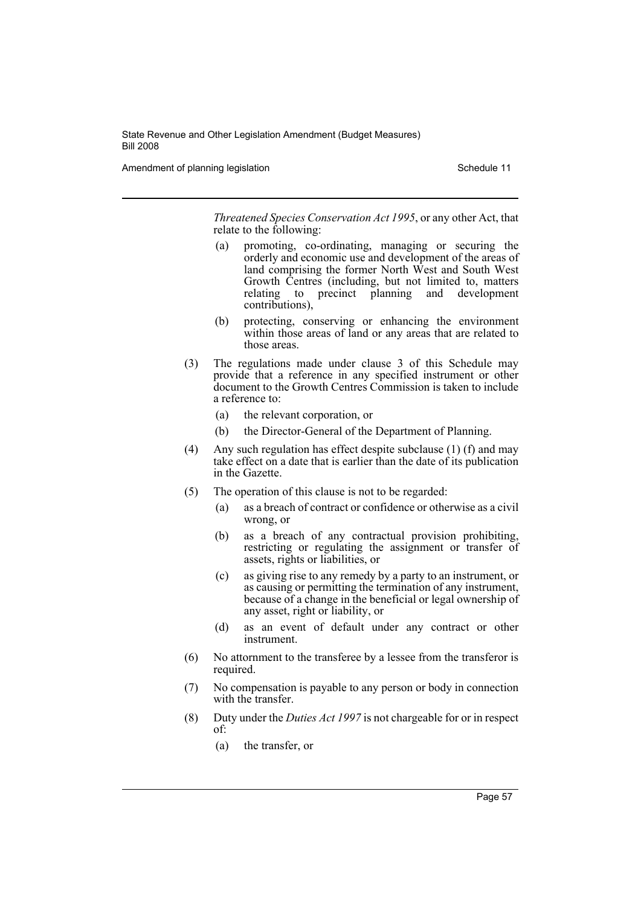*Threatened Species Conservation Act 1995*, or any other Act, that relate to the following:

(a) promoting, co-ordinating, managing or securing the orderly and economic use and development of the areas of land comprising the former North West and South West Growth Centres (including, but not limited to, matters relating to precinct planning and development contributions),

(b) protecting, conserving or enhancing the environment within those areas of land or any areas that are related to those areas.

(3) The regulations made under clause 3 of this Schedule may provide that a reference in any specified instrument or other document to the Growth Centres Commission is taken to include a reference to:

(a) the relevant corporation, or

(b) the Director-General of the Department of Planning.

(4) Any such regulation has effect despite subclause (1) (f) and may take effect on a date that is earlier than the date of its publication in the Gazette.

(5) The operation of this clause is not to be regarded:

(a) as a breach of contract or confidence or otherwise as a civil wrong, or

(b) as a breach of any contractual provision prohibiting, restricting or regulating the assignment or transfer of assets, rights or liabilities, or

(c) as giving rise to any remedy by a party to an instrument, or as causing or permitting the termination of any instrument, because of a change in the beneficial or legal ownership of any asset, right or liability, or

(d) as an event of default under any contract or other instrument.

(6) No attornment to the transferee by a lessee from the transferor is required.

(7) No compensation is payable to any person or body in connection with the transfer.

(8) Duty under the *Duties Act 1997* is not chargeable for or in respect of:

(a) the transfer, or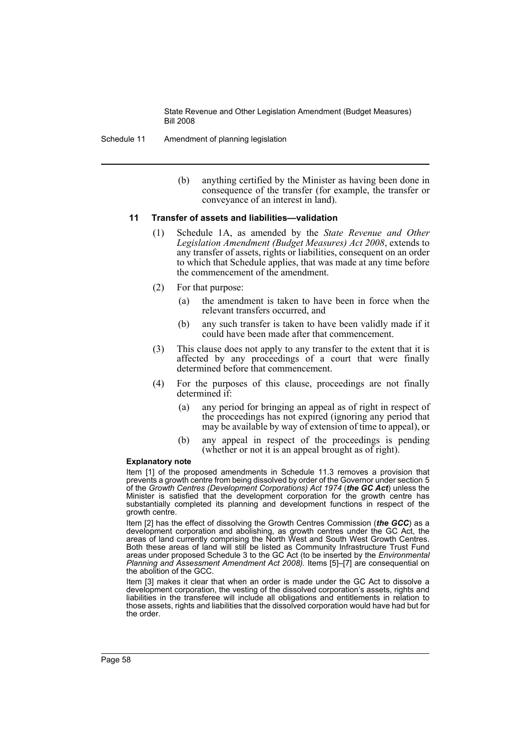(b) anything certified by the Minister as having been done in consequence of the transfer (for example, the transfer or conveyance of an interest in land).

### 11 Transfer of assets and liabilities—validation

(1) Schedule 1A, as amended by the *State Revenue and Other Legislation Amendment (Budget Measures) Act 2008*, extends to any transfer of assets, rights or liabilities, consequent on an order to which that Schedule applies, that was made at any time before the commencement of the amendment.

(2) For that purpose:

(a) the amendment is taken to have been in force when the relevant transfers occurred, and

(b) any such transfer is taken to have been validly made if it could have been made after that commencement.

(3) This clause does not apply to any transfer to the extent that it is affected by any proceedings of a court that were finally determined before that commencement.

(4) For the purposes of this clause, proceedings are not finally determined if:

(a) any period for bringing an appeal as of right in respect of the proceedings has not expired (ignoring any period that may be available by way of extension of time to appeal), or

(b) any appeal in respect of the proceedings is pending (whether or not it is an appeal brought as of right).

**Explanatory note**

Item [1] of the proposed amendments in Schedule 11.3 removes a provision that prevents a growth centre from being dissolved by order of the Governor under section 5 of the *Growth Centres (Development Corporations) Act 1974* (***the GC Act***) unless the Minister is satisfied that the development corporation for the growth centre has substantially completed its planning and development functions in respect of the growth centre.

Item [2] has the effect of dissolving the Growth Centres Commission (***the GCC***) as a development corporation and abolishing, as growth centres under the GC Act, the areas of land currently comprising the North West and South West Growth Centres. Both these areas of land will still be listed as Community Infrastructure Trust Fund areas under proposed Schedule 3 to the GC Act (to be inserted by the *Environmental Planning and Assessment Amendment Act 2008).* Items [5]–[7] are consequential on the abolition of the GCC.

Item [3] makes it clear that when an order is made under the GC Act to dissolve a development corporation, the vesting of the dissolved corporation's assets, rights and liabilities in the transferee will include all obligations and entitlements in relation to those assets, rights and liabilities that the dissolved corporation would have had but for the order.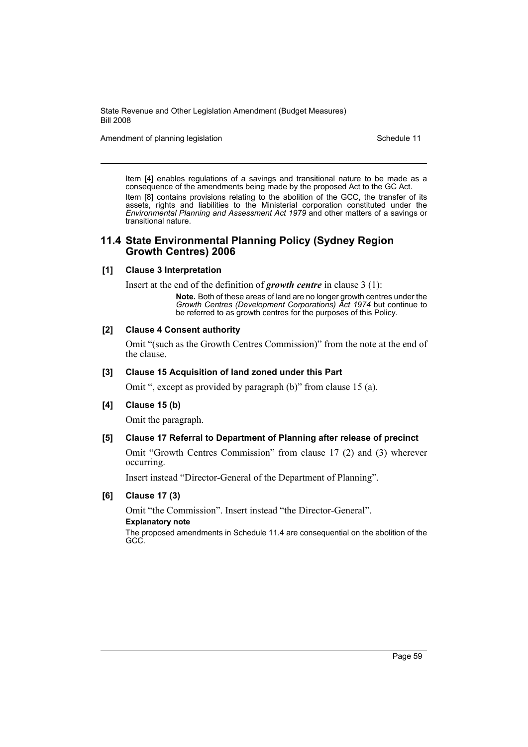Item [4] enables regulations of a savings and transitional nature to be made as a consequence of the amendments being made by the proposed Act to the GC Act.

Item [8] contains provisions relating to the abolition of the GCC, the transfer of its assets, rights and liabilities to the Ministerial corporation constituted under the *Environmental Planning and Assessment Act 1979* and other matters of a savings or transitional nature.

## 11.4 State Environmental Planning Policy (Sydney Region Growth Centres) 2006

### [1] Clause 3 Interpretation

Insert at the end of the definition of ***growth centre*** in clause 3 (1):

> **Note.** Both of these areas of land are no longer growth centres under the *Growth Centres (Development Corporations) Act 1974* but continue to be referred to as growth centres for the purposes of this Policy.

### [2] Clause 4 Consent authority

Omit "(such as the Growth Centres Commission)" from the note at the end of the clause.

### [3] Clause 15 Acquisition of land zoned under this Part

Omit ", except as provided by paragraph (b)" from clause 15 (a).

### [4] Clause 15 (b)

Omit the paragraph.

### [5] Clause 17 Referral to Department of Planning after release of precinct

Omit "Growth Centres Commission" from clause 17 (2) and (3) wherever occurring.

Insert instead "Director-General of the Department of Planning".

### [6] Clause 17 (3)

Omit "the Commission". Insert instead "the Director-General".

**Explanatory note**

The proposed amendments in Schedule 11.4 are consequential on the abolition of the GCC.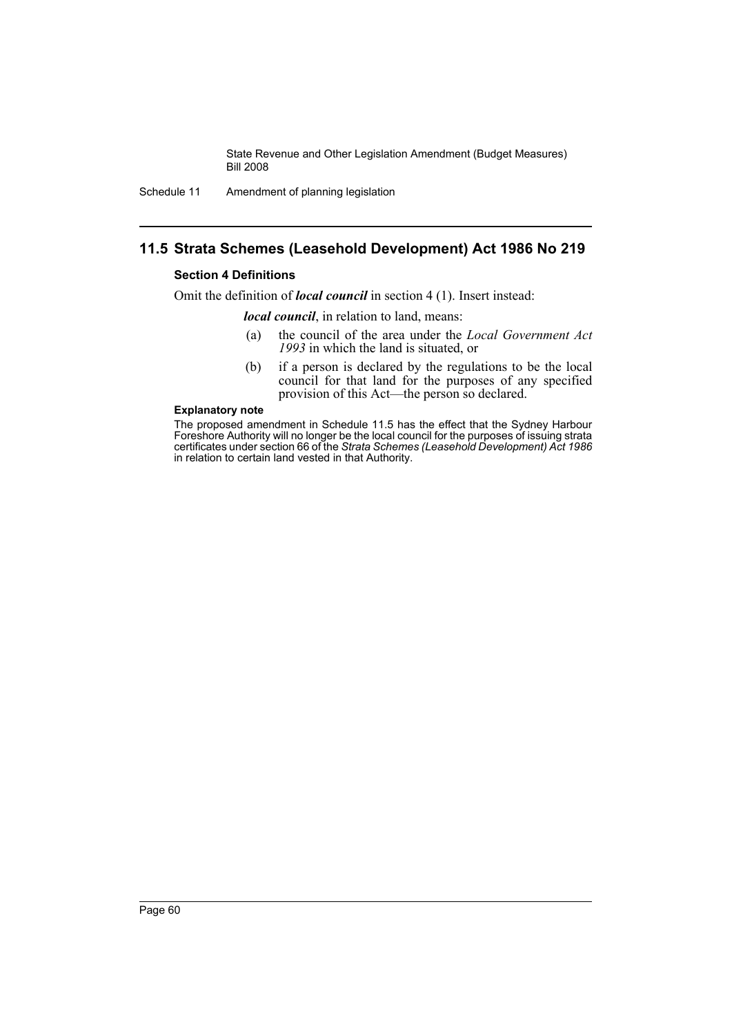## 11.5 Strata Schemes (Leasehold Development) Act 1986 No 219

### Section 4 Definitions

Omit the definition of ***local council*** in section 4 (1). Insert instead:

> ***local council***, in relation to land, means:
>
> (a) the council of the area under the *Local Government Act 1993* in which the land is situated, or
>
> (b) if a person is declared by the regulations to be the local council for that land for the purposes of any specified provision of this Act—the person so declared.

#### Explanatory note

The proposed amendment in Schedule 11.5 has the effect that the Sydney Harbour Foreshore Authority will no longer be the local council for the purposes of issuing strata certificates under section 66 of the *Strata Schemes (Leasehold Development) Act 1986* in relation to certain land vested in that Authority.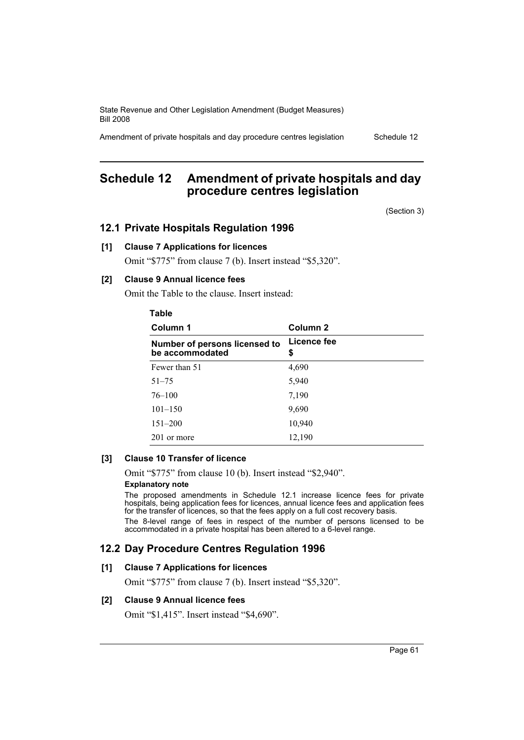# Schedule 12 Amendment of private hospitals and day procedure centres legislation

(Section 3)

## 12.1 Private Hospitals Regulation 1996

### [1] Clause 7 Applications for licences

Omit "$775" from clause 7 (b). Insert instead "$5,320".

### [2] Clause 9 Annual licence fees

Omit the Table to the clause. Insert instead:

**Table**

| Column 1 | Column 2 |
|---|---|
| **Number of persons licensed to be accommodated** | **Licence fee $** |
| Fewer than 51 | 4,690 |
| 51–75 | 5,940 |
| 76–100 | 7,190 |
| 101–150 | 9,690 |
| 151–200 | 10,940 |
| 201 or more | 12,190 |

### [3] Clause 10 Transfer of licence

Omit "$775" from clause 10 (b). Insert instead "$2,940".

**Explanatory note**

The proposed amendments in Schedule 12.1 increase licence fees for private hospitals, being application fees for licences, annual licence fees and application fees for the transfer of licences, so that the fees apply on a full cost recovery basis.

The 8-level range of fees in respect of the number of persons licensed to be accommodated in a private hospital has been altered to a 6-level range.

## 12.2 Day Procedure Centres Regulation 1996

### [1] Clause 7 Applications for licences

Omit "$775" from clause 7 (b). Insert instead "$5,320".

### [2] Clause 9 Annual licence fees

Omit "$1,415". Insert instead "$4,690".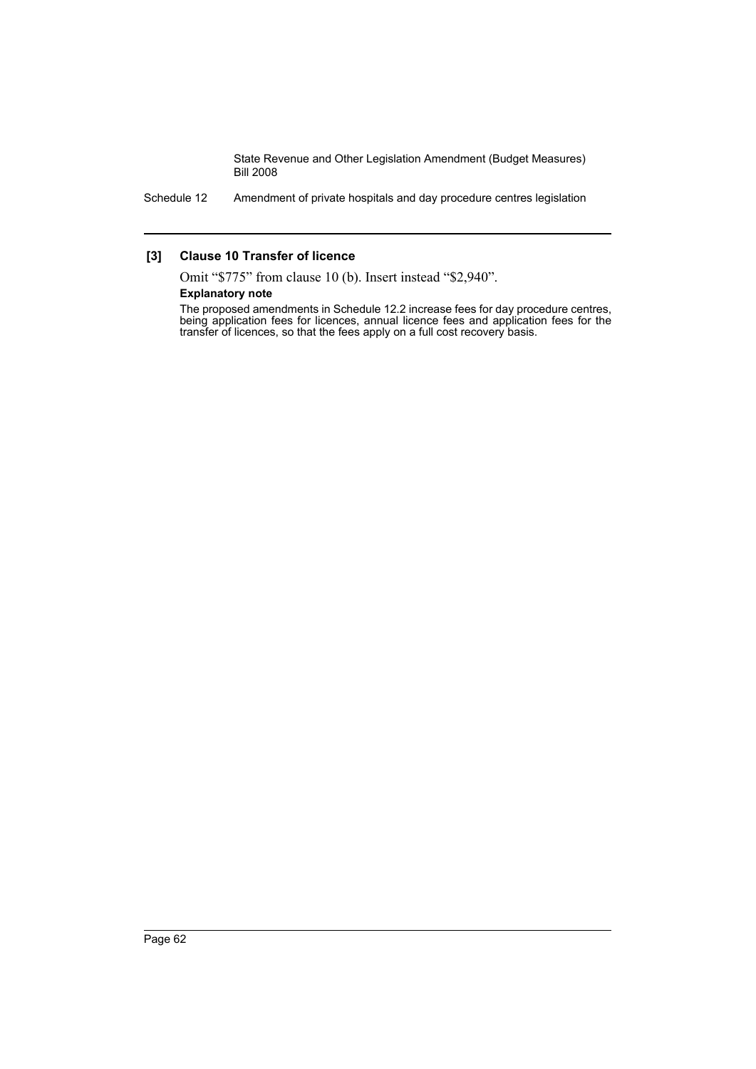**[3] Clause 10 Transfer of licence**

Omit "$775" from clause 10 (b). Insert instead "$2,940".

**Explanatory note**

The proposed amendments in Schedule 12.2 increase fees for day procedure centres, being application fees for licences, annual licence fees and application fees for the transfer of licences, so that the fees apply on a full cost recovery basis.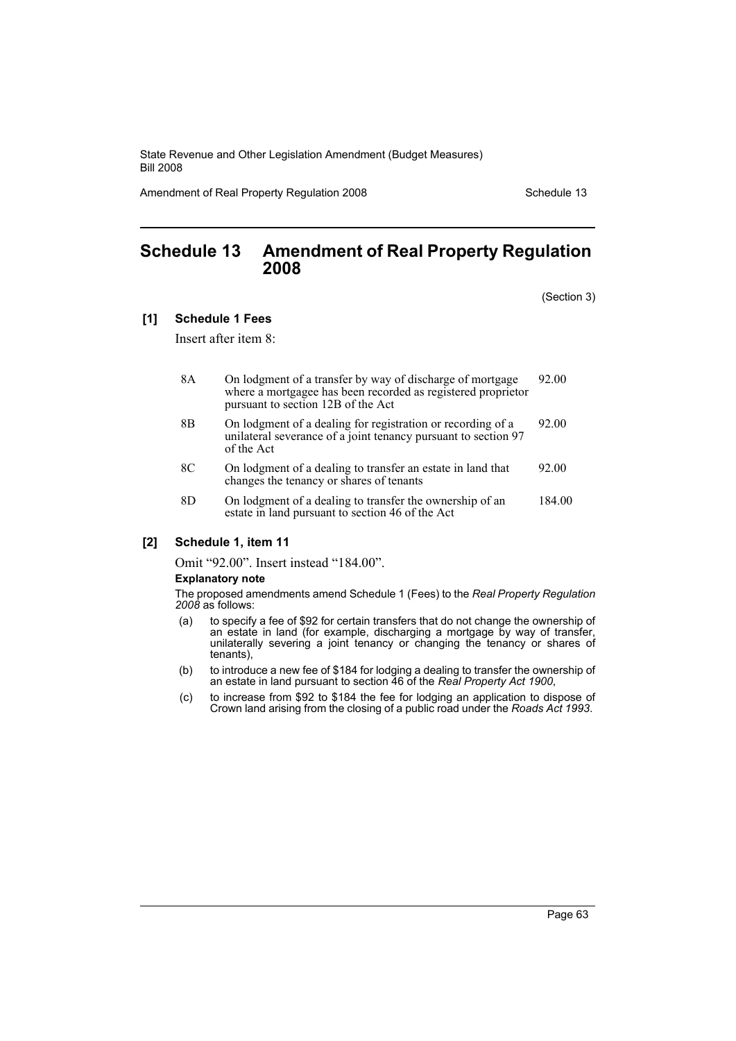# Schedule 13 Amendment of Real Property Regulation 2008

(Section 3)

**[1] Schedule 1 Fees**

Insert after item 8:

| | | |
|---|---|---|
| 8A | On lodgment of a transfer by way of discharge of mortgage where a mortgagee has been recorded as registered proprietor pursuant to section 12B of the Act | 92.00 |
| 8B | On lodgment of a dealing for registration or recording of a unilateral severance of a joint tenancy pursuant to section 97 of the Act | 92.00 |
| 8C | On lodgment of a dealing to transfer an estate in land that changes the tenancy or shares of tenants | 92.00 |
| 8D | On lodgment of a dealing to transfer the ownership of an estate in land pursuant to section 46 of the Act | 184.00 |

**[2] Schedule 1, item 11**

Omit "92.00". Insert instead "184.00".

**Explanatory note**

The proposed amendments amend Schedule 1 (Fees) to the *Real Property Regulation 2008* as follows:

(a) to specify a fee of $92 for certain transfers that do not change the ownership of an estate in land (for example, discharging a mortgage by way of transfer, unilaterally severing a joint tenancy or changing the tenancy or shares of tenants),

(b) to introduce a new fee of $184 for lodging a dealing to transfer the ownership of an estate in land pursuant to section 46 of the *Real Property Act 1900*,

(c) to increase from $92 to $184 the fee for lodging an application to dispose of Crown land arising from the closing of a public road under the *Roads Act 1993*.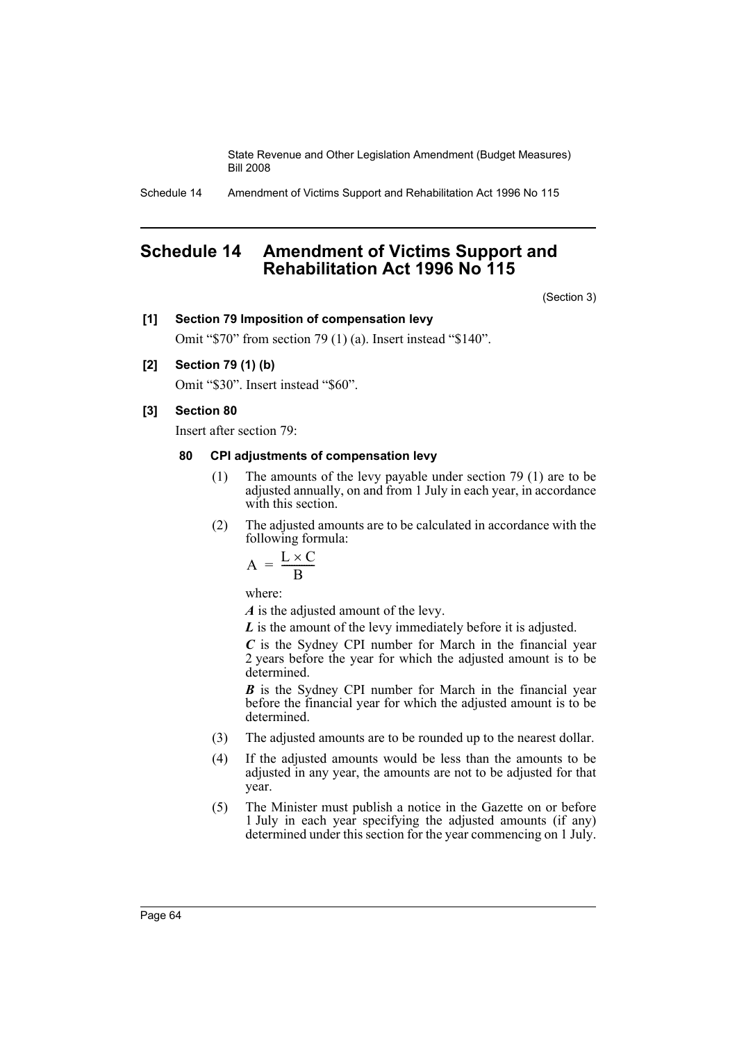## Schedule 14 Amendment of Victims Support and Rehabilitation Act 1996 No 115

(Section 3)

**[1] Section 79 Imposition of compensation levy**

Omit "$70" from section 79 (1) (a). Insert instead "$140".

**[2] Section 79 (1) (b)**

Omit "$30". Insert instead "$60".

**[3] Section 80**

Insert after section 79:

**80 CPI adjustments of compensation levy**

(1) The amounts of the levy payable under section 79 (1) are to be adjusted annually, on and from 1 July in each year, in accordance with this section.

(2) The adjusted amounts are to be calculated in accordance with the following formula:

$$A = \frac{L \times C}{B}$$

where:

***A*** is the adjusted amount of the levy.

***L*** is the amount of the levy immediately before it is adjusted.

***C*** is the Sydney CPI number for March in the financial year 2 years before the year for which the adjusted amount is to be determined.

***B*** is the Sydney CPI number for March in the financial year before the financial year for which the adjusted amount is to be determined.

(3) The adjusted amounts are to be rounded up to the nearest dollar.

(4) If the adjusted amounts would be less than the amounts to be adjusted in any year, the amounts are not to be adjusted for that year.

(5) The Minister must publish a notice in the Gazette on or before 1 July in each year specifying the adjusted amounts (if any) determined under this section for the year commencing on 1 July.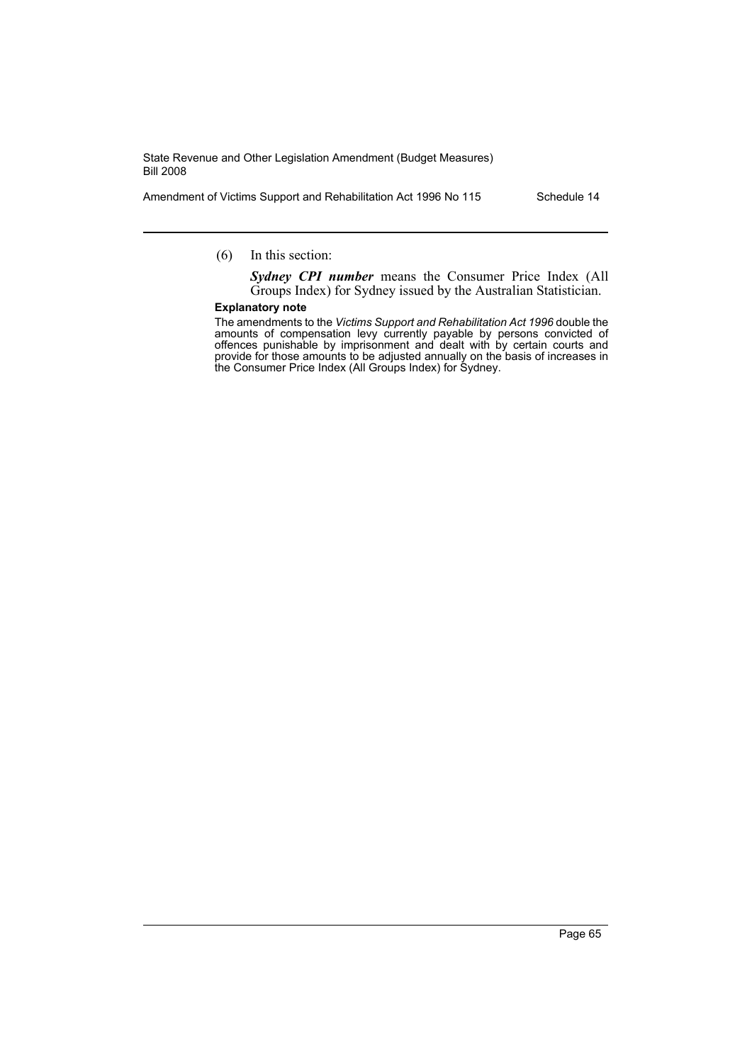(6) In this section:

***Sydney CPI number*** means the Consumer Price Index (All Groups Index) for Sydney issued by the Australian Statistician.

**Explanatory note**

The amendments to the *Victims Support and Rehabilitation Act 1996* double the amounts of compensation levy currently payable by persons convicted of offences punishable by imprisonment and dealt with by certain courts and provide for those amounts to be adjusted annually on the basis of increases in the Consumer Price Index (All Groups Index) for Sydney.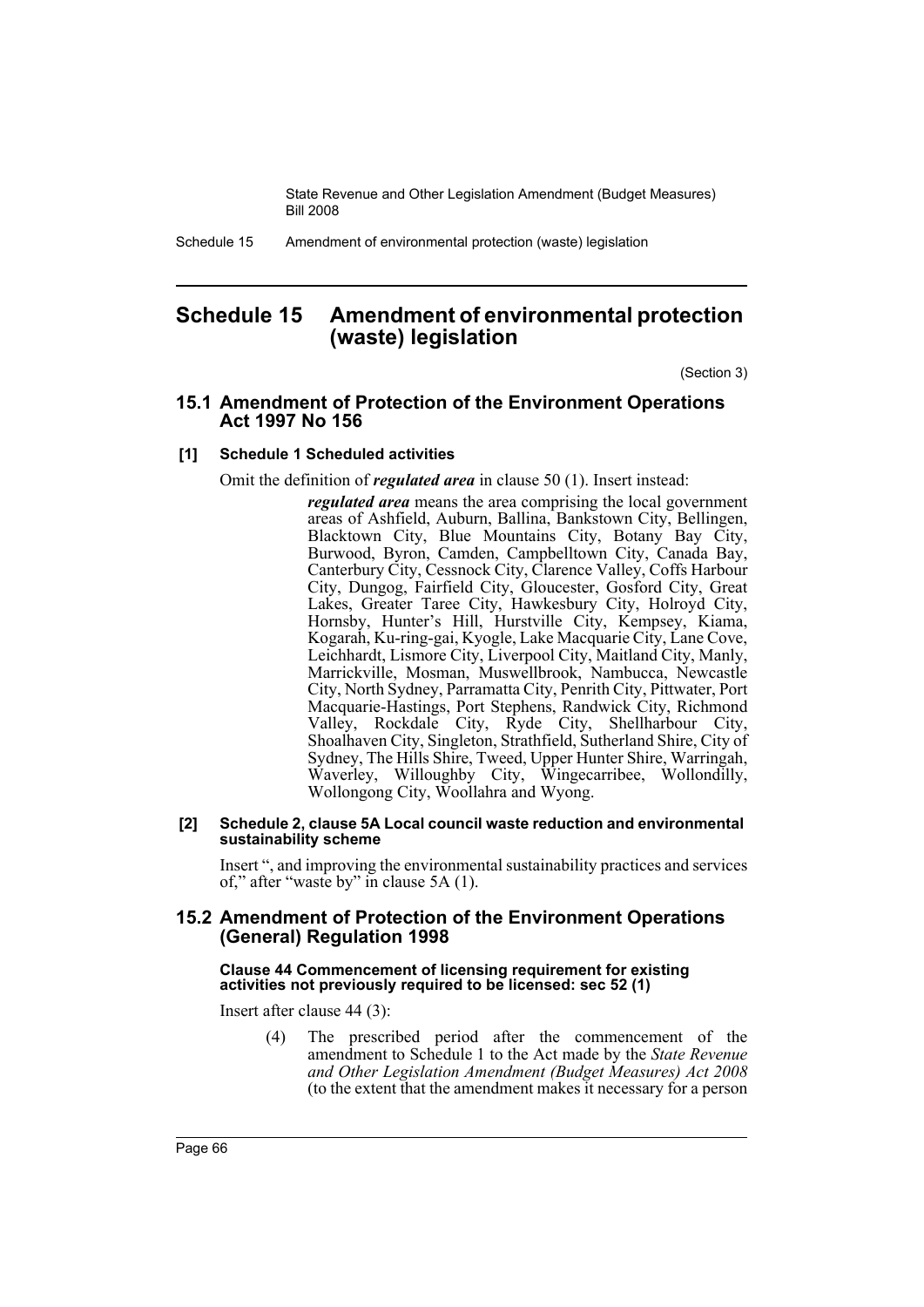# Schedule 15 Amendment of environmental protection (waste) legislation

(Section 3)

## 15.1 Amendment of Protection of the Environment Operations Act 1997 No 156

### [1] Schedule 1 Scheduled activities

Omit the definition of ***regulated area*** in clause 50 (1). Insert instead:

> ***regulated area*** means the area comprising the local government areas of Ashfield, Auburn, Ballina, Bankstown City, Bellingen, Blacktown City, Blue Mountains City, Botany Bay City, Burwood, Byron, Camden, Campbelltown City, Canada Bay, Canterbury City, Cessnock City, Clarence Valley, Coffs Harbour City, Dungog, Fairfield City, Gloucester, Gosford City, Great Lakes, Greater Taree City, Hawkesbury City, Holroyd City, Hornsby, Hunter's Hill, Hurstville City, Kempsey, Kiama, Kogarah, Ku-ring-gai, Kyogle, Lake Macquarie City, Lane Cove, Leichhardt, Lismore City, Liverpool City, Maitland City, Manly, Marrickville, Mosman, Muswellbrook, Nambucca, Newcastle City, North Sydney, Parramatta City, Penrith City, Pittwater, Port Macquarie-Hastings, Port Stephens, Randwick City, Richmond Valley, Rockdale City, Ryde City, Shellharbour City, Shoalhaven City, Singleton, Strathfield, Sutherland Shire, City of Sydney, The Hills Shire, Tweed, Upper Hunter Shire, Warringah, Waverley, Willoughby City, Wingecarribee, Wollondilly, Wollongong City, Woollahra and Wyong.

### [2] Schedule 2, clause 5A Local council waste reduction and environmental sustainability scheme

Insert ", and improving the environmental sustainability practices and services of," after "waste by" in clause 5A (1).

## 15.2 Amendment of Protection of the Environment Operations (General) Regulation 1998

**Clause 44 Commencement of licensing requirement for existing activities not previously required to be licensed: sec 52 (1)**

Insert after clause 44 (3):

> (4) The prescribed period after the commencement of the amendment to Schedule 1 to the Act made by the *State Revenue and Other Legislation Amendment (Budget Measures) Act 2008* (to the extent that the amendment makes it necessary for a person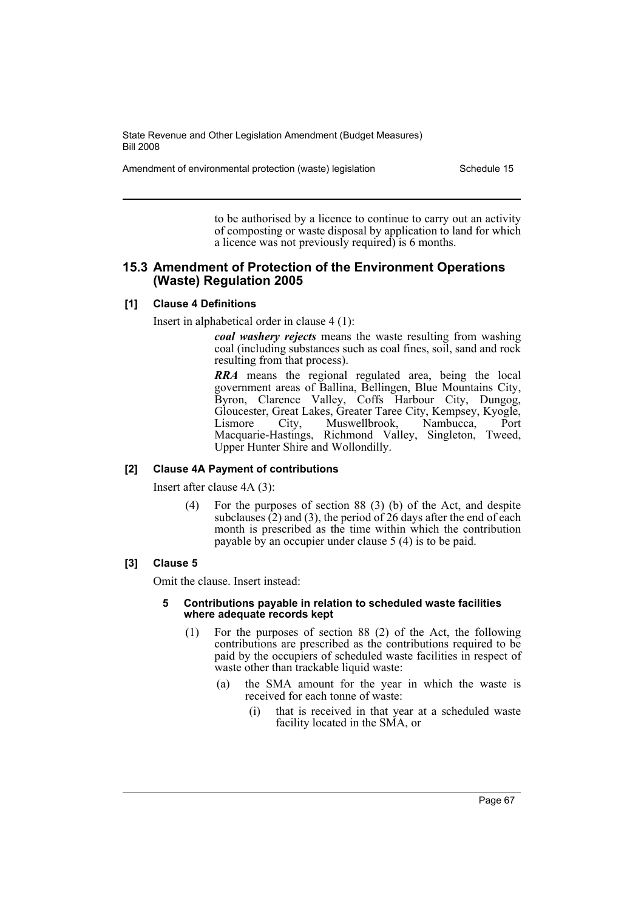to be authorised by a licence to continue to carry out an activity of composting or waste disposal by application to land for which a licence was not previously required) is 6 months.

## 15.3 Amendment of Protection of the Environment Operations (Waste) Regulation 2005

### [1] Clause 4 Definitions

Insert in alphabetical order in clause 4 (1):

> ***coal washery rejects*** means the waste resulting from washing coal (including substances such as coal fines, soil, sand and rock resulting from that process).
>
> ***RRA*** means the regional regulated area, being the local government areas of Ballina, Bellingen, Blue Mountains City, Byron, Clarence Valley, Coffs Harbour City, Dungog, Gloucester, Great Lakes, Greater Taree City, Kempsey, Kyogle, Lismore City, Muswellbrook, Nambucca, Port Macquarie-Hastings, Richmond Valley, Singleton, Tweed, Upper Hunter Shire and Wollondilly.

### [2] Clause 4A Payment of contributions

Insert after clause 4A (3):

> (4) For the purposes of section 88 (3) (b) of the Act, and despite subclauses (2) and (3), the period of 26 days after the end of each month is prescribed as the time within which the contribution payable by an occupier under clause 5 (4) is to be paid.

### [3] Clause 5

Omit the clause. Insert instead:

> **5 Contributions payable in relation to scheduled waste facilities where adequate records kept**
>
> (1) For the purposes of section 88 (2) of the Act, the following contributions are prescribed as the contributions required to be paid by the occupiers of scheduled waste facilities in respect of waste other than trackable liquid waste:
>
> (a) the SMA amount for the year in which the waste is received for each tonne of waste:
>
> (i) that is received in that year at a scheduled waste facility located in the SMA, or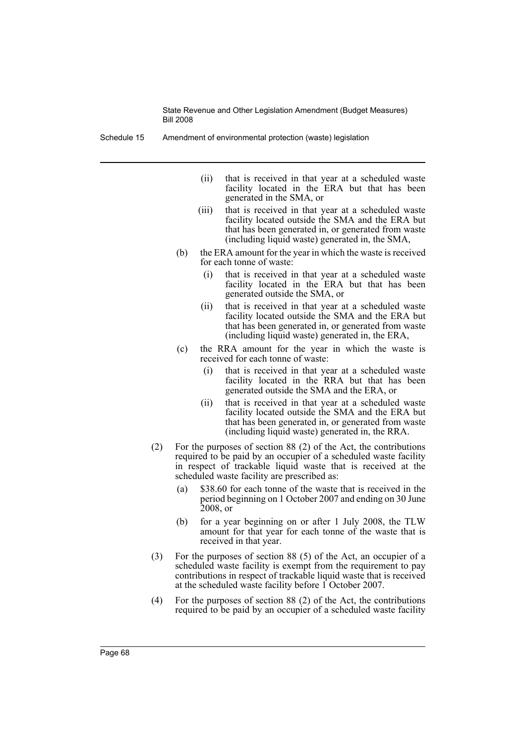(ii) that is received in that year at a scheduled waste facility located in the ERA but that has been generated in the SMA, or

(iii) that is received in that year at a scheduled waste facility located outside the SMA and the ERA but that has been generated in, or generated from waste (including liquid waste) generated in, the SMA,

(b) the ERA amount for the year in which the waste is received for each tonne of waste:

(i) that is received in that year at a scheduled waste facility located in the ERA but that has been generated outside the SMA, or

(ii) that is received in that year at a scheduled waste facility located outside the SMA and the ERA but that has been generated in, or generated from waste (including liquid waste) generated in, the ERA,

(c) the RRA amount for the year in which the waste is received for each tonne of waste:

(i) that is received in that year at a scheduled waste facility located in the RRA but that has been generated outside the SMA and the ERA, or

(ii) that is received in that year at a scheduled waste facility located outside the SMA and the ERA but that has been generated in, or generated from waste (including liquid waste) generated in, the RRA.

(2) For the purposes of section 88 (2) of the Act, the contributions required to be paid by an occupier of a scheduled waste facility in respect of trackable liquid waste that is received at the scheduled waste facility are prescribed as:

(a) $38.60 for each tonne of the waste that is received in the period beginning on 1 October 2007 and ending on 30 June 2008, or

(b) for a year beginning on or after 1 July 2008, the TLW amount for that year for each tonne of the waste that is received in that year.

(3) For the purposes of section 88 (5) of the Act, an occupier of a scheduled waste facility is exempt from the requirement to pay contributions in respect of trackable liquid waste that is received at the scheduled waste facility before 1 October 2007.

(4) For the purposes of section 88 (2) of the Act, the contributions required to be paid by an occupier of a scheduled waste facility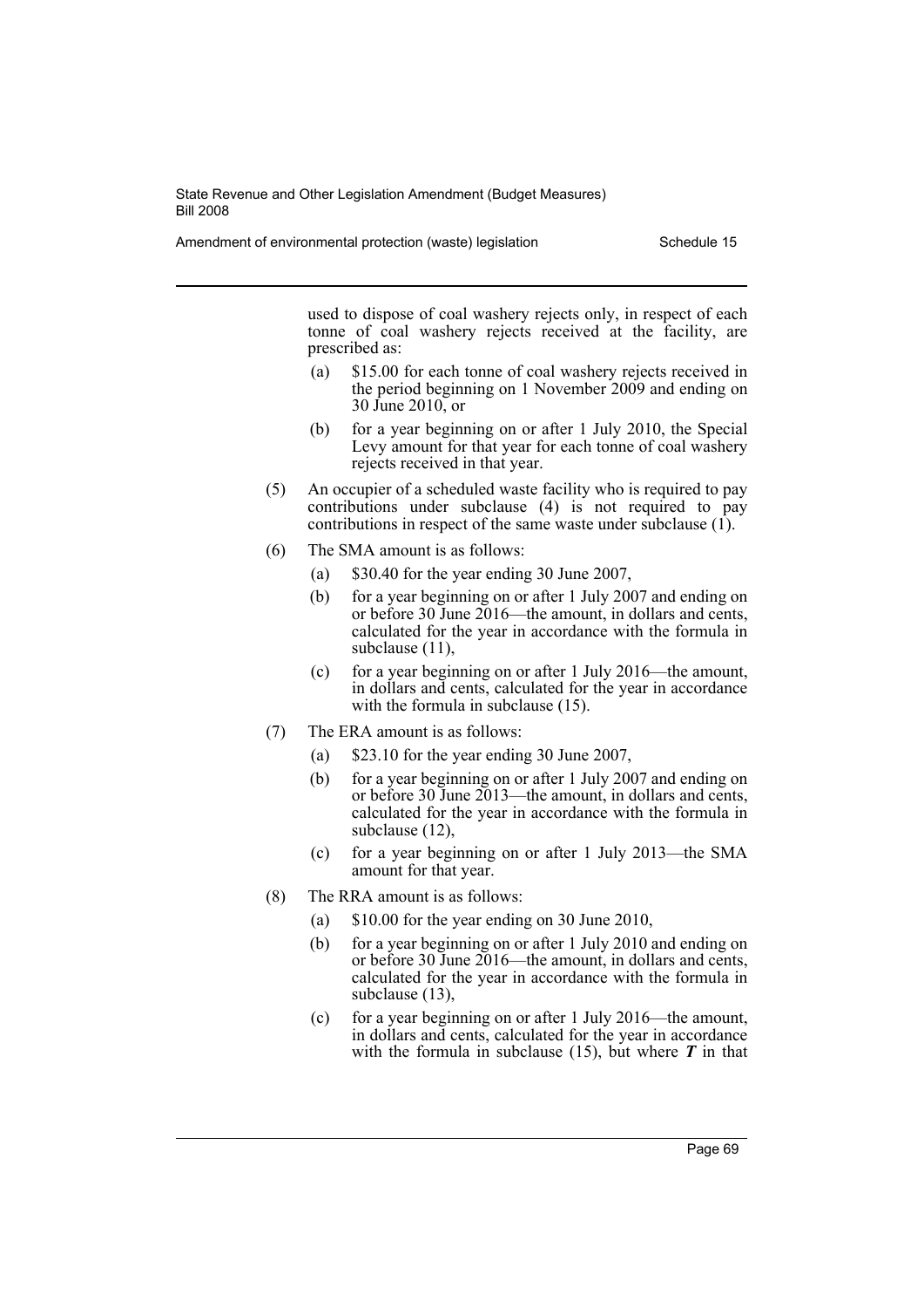used to dispose of coal washery rejects only, in respect of each tonne of coal washery rejects received at the facility, are prescribed as:

- (a) $15.00 for each tonne of coal washery rejects received in the period beginning on 1 November 2009 and ending on 30 June 2010, or
- (b) for a year beginning on or after 1 July 2010, the Special Levy amount for that year for each tonne of coal washery rejects received in that year.

(5) An occupier of a scheduled waste facility who is required to pay contributions under subclause (4) is not required to pay contributions in respect of the same waste under subclause (1).

(6) The SMA amount is as follows:

- (a) $30.40 for the year ending 30 June 2007,
- (b) for a year beginning on or after 1 July 2007 and ending on or before 30 June 2016—the amount, in dollars and cents, calculated for the year in accordance with the formula in subclause (11),
- (c) for a year beginning on or after 1 July 2016—the amount, in dollars and cents, calculated for the year in accordance with the formula in subclause (15).

(7) The ERA amount is as follows:

- (a) $23.10 for the year ending 30 June 2007,
- (b) for a year beginning on or after 1 July 2007 and ending on or before 30 June 2013—the amount, in dollars and cents, calculated for the year in accordance with the formula in subclause (12),
- (c) for a year beginning on or after 1 July 2013—the SMA amount for that year.

(8) The RRA amount is as follows:

- (a) $10.00 for the year ending on 30 June 2010,
- (b) for a year beginning on or after 1 July 2010 and ending on or before 30 June 2016—the amount, in dollars and cents, calculated for the year in accordance with the formula in subclause (13),
- (c) for a year beginning on or after 1 July 2016—the amount, in dollars and cents, calculated for the year in accordance with the formula in subclause (15), but where ***T*** in that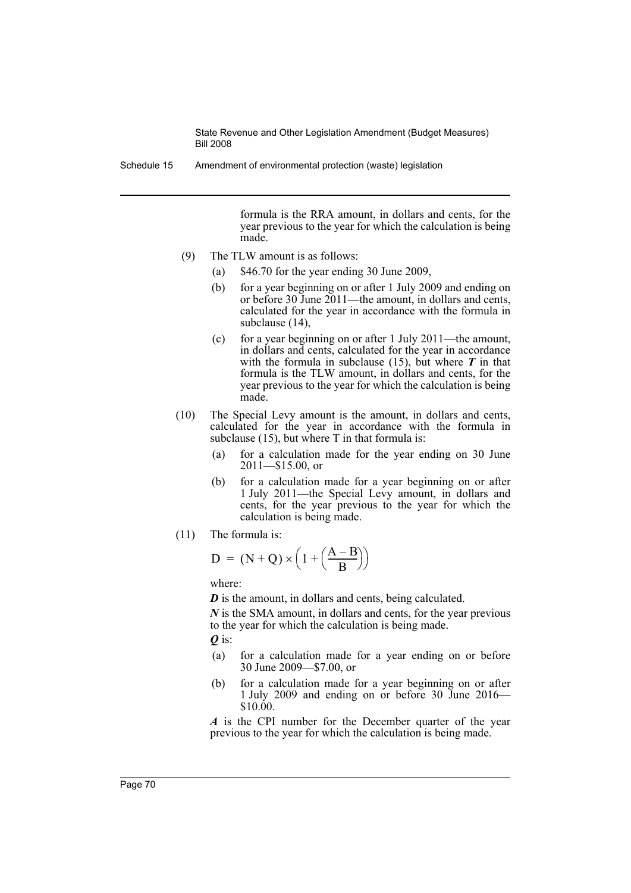formula is the RRA amount, in dollars and cents, for the year previous to the year for which the calculation is being made.

(9) The TLW amount is as follows:

(a) \$46.70 for the year ending 30 June 2009,

(b) for a year beginning on or after 1 July 2009 and ending on or before 30 June 2011—the amount, in dollars and cents, calculated for the year in accordance with the formula in subclause (14),

(c) for a year beginning on or after 1 July 2011—the amount, in dollars and cents, calculated for the year in accordance with the formula in subclause (15), but where $T$ in that formula is the TLW amount, in dollars and cents, for the year previous to the year for which the calculation is being made.

(10) The Special Levy amount is the amount, in dollars and cents, calculated for the year in accordance with the formula in subclause (15), but where T in that formula is:

(a) for a calculation made for the year ending on 30 June 2011—\$15.00, or

(b) for a calculation made for a year beginning on or after 1 July 2011—the Special Levy amount, in dollars and cents, for the year previous to the year for which the calculation is being made.

(11) The formula is:

$$D = (N + Q) \times \left(1 + \left(\frac{A - B}{B}\right)\right)$$

where:

$D$ is the amount, in dollars and cents, being calculated.

$N$ is the SMA amount, in dollars and cents, for the year previous to the year for which the calculation is being made.

$Q$ is:

(a) for a calculation made for a year ending on or before 30 June 2009—\$7.00, or

(b) for a calculation made for a year beginning on or after 1 July 2009 and ending on or before 30 June 2016—\$10.00.

$A$ is the CPI number for the December quarter of the year previous to the year for which the calculation is being made.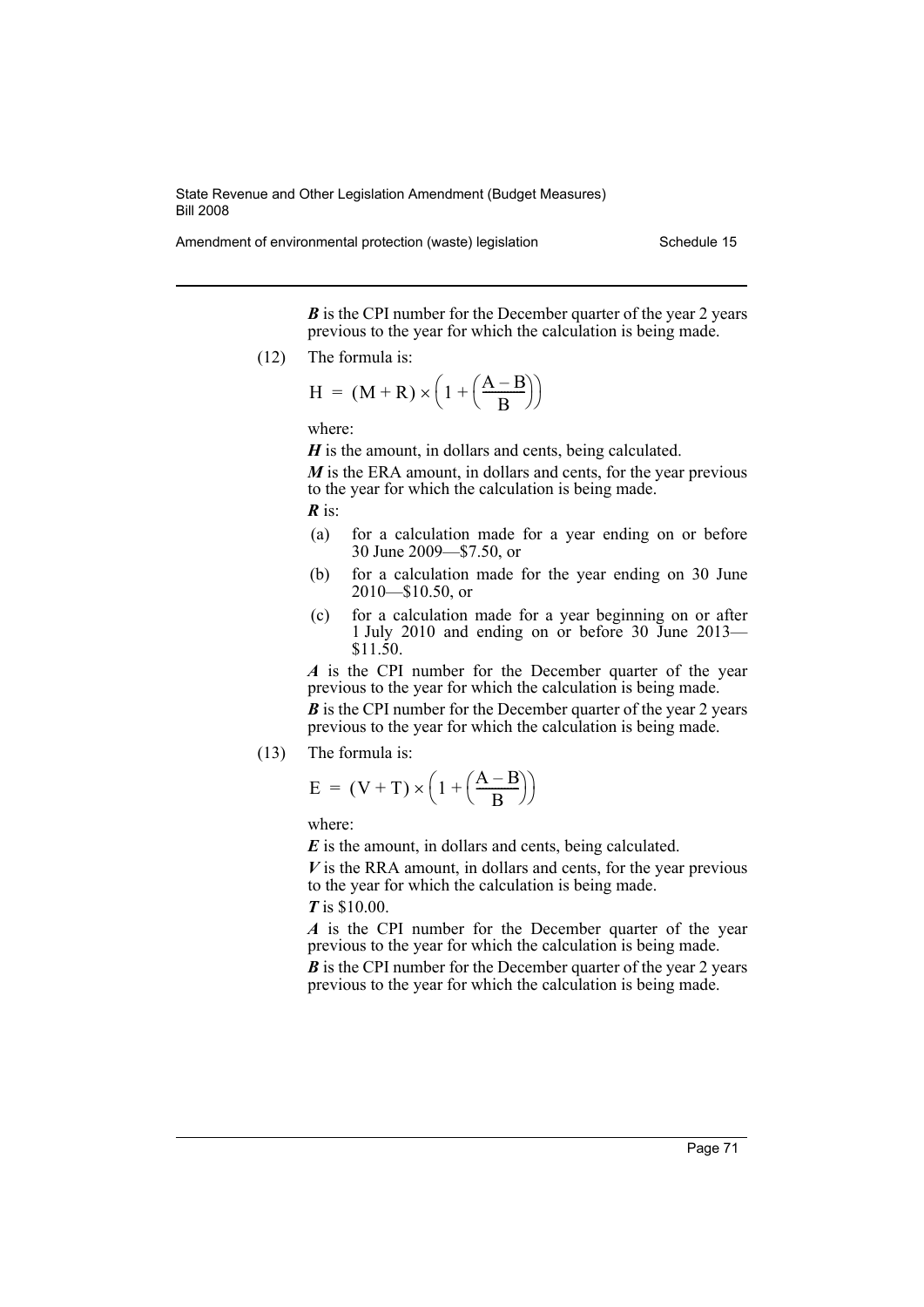***B*** is the CPI number for the December quarter of the year 2 years previous to the year for which the calculation is being made.

(12) The formula is:

$$H = (M + R) \times \left(1 + \left(\frac{A - B}{B}\right)\right)$$

where:

***H*** is the amount, in dollars and cents, being calculated.

***M*** is the ERA amount, in dollars and cents, for the year previous to the year for which the calculation is being made.

***R*** is:

(a) for a calculation made for a year ending on or before 30 June 2009—$7.50, or

(b) for a calculation made for the year ending on 30 June 2010—$10.50, or

(c) for a calculation made for a year beginning on or after 1 July 2010 and ending on or before 30 June 2013—$11.50.

***A*** is the CPI number for the December quarter of the year previous to the year for which the calculation is being made.

***B*** is the CPI number for the December quarter of the year 2 years previous to the year for which the calculation is being made.

(13) The formula is:

$$E = (V + T) \times \left(1 + \left(\frac{A - B}{B}\right)\right)$$

where:

***E*** is the amount, in dollars and cents, being calculated.

***V*** is the RRA amount, in dollars and cents, for the year previous to the year for which the calculation is being made.

***T*** is $10.00.

***A*** is the CPI number for the December quarter of the year previous to the year for which the calculation is being made.

***B*** is the CPI number for the December quarter of the year 2 years previous to the year for which the calculation is being made.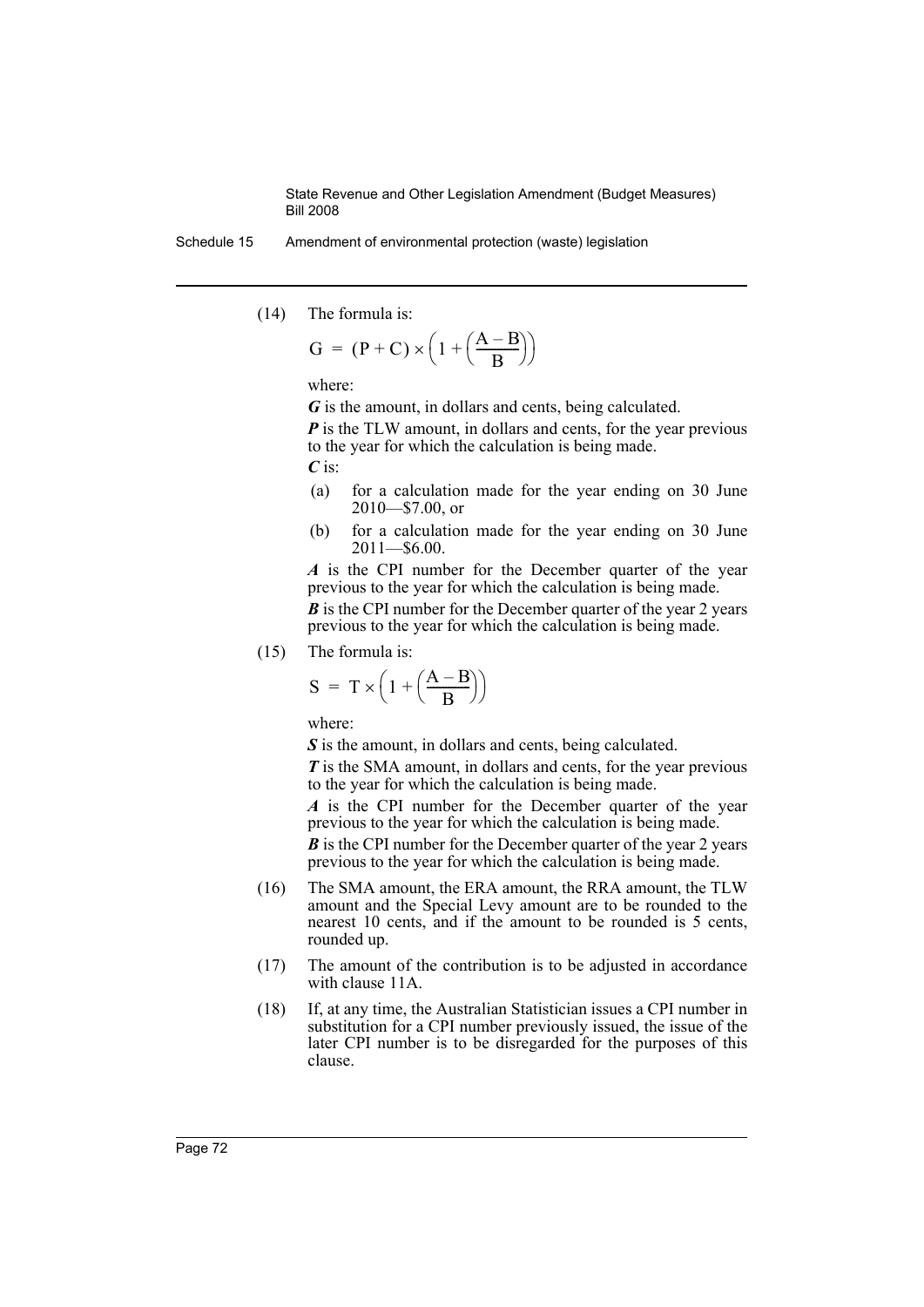(14) The formula is:

$$G = (P + C) \times \left(1 + \left(\frac{A - B}{B}\right)\right)$$

where:

***G*** is the amount, in dollars and cents, being calculated.

***P*** is the TLW amount, in dollars and cents, for the year previous to the year for which the calculation is being made.

***C*** is:

- (a) for a calculation made for the year ending on 30 June 2010—$7.00, or
- (b) for a calculation made for the year ending on 30 June 2011—$6.00.

***A*** is the CPI number for the December quarter of the year previous to the year for which the calculation is being made.

***B*** is the CPI number for the December quarter of the year 2 years previous to the year for which the calculation is being made.

(15) The formula is:

$$S = T \times \left(1 + \left(\frac{A - B}{B}\right)\right)$$

where:

***S*** is the amount, in dollars and cents, being calculated.

***T*** is the SMA amount, in dollars and cents, for the year previous to the year for which the calculation is being made.

***A*** is the CPI number for the December quarter of the year previous to the year for which the calculation is being made.

***B*** is the CPI number for the December quarter of the year 2 years previous to the year for which the calculation is being made.

(16) The SMA amount, the ERA amount, the RRA amount, the TLW amount and the Special Levy amount are to be rounded to the nearest 10 cents, and if the amount to be rounded is 5 cents, rounded up.

(17) The amount of the contribution is to be adjusted in accordance with clause 11A.

(18) If, at any time, the Australian Statistician issues a CPI number in substitution for a CPI number previously issued, the issue of the later CPI number is to be disregarded for the purposes of this clause.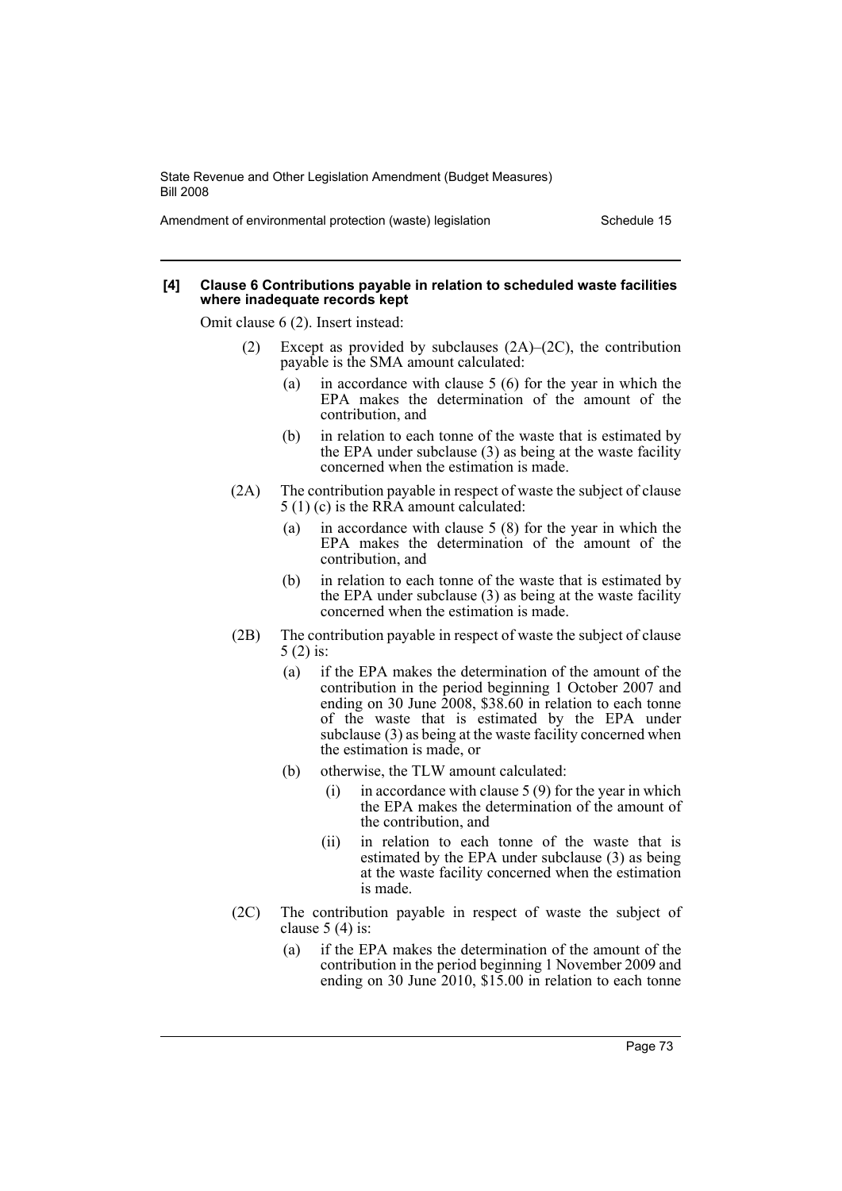**[4] Clause 6 Contributions payable in relation to scheduled waste facilities where inadequate records kept**

Omit clause 6 (2). Insert instead:

(2) Except as provided by subclauses (2A)–(2C), the contribution payable is the SMA amount calculated:

(a) in accordance with clause 5 (6) for the year in which the EPA makes the determination of the amount of the contribution, and

(b) in relation to each tonne of the waste that is estimated by the EPA under subclause (3) as being at the waste facility concerned when the estimation is made.

(2A) The contribution payable in respect of waste the subject of clause 5 (1) (c) is the RRA amount calculated:

(a) in accordance with clause 5 (8) for the year in which the EPA makes the determination of the amount of the contribution, and

(b) in relation to each tonne of the waste that is estimated by the EPA under subclause (3) as being at the waste facility concerned when the estimation is made.

(2B) The contribution payable in respect of waste the subject of clause 5 (2) is:

(a) if the EPA makes the determination of the amount of the contribution in the period beginning 1 October 2007 and ending on 30 June 2008, $38.60 in relation to each tonne of the waste that is estimated by the EPA under subclause (3) as being at the waste facility concerned when the estimation is made, or

(b) otherwise, the TLW amount calculated:

(i) in accordance with clause 5 (9) for the year in which the EPA makes the determination of the amount of the contribution, and

(ii) in relation to each tonne of the waste that is estimated by the EPA under subclause (3) as being at the waste facility concerned when the estimation is made.

(2C) The contribution payable in respect of waste the subject of clause 5 (4) is:

(a) if the EPA makes the determination of the amount of the contribution in the period beginning 1 November 2009 and ending on 30 June 2010, $15.00 in relation to each tonne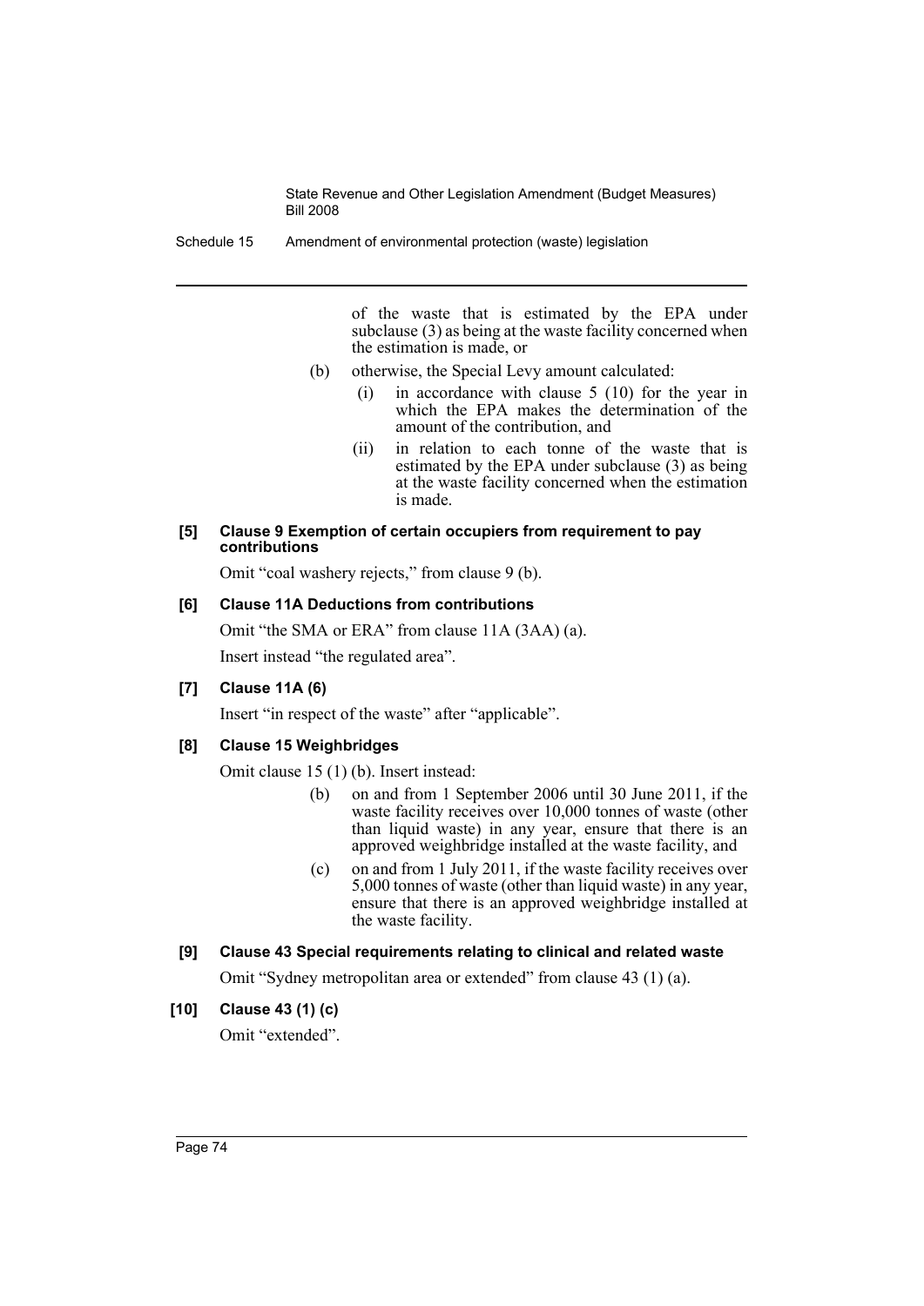of the waste that is estimated by the EPA under subclause (3) as being at the waste facility concerned when the estimation is made, or

(b) otherwise, the Special Levy amount calculated:

(i) in accordance with clause 5 (10) for the year in which the EPA makes the determination of the amount of the contribution, and

(ii) in relation to each tonne of the waste that is estimated by the EPA under subclause (3) as being at the waste facility concerned when the estimation is made.

**[5] Clause 9 Exemption of certain occupiers from requirement to pay contributions**

Omit "coal washery rejects," from clause 9 (b).

**[6] Clause 11A Deductions from contributions**

Omit "the SMA or ERA" from clause 11A (3AA) (a).

Insert instead "the regulated area".

**[7] Clause 11A (6)**

Insert "in respect of the waste" after "applicable".

**[8] Clause 15 Weighbridges**

Omit clause 15 (1) (b). Insert instead:

(b) on and from 1 September 2006 until 30 June 2011, if the waste facility receives over 10,000 tonnes of waste (other than liquid waste) in any year, ensure that there is an approved weighbridge installed at the waste facility, and

(c) on and from 1 July 2011, if the waste facility receives over 5,000 tonnes of waste (other than liquid waste) in any year, ensure that there is an approved weighbridge installed at the waste facility.

**[9] Clause 43 Special requirements relating to clinical and related waste**

Omit "Sydney metropolitan area or extended" from clause 43 (1) (a).

**[10] Clause 43 (1) (c)**

Omit "extended".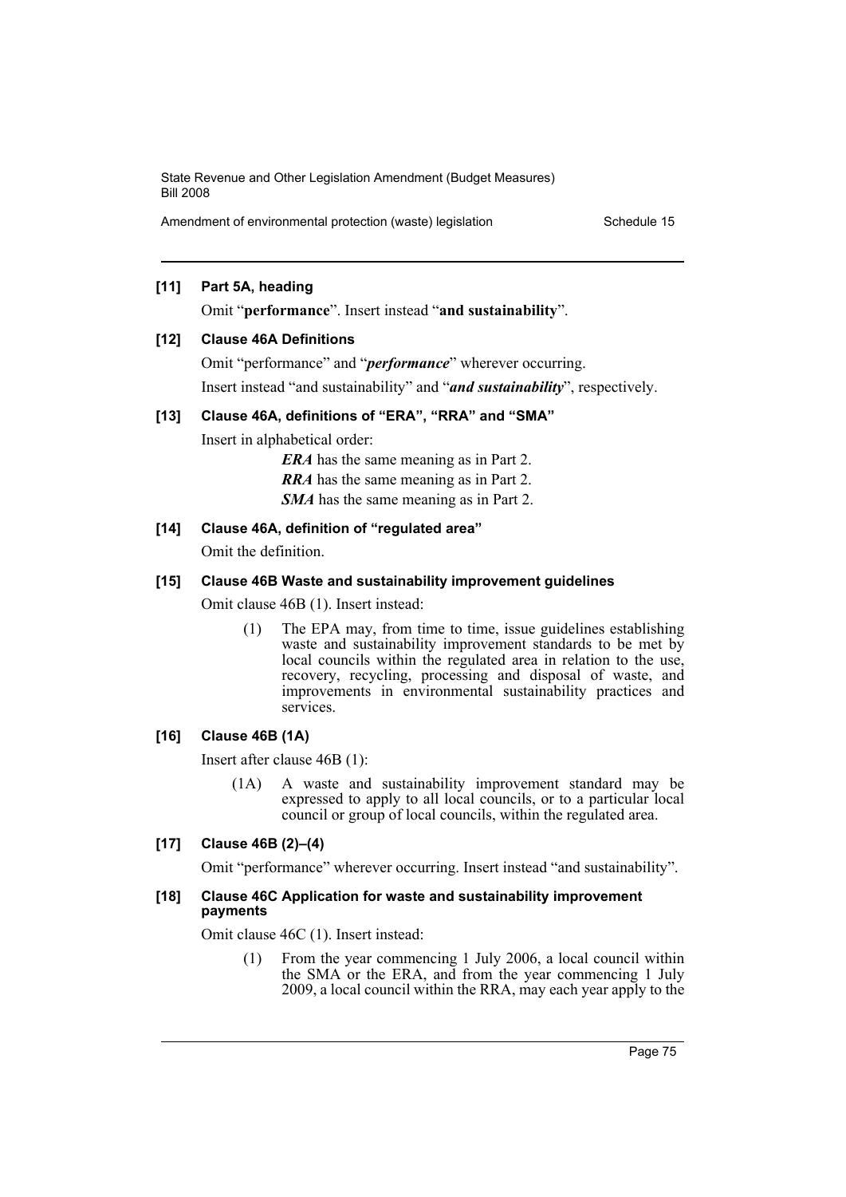**[11] Part 5A, heading**

Omit "**performance**". Insert instead "**and sustainability**".

**[12] Clause 46A Definitions**

Omit "performance" and "***performance***" wherever occurring.

Insert instead "and sustainability" and "***and sustainability***", respectively.

**[13] Clause 46A, definitions of "ERA", "RRA" and "SMA"**

Insert in alphabetical order:

> ***ERA*** has the same meaning as in Part 2.
>
> ***RRA*** has the same meaning as in Part 2.
>
> ***SMA*** has the same meaning as in Part 2.

**[14] Clause 46A, definition of "regulated area"**

Omit the definition.

**[15] Clause 46B Waste and sustainability improvement guidelines**

Omit clause 46B (1). Insert instead:

> (1) The EPA may, from time to time, issue guidelines establishing waste and sustainability improvement standards to be met by local councils within the regulated area in relation to the use, recovery, recycling, processing and disposal of waste, and improvements in environmental sustainability practices and services.

**[16] Clause 46B (1A)**

Insert after clause 46B (1):

> (1A) A waste and sustainability improvement standard may be expressed to apply to all local councils, or to a particular local council or group of local councils, within the regulated area.

**[17] Clause 46B (2)–(4)**

Omit "performance" wherever occurring. Insert instead "and sustainability".

**[18] Clause 46C Application for waste and sustainability improvement payments**

Omit clause 46C (1). Insert instead:

> (1) From the year commencing 1 July 2006, a local council within the SMA or the ERA, and from the year commencing 1 July 2009, a local council within the RRA, may each year apply to the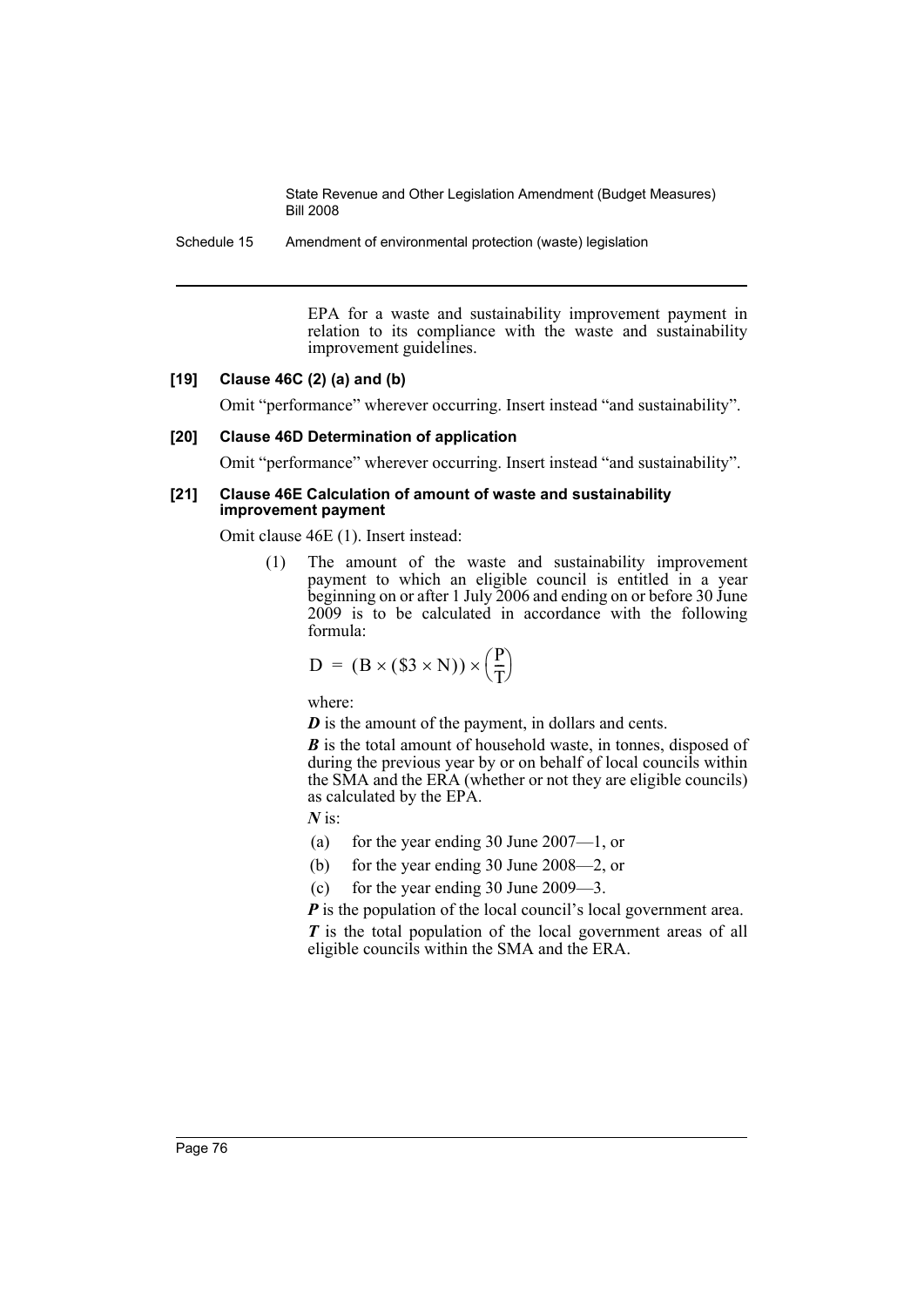EPA for a waste and sustainability improvement payment in relation to its compliance with the waste and sustainability improvement guidelines.

### [19] Clause 46C (2) (a) and (b)

Omit "performance" wherever occurring. Insert instead "and sustainability".

### [20] Clause 46D Determination of application

Omit "performance" wherever occurring. Insert instead "and sustainability".

### [21] Clause 46E Calculation of amount of waste and sustainability improvement payment

Omit clause 46E (1). Insert instead:

(1) The amount of the waste and sustainability improvement payment to which an eligible council is entitled in a year beginning on or after 1 July 2006 and ending on or before 30 June 2009 is to be calculated in accordance with the following formula:

$$D = (B \times (\$3 \times N)) \times \left(\frac{P}{T}\right)$$

where:

***D*** is the amount of the payment, in dollars and cents.

***B*** is the total amount of household waste, in tonnes, disposed of during the previous year by or on behalf of local councils within the SMA and the ERA (whether or not they are eligible councils) as calculated by the EPA.

***N*** is:

(a) for the year ending 30 June 2007—1, or

(b) for the year ending 30 June 2008—2, or

(c) for the year ending 30 June 2009—3.

***P*** is the population of the local council's local government area.

***T*** is the total population of the local government areas of all eligible councils within the SMA and the ERA.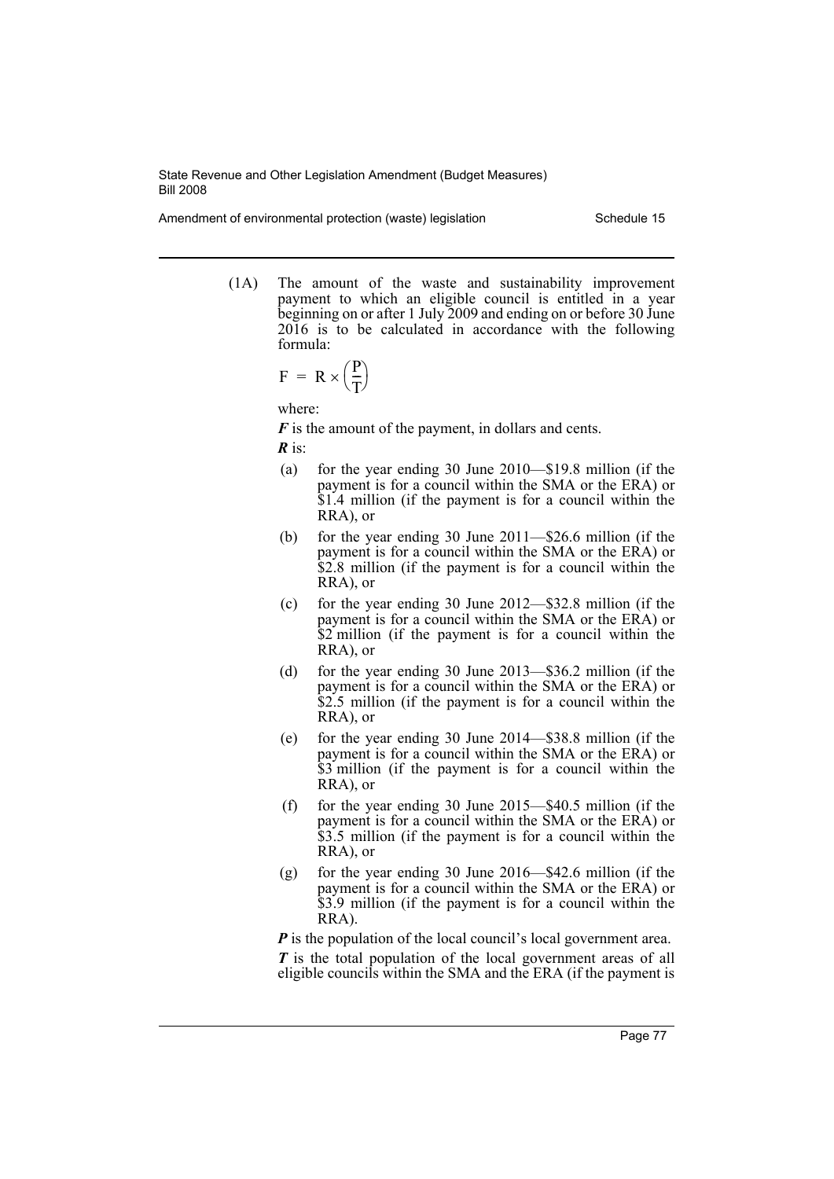(1A) The amount of the waste and sustainability improvement payment to which an eligible council is entitled in a year beginning on or after 1 July 2009 and ending on or before 30 June 2016 is to be calculated in accordance with the following formula:

$$F = R \times \left(\frac{P}{T}\right)$$

where:

***F*** is the amount of the payment, in dollars and cents.

***R*** is:

(a) for the year ending 30 June 2010—$19.8 million (if the payment is for a council within the SMA or the ERA) or $1.4 million (if the payment is for a council within the RRA), or

(b) for the year ending 30 June 2011—$26.6 million (if the payment is for a council within the SMA or the ERA) or $2.8 million (if the payment is for a council within the RRA), or

(c) for the year ending 30 June 2012—$32.8 million (if the payment is for a council within the SMA or the ERA) or $2 million (if the payment is for a council within the RRA), or

(d) for the year ending 30 June 2013—$36.2 million (if the payment is for a council within the SMA or the ERA) or $2.5 million (if the payment is for a council within the RRA), or

(e) for the year ending 30 June 2014—$38.8 million (if the payment is for a council within the SMA or the ERA) or $3 million (if the payment is for a council within the RRA), or

(f) for the year ending 30 June 2015—$40.5 million (if the payment is for a council within the SMA or the ERA) or $3.5 million (if the payment is for a council within the RRA), or

(g) for the year ending 30 June 2016—$42.6 million (if the payment is for a council within the SMA or the ERA) or $3.9 million (if the payment is for a council within the RRA).

***P*** is the population of the local council's local government area.

***T*** is the total population of the local government areas of all eligible councils within the SMA and the ERA (if the payment is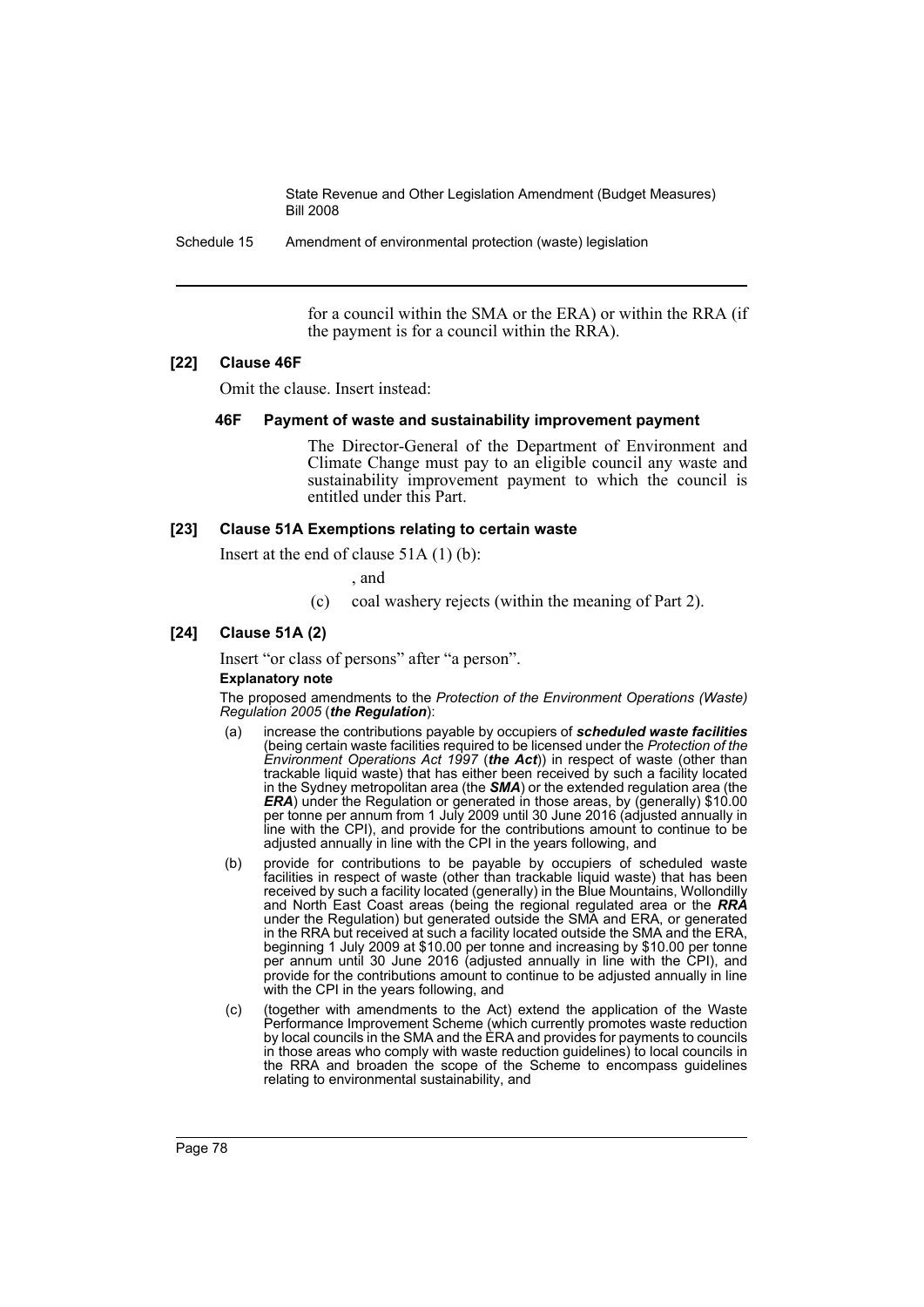for a council within the SMA or the ERA) or within the RRA (if the payment is for a council within the RRA).

**[22] Clause 46F**

Omit the clause. Insert instead:

**46F Payment of waste and sustainability improvement payment**

The Director-General of the Department of Environment and Climate Change must pay to an eligible council any waste and sustainability improvement payment to which the council is entitled under this Part.

**[23] Clause 51A Exemptions relating to certain waste**

Insert at the end of clause 51A (1) (b):

, and

(c) coal washery rejects (within the meaning of Part 2).

**[24] Clause 51A (2)**

Insert "or class of persons" after "a person".

**Explanatory note**

The proposed amendments to the *Protection of the Environment Operations (Waste) Regulation 2005* (***the Regulation***):

(a) increase the contributions payable by occupiers of ***scheduled waste facilities*** (being certain waste facilities required to be licensed under the *Protection of the Environment Operations Act 1997* (***the Act***)) in respect of waste (other than trackable liquid waste) that has either been received by such a facility located in the Sydney metropolitan area (the ***SMA***) or the extended regulation area (the ***ERA***) under the Regulation or generated in those areas, by (generally) $10.00 per tonne per annum from 1 July 2009 until 30 June 2016 (adjusted annually in line with the CPI), and provide for the contributions amount to continue to be adjusted annually in line with the CPI in the years following, and

(b) provide for contributions to be payable by occupiers of scheduled waste facilities in respect of waste (other than trackable liquid waste) that has been received by such a facility located (generally) in the Blue Mountains, Wollondilly and North East Coast areas (being the regional regulated area or the ***RRA*** under the Regulation) but generated outside the SMA and ERA, or generated in the RRA but received at such a facility located outside the SMA and the ERA, beginning 1 July 2009 at $10.00 per tonne and increasing by $10.00 per tonne per annum until 30 June 2016 (adjusted annually in line with the CPI), and provide for the contributions amount to continue to be adjusted annually in line with the CPI in the years following, and

(c) (together with amendments to the Act) extend the application of the Waste Performance Improvement Scheme (which currently promotes waste reduction by local councils in the SMA and the ERA and provides for payments to councils in those areas who comply with waste reduction guidelines) to local councils in the RRA and broaden the scope of the Scheme to encompass guidelines relating to environmental sustainability, and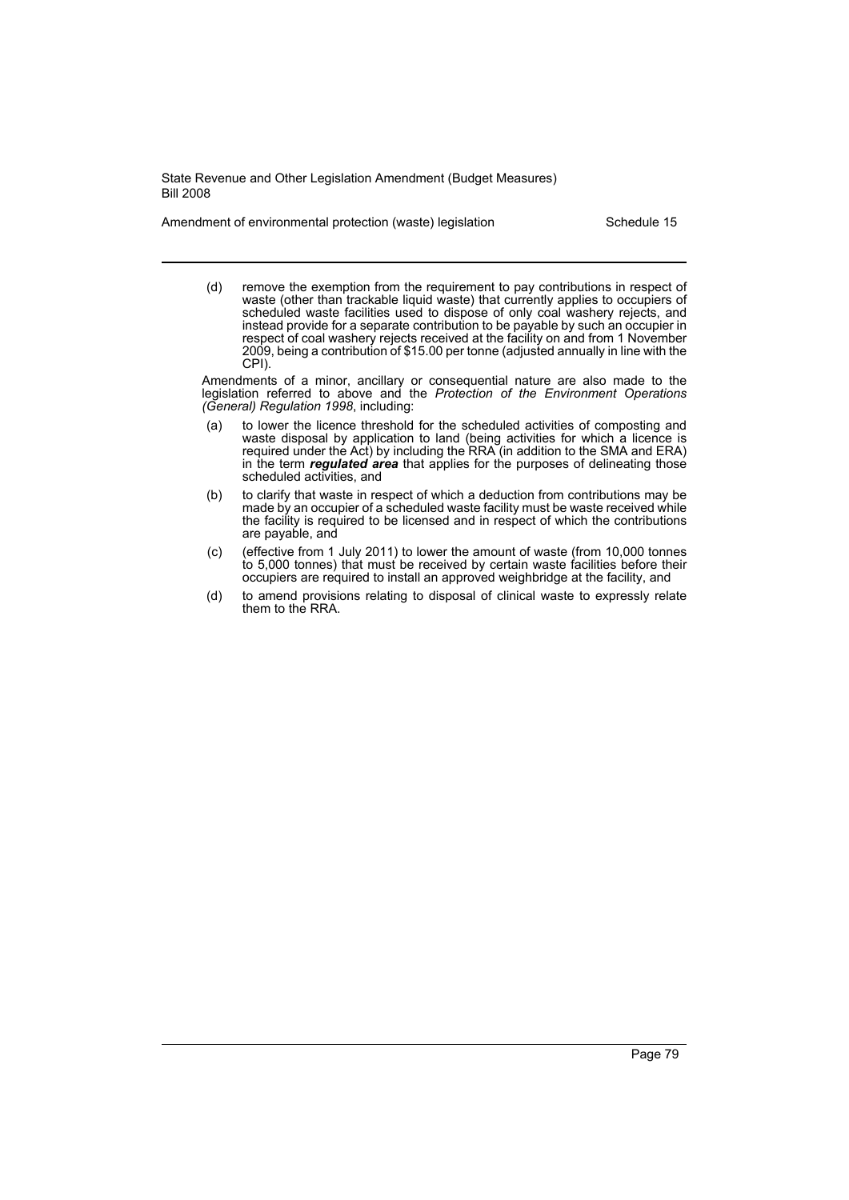(d) remove the exemption from the requirement to pay contributions in respect of waste (other than trackable liquid waste) that currently applies to occupiers of scheduled waste facilities used to dispose of only coal washery rejects, and instead provide for a separate contribution to be payable by such an occupier in respect of coal washery rejects received at the facility on and from 1 November 2009, being a contribution of $15.00 per tonne (adjusted annually in line with the CPI).

Amendments of a minor, ancillary or consequential nature are also made to the legislation referred to above and the *Protection of the Environment Operations (General) Regulation 1998*, including:

(a) to lower the licence threshold for the scheduled activities of composting and waste disposal by application to land (being activities for which a licence is required under the Act) by including the RRA (in addition to the SMA and ERA) in the term ***regulated area*** that applies for the purposes of delineating those scheduled activities, and

(b) to clarify that waste in respect of which a deduction from contributions may be made by an occupier of a scheduled waste facility must be waste received while the facility is required to be licensed and in respect of which the contributions are payable, and

(c) (effective from 1 July 2011) to lower the amount of waste (from 10,000 tonnes to 5,000 tonnes) that must be received by certain waste facilities before their occupiers are required to install an approved weighbridge at the facility, and

(d) to amend provisions relating to disposal of clinical waste to expressly relate them to the RRA.